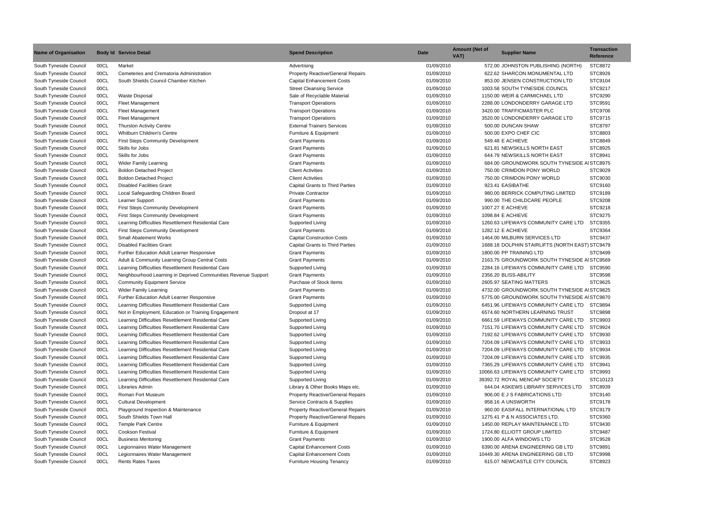| Name of Organisation | Body Id | Service Detail | Spend Description | Date | Amount (Net of VAT) | Supplier Name | Transaction Reference |
|---|---|---|---|---|---|---|---|
| South Tyneside Council | 00CL | Market | Advertising | 01/09/2010 | 572.00 | JOHNSTON PUBLISHING (NORTH) | STC8872 |
| South Tyneside Council | 00CL | Cemeteries and Crematoria Administration | Property Reactive/General Repairs | 01/09/2010 | 622.62 | SHARCON MONUMENTAL LTD | STC8926 |
| South Tyneside Council | 00CL | South Shields Council Chamber Kitchen | Capital Enhancement Costs | 01/09/2010 | 853.00 | JENSEN CONSTRUCTION LTD | STC9104 |
| South Tyneside Council | 00CL | | Street Cleansing Service | 01/09/2010 | 1003.58 | SOUTH TYNESIDE COUNCIL | STC9217 |
| South Tyneside Council | 00CL | Waste Disposal | Sale of Recyclable Material | 01/09/2010 | 1150.00 | WEIR & CARMICHAEL LTD | STC9290 |
| South Tyneside Council | 00CL | Fleet Management | Transport Operations | 01/09/2010 | 2288.00 | LONDONDERRY GARAGE LTD | STC9591 |
| South Tyneside Council | 00CL | Fleet Management | Transport Operations | 01/09/2010 | 3420.00 | TRAFFICMASTER PLC | STC9706 |
| South Tyneside Council | 00CL | Fleet Management | Transport Operations | 01/09/2010 | 3520.00 | LONDONDERRY GARAGE LTD | STC9715 |
| South Tyneside Council | 00CL | Thurston Activity Centre | External Trainers Services | 01/09/2010 | 500.00 | DUNCAN SHAW | STC8797 |
| South Tyneside Council | 00CL | Whitburn Children's Centre | Furniture & Equipment | 01/09/2010 | 500.00 | EXPO CHEF CIC | STC8803 |
| South Tyneside Council | 00CL | First Steps Community Development | Grant Payments | 01/09/2010 | 549.48 | E ACHIEVE | STC8849 |
| South Tyneside Council | 00CL | Skills for Jobs | Grant Payments | 01/09/2010 | 621.81 | NEWSKILLS NORTH EAST | STC8925 |
| South Tyneside Council | 00CL | Skills for Jobs | Grant Payments | 01/09/2010 | 644.79 | NEWSKILLS NORTH EAST | STC8941 |
| South Tyneside Council | 00CL | Wider Family Learning | Grant Payments | 01/09/2010 | 684.00 | GROUNDWORK SOUTH TYNESIDE AI | STC8975 |
| South Tyneside Council | 00CL | Boldon Detached Project | Client Activities | 01/09/2010 | 750.00 | CRIMDON PONY WORLD | STC9029 |
| South Tyneside Council | 00CL | Boldon Detached Project | Client Activities | 01/09/2010 | 750.00 | CRIMDON PONY WORLD | STC9030 |
| South Tyneside Council | 00CL | Disabled Facilities Grant | Capital Grants to Third Parties | 01/09/2010 | 923.41 | EASIBATHE | STC9160 |
| South Tyneside Council | 00CL | Local Safeguarding Children Board | Private Contractor | 01/09/2010 | 980.00 | BERRICK COMPUTING LIMITED | STC9189 |
| South Tyneside Council | 00CL | Learner Support | Grant Payments | 01/09/2010 | 990.00 | THE CHILDCARE PEOPLE | STC9208 |
| South Tyneside Council | 00CL | First Steps Community Development | Grant Payments | 01/09/2010 | 1007.27 | E ACHIEVE | STC9218 |
| South Tyneside Council | 00CL | First Steps Community Development | Grant Payments | 01/09/2010 | 1098.84 | E ACHIEVE | STC9275 |
| South Tyneside Council | 00CL | Learning Difficulties Resettlement Residential Care | Supported Living | 01/09/2010 | 1260.63 | LIFEWAYS COMMUNITY CARE LTD | STC9355 |
| South Tyneside Council | 00CL | First Steps Community Development | Grant Payments | 01/09/2010 | 1282.12 | E ACHIEVE | STC9364 |
| South Tyneside Council | 00CL | Small Abatement Works | Capital Construction Costs | 01/09/2010 | 1464.00 | MILBURN SERVICES LTD | STC9437 |
| South Tyneside Council | 00CL | Disabled Facilities Grant | Capital Grants to Third Parties | 01/09/2010 | 1688.18 | DOLPHIN STAIRLIFTS (NORTH EAST) | STC9479 |
| South Tyneside Council | 00CL | Further Education Adult Learner Responsive | Grant Payments | 01/09/2010 | 1800.00 | PP TRAINING LTD | STC9499 |
| South Tyneside Council | 00CL | Adult & Community Learning Group Central Costs | Grant Payments | 01/09/2010 | 2163.75 | GROUNDWORK SOUTH TYNESIDE AI | STC9569 |
| South Tyneside Council | 00CL | Learning Difficulties Resettlement Residential Care | Supported Living | 01/09/2010 | 2284.16 | LIFEWAYS COMMUNITY CARE LTD | STC9590 |
| South Tyneside Council | 00CL | Neighbourhood Learning in Deprived Communities Revenue Support | Grant Payments | 01/09/2010 | 2356.20 | BLISS-ABILITY | STC9598 |
| South Tyneside Council | 00CL | Community Equipment Service | Purchase of Stock Items | 01/09/2010 | 2605.97 | SEATING MATTERS | STC9625 |
| South Tyneside Council | 00CL | Wider Family Learning | Grant Payments | 01/09/2010 | 4732.00 | GROUNDWORK SOUTH TYNESIDE AI | STC9825 |
| South Tyneside Council | 00CL | Further Education Adult Learner Responsive | Grant Payments | 01/09/2010 | 5775.00 | GROUNDWORK SOUTH TYNESIDE AI | STC9870 |
| South Tyneside Council | 00CL | Learning Difficulties Resettlement Residential Care | Supported Living | 01/09/2010 | 6451.96 | LIFEWAYS COMMUNITY CARE LTD | STC9894 |
| South Tyneside Council | 00CL | Not in Employment, Education or Training Engagement | Dropout at 17 | 01/09/2010 | 6574.60 | NORTHERN LEARNING TRUST | STC9898 |
| South Tyneside Council | 00CL | Learning Difficulties Resettlement Residential Care | Supported Living | 01/09/2010 | 6661.59 | LIFEWAYS COMMUNITY CARE LTD | STC9903 |
| South Tyneside Council | 00CL | Learning Difficulties Resettlement Residential Care | Supported Living | 01/09/2010 | 7151.70 | LIFEWAYS COMMUNITY CARE LTD | STC9924 |
| South Tyneside Council | 00CL | Learning Difficulties Resettlement Residential Care | Supported Living | 01/09/2010 | 7192.62 | LIFEWAYS COMMUNITY CARE LTD | STC9930 |
| South Tyneside Council | 00CL | Learning Difficulties Resettlement Residential Care | Supported Living | 01/09/2010 | 7204.09 | LIFEWAYS COMMUNITY CARE LTD | STC9933 |
| South Tyneside Council | 00CL | Learning Difficulties Resettlement Residential Care | Supported Living | 01/09/2010 | 7204.09 | LIFEWAYS COMMUNITY CARE LTD | STC9934 |
| South Tyneside Council | 00CL | Learning Difficulties Resettlement Residential Care | Supported Living | 01/09/2010 | 7204.09 | LIFEWAYS COMMUNITY CARE LTD | STC9935 |
| South Tyneside Council | 00CL | Learning Difficulties Resettlement Residential Care | Supported Living | 01/09/2010 | 7365.29 | LIFEWAYS COMMUNITY CARE LTD | STC9941 |
| South Tyneside Council | 00CL | Learning Difficulties Resettlement Residential Care | Supported Living | 01/09/2010 | 10066.63 | LIFEWAYS COMMUNITY CARE LTD | STC9993 |
| South Tyneside Council | 00CL | Learning Difficulties Resettlement Residential Care | Supported Living | 01/09/2010 | 39392.72 | ROYAL MENCAP SOCIETY | STC10123 |
| South Tyneside Council | 00CL | Libraries Admin | Library & Other Books Maps etc. | 01/09/2010 | 644.04 | ASKEWS LIBRARY SERVICES LTD | STC8939 |
| South Tyneside Council | 00CL | Roman Fort Museum | Property Reactive/General Repairs | 01/09/2010 | 906.00 | E J S FABRICATIONS LTD | STC9140 |
| South Tyneside Council | 00CL | Cultural Development | Service Contracts & Supplies | 01/09/2010 | 958.16 | A UNSWORTH | STC9178 |
| South Tyneside Council | 00CL | Playground Inspection & Maintenance | Property Reactive/General Repairs | 01/09/2010 | 960.00 | EASIFALL INTERNATIONAL LTD | STC9179 |
| South Tyneside Council | 00CL | South Shields Town Hall | Property Reactive/General Repairs | 01/09/2010 | 1275.41 | P & N ASSOCIATES LTD. | STC9360 |
| South Tyneside Council | 00CL | Temple Park Centre | Furniture & Equipment | 01/09/2010 | 1450.00 | REPLAY MAINTENANCE LTD | STC9430 |
| South Tyneside Council | 00CL | Cookson Festival | Furniture & Equipment | 01/09/2010 | 1724.80 | ELLIOTT GROUP LIMITED | STC9487 |
| South Tyneside Council | 00CL | Business Mentoring | Grant Payments | 01/09/2010 | 1900.00 | ALFA WINDOWS LTD | STC9528 |
| South Tyneside Council | 00CL | Legionnaires Water Management | Capital Enhancement Costs | 01/09/2010 | 6390.00 | ARENA ENGINEERING GB LTD | STC9891 |
| South Tyneside Council | 00CL | Legionnaires Water Management | Capital Enhancement Costs | 01/09/2010 | 10449.30 | ARENA ENGINEERING GB LTD | STC9998 |
| South Tyneside Council | 00CL | Rents Rates Taxes | Furniture Housing Tenancy | 01/09/2010 | 615.07 | NEWCASTLE CITY COUNCIL | STC8923 |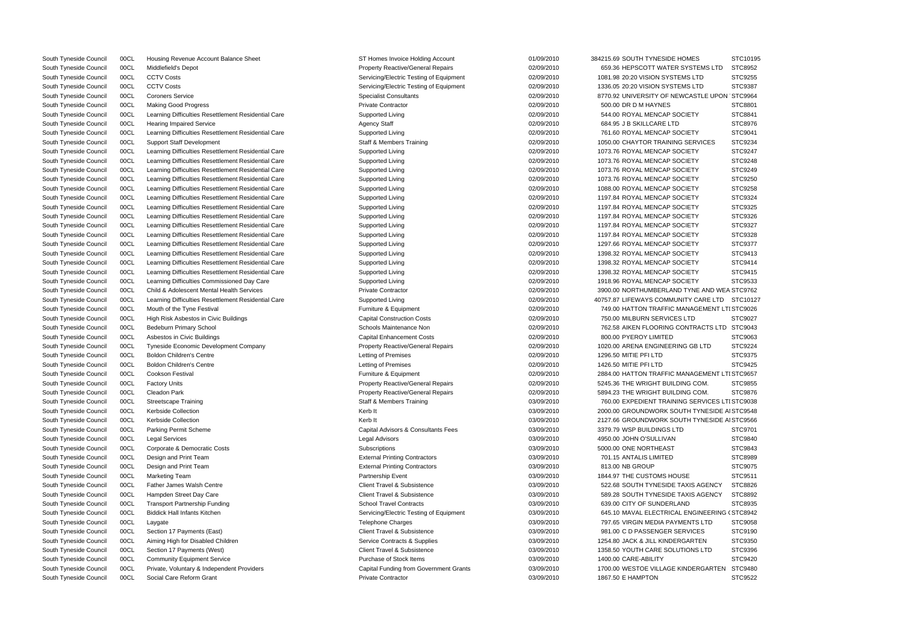| | | | | | | | |
|---|---|---|---|---|---|---|---|
| South Tyneside Council | 00CL | Housing Revenue Account Balance Sheet | ST Homes Invoice Holding Account | 01/09/2010 | 384215.69 | SOUTH TYNESIDE HOMES | STC10195 |
| South Tyneside Council | 00CL | Middlefield's Depot | Property Reactive/General Repairs | 02/09/2010 | 659.36 | HEPSCOTT WATER SYSTEMS LTD | STC8952 |
| South Tyneside Council | 00CL | CCTV Costs | Servicing/Electric Testing of Equipment | 02/09/2010 | 1081.98 | 20:20 VISION SYSTEMS LTD | STC9255 |
| South Tyneside Council | 00CL | CCTV Costs | Servicing/Electric Testing of Equipment | 02/09/2010 | 1336.05 | 20:20 VISION SYSTEMS LTD | STC9387 |
| South Tyneside Council | 00CL | Coroners Service | Specialist Consultants | 02/09/2010 | 8770.92 | UNIVERSITY OF NEWCASTLE UPON | STC9964 |
| South Tyneside Council | 00CL | Making Good Progress | Private Contractor | 02/09/2010 | 500.00 | DR D M HAYNES | STC8801 |
| South Tyneside Council | 00CL | Learning Difficulties Resettlement Residential Care | Supported Living | 02/09/2010 | 544.00 | ROYAL MENCAP SOCIETY | STC8841 |
| South Tyneside Council | 00CL | Hearing Impaired Service | Agency Staff | 02/09/2010 | 684.95 | J B SKILLCARE LTD | STC8976 |
| South Tyneside Council | 00CL | Learning Difficulties Resettlement Residential Care | Supported Living | 02/09/2010 | 761.60 | ROYAL MENCAP SOCIETY | STC9041 |
| South Tyneside Council | 00CL | Support Staff Development | Staff & Members Training | 02/09/2010 | 1050.00 | CHAYTOR TRAINING SERVICES | STC9234 |
| South Tyneside Council | 00CL | Learning Difficulties Resettlement Residential Care | Supported Living | 02/09/2010 | 1073.76 | ROYAL MENCAP SOCIETY | STC9247 |
| South Tyneside Council | 00CL | Learning Difficulties Resettlement Residential Care | Supported Living | 02/09/2010 | 1073.76 | ROYAL MENCAP SOCIETY | STC9248 |
| South Tyneside Council | 00CL | Learning Difficulties Resettlement Residential Care | Supported Living | 02/09/2010 | 1073.76 | ROYAL MENCAP SOCIETY | STC9249 |
| South Tyneside Council | 00CL | Learning Difficulties Resettlement Residential Care | Supported Living | 02/09/2010 | 1073.76 | ROYAL MENCAP SOCIETY | STC9250 |
| South Tyneside Council | 00CL | Learning Difficulties Resettlement Residential Care | Supported Living | 02/09/2010 | 1088.00 | ROYAL MENCAP SOCIETY | STC9258 |
| South Tyneside Council | 00CL | Learning Difficulties Resettlement Residential Care | Supported Living | 02/09/2010 | 1197.84 | ROYAL MENCAP SOCIETY | STC9324 |
| South Tyneside Council | 00CL | Learning Difficulties Resettlement Residential Care | Supported Living | 02/09/2010 | 1197.84 | ROYAL MENCAP SOCIETY | STC9325 |
| South Tyneside Council | 00CL | Learning Difficulties Resettlement Residential Care | Supported Living | 02/09/2010 | 1197.84 | ROYAL MENCAP SOCIETY | STC9326 |
| South Tyneside Council | 00CL | Learning Difficulties Resettlement Residential Care | Supported Living | 02/09/2010 | 1197.84 | ROYAL MENCAP SOCIETY | STC9327 |
| South Tyneside Council | 00CL | Learning Difficulties Resettlement Residential Care | Supported Living | 02/09/2010 | 1197.84 | ROYAL MENCAP SOCIETY | STC9328 |
| South Tyneside Council | 00CL | Learning Difficulties Resettlement Residential Care | Supported Living | 02/09/2010 | 1297.66 | ROYAL MENCAP SOCIETY | STC9377 |
| South Tyneside Council | 00CL | Learning Difficulties Resettlement Residential Care | Supported Living | 02/09/2010 | 1398.32 | ROYAL MENCAP SOCIETY | STC9413 |
| South Tyneside Council | 00CL | Learning Difficulties Resettlement Residential Care | Supported Living | 02/09/2010 | 1398.32 | ROYAL MENCAP SOCIETY | STC9414 |
| South Tyneside Council | 00CL | Learning Difficulties Resettlement Residential Care | Supported Living | 02/09/2010 | 1398.32 | ROYAL MENCAP SOCIETY | STC9415 |
| South Tyneside Council | 00CL | Learning Difficulties Commissioned Day Care | Supported Living | 02/09/2010 | 1918.96 | ROYAL MENCAP SOCIETY | STC9533 |
| South Tyneside Council | 00CL | Child & Adolescent Mental Health Services | Private Contractor | 02/09/2010 | 3900.00 | NORTHUMBERLAND TYNE AND WEA | STC9762 |
| South Tyneside Council | 00CL | Learning Difficulties Resettlement Residential Care | Supported Living | 02/09/2010 | 40757.87 | LIFEWAYS COMMUNITY CARE LTD | STC10127 |
| South Tyneside Council | 00CL | Mouth of the Tyne Festival | Furniture & Equipment | 02/09/2010 | 749.00 | HATTON TRAFFIC MANAGEMENT LTI | STC9026 |
| South Tyneside Council | 00CL | High Risk Asbestos in Civic Buildings | Capital Construction Costs | 02/09/2010 | 750.00 | MILBURN SERVICES LTD | STC9027 |
| South Tyneside Council | 00CL | Bedeburn Primary School | Schools Maintenance Non | 02/09/2010 | 762.58 | AIKEN FLOORING CONTRACTS LTD | STC9043 |
| South Tyneside Council | 00CL | Asbestos in Civic Buildings | Capital Enhancement Costs | 02/09/2010 | 800.00 | PYEROY LIMITED | STC9063 |
| South Tyneside Council | 00CL | Tyneside Economic Development Company | Property Reactive/General Repairs | 02/09/2010 | 1020.00 | ARENA ENGINEERING GB LTD | STC9224 |
| South Tyneside Council | 00CL | Boldon Children's Centre | Letting of Premises | 02/09/2010 | 1296.50 | MITIE PFI LTD | STC9375 |
| South Tyneside Council | 00CL | Boldon Children's Centre | Letting of Premises | 02/09/2010 | 1426.50 | MITIE PFI LTD | STC9425 |
| South Tyneside Council | 00CL | Cookson Festival | Furniture & Equipment | 02/09/2010 | 2884.00 | HATTON TRAFFIC MANAGEMENT LTI | STC9657 |
| South Tyneside Council | 00CL | Factory Units | Property Reactive/General Repairs | 02/09/2010 | 5245.36 | THE WRIGHT BUILDING COM. | STC9855 |
| South Tyneside Council | 00CL | Cleadon Park | Property Reactive/General Repairs | 02/09/2010 | 5894.23 | THE WRIGHT BUILDING COM. | STC9876 |
| South Tyneside Council | 00CL | Streetscape Training | Staff & Members Training | 03/09/2010 | 760.00 | EXPEDIENT TRAINING SERVICES LTI | STC9038 |
| South Tyneside Council | 00CL | Kerbside Collection | Kerb It | 03/09/2010 | 2000.00 | GROUNDWORK SOUTH TYNESIDE AI | STC9548 |
| South Tyneside Council | 00CL | Kerbside Collection | Kerb It | 03/09/2010 | 2127.66 | GROUNDWORK SOUTH TYNESIDE AI | STC9566 |
| South Tyneside Council | 00CL | Parking Permit Scheme | Capital Advisors & Consultants Fees | 03/09/2010 | 3379.79 | WSP BUILDINGS LTD | STC9701 |
| South Tyneside Council | 00CL | Legal Services | Legal Advisors | 03/09/2010 | 4950.00 | JOHN O'SULLIVAN | STC9840 |
| South Tyneside Council | 00CL | Corporate & Democratic Costs | Subscriptions | 03/09/2010 | 5000.00 | ONE NORTHEAST | STC9843 |
| South Tyneside Council | 00CL | Design and Print Team | External Printing Contractors | 03/09/2010 | 701.15 | ANTALIS LIMITED | STC8989 |
| South Tyneside Council | 00CL | Design and Print Team | External Printing Contractors | 03/09/2010 | 813.00 | NB GROUP | STC9075 |
| South Tyneside Council | 00CL | Marketing Team | Partnership Event | 03/09/2010 | 1844.97 | THE CUSTOMS HOUSE | STC9511 |
| South Tyneside Council | 00CL | Father James Walsh Centre | Client Travel & Subsistence | 03/09/2010 | 522.68 | SOUTH TYNESIDE TAXIS AGENCY | STC8826 |
| South Tyneside Council | 00CL | Hampden Street Day Care | Client Travel & Subsistence | 03/09/2010 | 589.28 | SOUTH TYNESIDE TAXIS AGENCY | STC8892 |
| South Tyneside Council | 00CL | Transport Partnership Funding | School Travel Contracts | 03/09/2010 | 639.00 | CITY OF SUNDERLAND | STC8935 |
| South Tyneside Council | 00CL | Biddick Hall Infants Kitchen | Servicing/Electric Testing of Equipment | 03/09/2010 | 645.10 | MAVAL ELECTRICAL ENGINEERING ( | STC8942 |
| South Tyneside Council | 00CL | Laygate | Telephone Charges | 03/09/2010 | 797.65 | VIRGIN MEDIA PAYMENTS LTD | STC9058 |
| South Tyneside Council | 00CL | Section 17 Payments (East) | Client Travel & Subsistence | 03/09/2010 | 981.00 | C D PASSENGER SERVICES | STC9190 |
| South Tyneside Council | 00CL | Aiming High for Disabled Children | Service Contracts & Supplies | 03/09/2010 | 1254.80 | JACK & JILL KINDERGARTEN | STC9350 |
| South Tyneside Council | 00CL | Section 17 Payments (West) | Client Travel & Subsistence | 03/09/2010 | 1358.50 | YOUTH CARE SOLUTIONS LTD | STC9396 |
| South Tyneside Council | 00CL | Community Equipment Service | Purchase of Stock Items | 03/09/2010 | 1400.00 | CARE-ABILITY | STC9420 |
| South Tyneside Council | 00CL | Private, Voluntary & Independent Providers | Capital Funding from Government Grants | 03/09/2010 | 1700.00 | WESTOE VILLAGE KINDERGARTEN | STC9480 |
| South Tyneside Council | 00CL | Social Care Reform Grant | Private Contractor | 03/09/2010 | 1867.50 | E HAMPTON | STC9522 |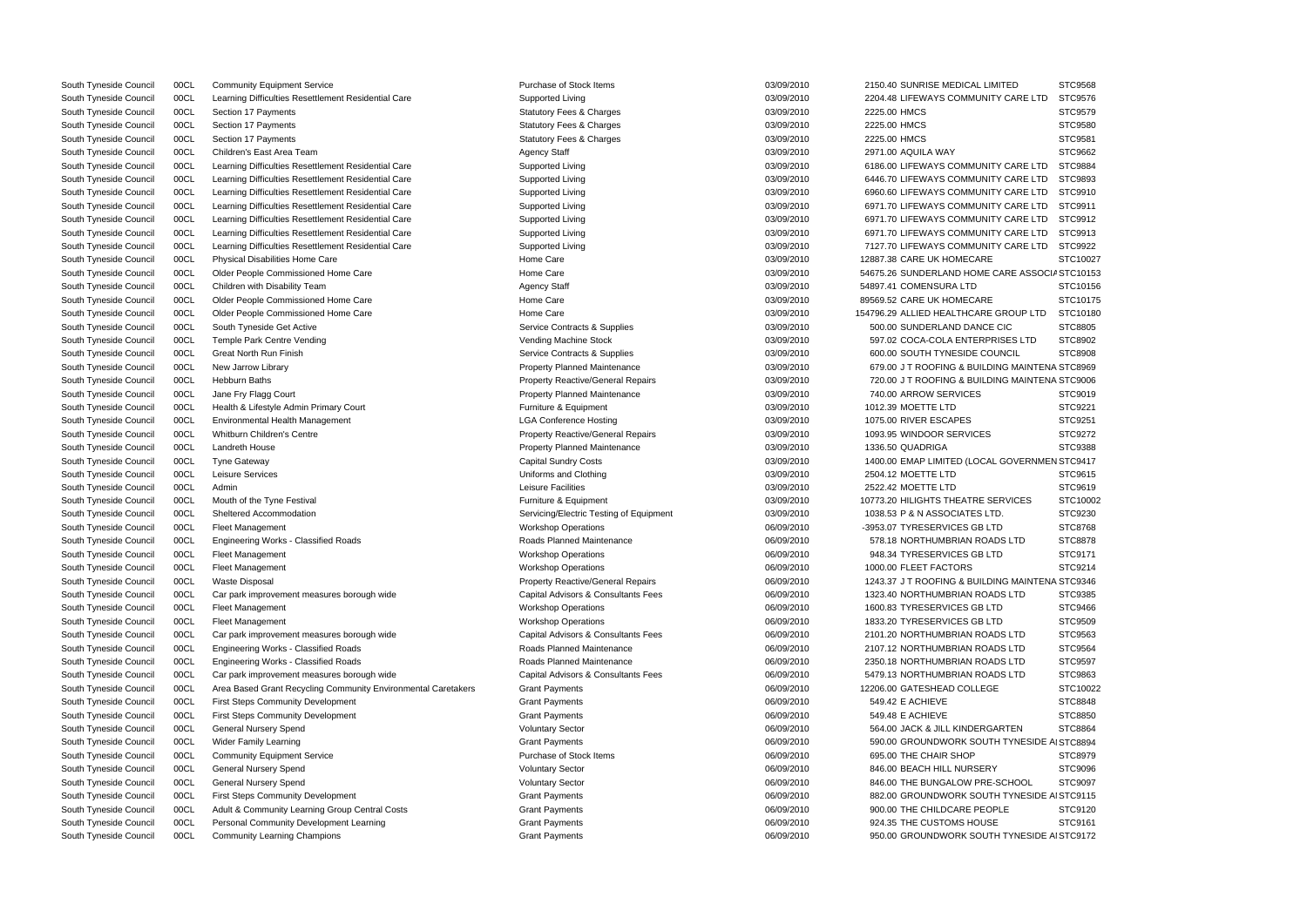| | | | | | | | |
|---|---|---|---|---|---|---|---|
| South Tyneside Council | 00CL | Community Equipment Service | Purchase of Stock Items | 03/09/2010 | 2150.40 | SUNRISE MEDICAL LIMITED | STC9568 |
| South Tyneside Council | 00CL | Learning Difficulties Resettlement Residential Care | Supported Living | 03/09/2010 | 2204.48 | LIFEWAYS COMMUNITY CARE LTD | STC9576 |
| South Tyneside Council | 00CL | Section 17 Payments | Statutory Fees & Charges | 03/09/2010 | 2225.00 | HMCS | STC9579 |
| South Tyneside Council | 00CL | Section 17 Payments | Statutory Fees & Charges | 03/09/2010 | 2225.00 | HMCS | STC9580 |
| South Tyneside Council | 00CL | Section 17 Payments | Statutory Fees & Charges | 03/09/2010 | 2225.00 | HMCS | STC9581 |
| South Tyneside Council | 00CL | Children's East Area Team | Agency Staff | 03/09/2010 | 2971.00 | AQUILA WAY | STC9662 |
| South Tyneside Council | 00CL | Learning Difficulties Resettlement Residential Care | Supported Living | 03/09/2010 | 6186.00 | LIFEWAYS COMMUNITY CARE LTD | STC9884 |
| South Tyneside Council | 00CL | Learning Difficulties Resettlement Residential Care | Supported Living | 03/09/2010 | 6446.70 | LIFEWAYS COMMUNITY CARE LTD | STC9893 |
| South Tyneside Council | 00CL | Learning Difficulties Resettlement Residential Care | Supported Living | 03/09/2010 | 6960.60 | LIFEWAYS COMMUNITY CARE LTD | STC9910 |
| South Tyneside Council | 00CL | Learning Difficulties Resettlement Residential Care | Supported Living | 03/09/2010 | 6971.70 | LIFEWAYS COMMUNITY CARE LTD | STC9911 |
| South Tyneside Council | 00CL | Learning Difficulties Resettlement Residential Care | Supported Living | 03/09/2010 | 6971.70 | LIFEWAYS COMMUNITY CARE LTD | STC9912 |
| South Tyneside Council | 00CL | Learning Difficulties Resettlement Residential Care | Supported Living | 03/09/2010 | 6971.70 | LIFEWAYS COMMUNITY CARE LTD | STC9913 |
| South Tyneside Council | 00CL | Learning Difficulties Resettlement Residential Care | Supported Living | 03/09/2010 | 7127.70 | LIFEWAYS COMMUNITY CARE LTD | STC9922 |
| South Tyneside Council | 00CL | Physical Disabilities Home Care | Home Care | 03/09/2010 | 12887.38 | CARE UK HOMECARE | STC10027 |
| South Tyneside Council | 00CL | Older People Commissioned Home Care | Home Care | 03/09/2010 | 54675.26 | SUNDERLAND HOME CARE ASSOCIA | STC10153 |
| South Tyneside Council | 00CL | Children with Disability Team | Agency Staff | 03/09/2010 | 54897.41 | COMENSURA LTD | STC10156 |
| South Tyneside Council | 00CL | Older People Commissioned Home Care | Home Care | 03/09/2010 | 89569.52 | CARE UK HOMECARE | STC10175 |
| South Tyneside Council | 00CL | Older People Commissioned Home Care | Home Care | 03/09/2010 | 154796.29 | ALLIED HEALTHCARE GROUP LTD | STC10180 |
| South Tyneside Council | 00CL | South Tyneside Get Active | Service Contracts & Supplies | 03/09/2010 | 500.00 | SUNDERLAND DANCE CIC | STC8805 |
| South Tyneside Council | 00CL | Temple Park Centre Vending | Vending Machine Stock | 03/09/2010 | 597.02 | COCA-COLA ENTERPRISES LTD | STC8902 |
| South Tyneside Council | 00CL | Great North Run Finish | Service Contracts & Supplies | 03/09/2010 | 600.00 | SOUTH TYNESIDE COUNCIL | STC8908 |
| South Tyneside Council | 00CL | New Jarrow Library | Property Planned Maintenance | 03/09/2010 | 679.00 | J T ROOFING & BUILDING MAINTENA | STC8969 |
| South Tyneside Council | 00CL | Hebburn Baths | Property Reactive/General Repairs | 03/09/2010 | 720.00 | J T ROOFING & BUILDING MAINTENA | STC9006 |
| South Tyneside Council | 00CL | Jane Fry Flagg Court | Property Planned Maintenance | 03/09/2010 | 740.00 | ARROW SERVICES | STC9019 |
| South Tyneside Council | 00CL | Health & Lifestyle Admin Primary Court | Furniture & Equipment | 03/09/2010 | 1012.39 | MOETTE LTD | STC9221 |
| South Tyneside Council | 00CL | Environmental Health Management | LGA Conference Hosting | 03/09/2010 | 1075.00 | RIVER ESCAPES | STC9251 |
| South Tyneside Council | 00CL | Whitburn Children's Centre | Property Reactive/General Repairs | 03/09/2010 | 1093.95 | WINDOOR SERVICES | STC9272 |
| South Tyneside Council | 00CL | Landreth House | Property Planned Maintenance | 03/09/2010 | 1336.50 | QUADRIGA | STC9388 |
| South Tyneside Council | 00CL | Tyne Gateway | Capital Sundry Costs | 03/09/2010 | 1400.00 | EMAP LIMITED (LOCAL GOVERNMEN | STC9417 |
| South Tyneside Council | 00CL | Leisure Services | Uniforms and Clothing | 03/09/2010 | 2504.12 | MOETTE LTD | STC9615 |
| South Tyneside Council | 00CL | Admin | Leisure Facilities | 03/09/2010 | 2522.42 | MOETTE LTD | STC9619 |
| South Tyneside Council | 00CL | Mouth of the Tyne Festival | Furniture & Equipment | 03/09/2010 | 10773.20 | HILIGHTS THEATRE SERVICES | STC10002 |
| South Tyneside Council | 00CL | Sheltered Accommodation | Servicing/Electric Testing of Equipment | 03/09/2010 | 1038.53 | P & N ASSOCIATES LTD. | STC9230 |
| South Tyneside Council | 00CL | Fleet Management | Workshop Operations | 06/09/2010 | -3953.07 | TYRESERVICES GB LTD | STC8768 |
| South Tyneside Council | 00CL | Engineering Works - Classified Roads | Roads Planned Maintenance | 06/09/2010 | 578.18 | NORTHUMBRIAN ROADS LTD | STC8878 |
| South Tyneside Council | 00CL | Fleet Management | Workshop Operations | 06/09/2010 | 948.34 | TYRESERVICES GB LTD | STC9171 |
| South Tyneside Council | 00CL | Fleet Management | Workshop Operations | 06/09/2010 | 1000.00 | FLEET FACTORS | STC9214 |
| South Tyneside Council | 00CL | Waste Disposal | Property Reactive/General Repairs | 06/09/2010 | 1243.37 | J T ROOFING & BUILDING MAINTENA | STC9346 |
| South Tyneside Council | 00CL | Car park improvement measures borough wide | Capital Advisors & Consultants Fees | 06/09/2010 | 1323.40 | NORTHUMBRIAN ROADS LTD | STC9385 |
| South Tyneside Council | 00CL | Fleet Management | Workshop Operations | 06/09/2010 | 1600.83 | TYRESERVICES GB LTD | STC9466 |
| South Tyneside Council | 00CL | Fleet Management | Workshop Operations | 06/09/2010 | 1833.20 | TYRESERVICES GB LTD | STC9509 |
| South Tyneside Council | 00CL | Car park improvement measures borough wide | Capital Advisors & Consultants Fees | 06/09/2010 | 2101.20 | NORTHUMBRIAN ROADS LTD | STC9563 |
| South Tyneside Council | 00CL | Engineering Works - Classified Roads | Roads Planned Maintenance | 06/09/2010 | 2107.12 | NORTHUMBRIAN ROADS LTD | STC9564 |
| South Tyneside Council | 00CL | Engineering Works - Classified Roads | Roads Planned Maintenance | 06/09/2010 | 2350.18 | NORTHUMBRIAN ROADS LTD | STC9597 |
| South Tyneside Council | 00CL | Car park improvement measures borough wide | Capital Advisors & Consultants Fees | 06/09/2010 | 5479.13 | NORTHUMBRIAN ROADS LTD | STC9863 |
| South Tyneside Council | 00CL | Area Based Grant Recycling Community Environmental Caretakers | Grant Payments | 06/09/2010 | 12206.00 | GATESHEAD COLLEGE | STC10022 |
| South Tyneside Council | 00CL | First Steps Community Development | Grant Payments | 06/09/2010 | 549.42 | E ACHIEVE | STC8848 |
| South Tyneside Council | 00CL | First Steps Community Development | Grant Payments | 06/09/2010 | 549.48 | E ACHIEVE | STC8850 |
| South Tyneside Council | 00CL | General Nursery Spend | Voluntary Sector | 06/09/2010 | 564.00 | JACK & JILL KINDERGARTEN | STC8864 |
| South Tyneside Council | 00CL | Wider Family Learning | Grant Payments | 06/09/2010 | 590.00 | GROUNDWORK SOUTH TYNESIDE AI | STC8894 |
| South Tyneside Council | 00CL | Community Equipment Service | Purchase of Stock Items | 06/09/2010 | 695.00 | THE CHAIR SHOP | STC8979 |
| South Tyneside Council | 00CL | General Nursery Spend | Voluntary Sector | 06/09/2010 | 846.00 | BEACH HILL NURSERY | STC9096 |
| South Tyneside Council | 00CL | General Nursery Spend | Voluntary Sector | 06/09/2010 | 846.00 | THE BUNGALOW PRE-SCHOOL | STC9097 |
| South Tyneside Council | 00CL | First Steps Community Development | Grant Payments | 06/09/2010 | 882.00 | GROUNDWORK SOUTH TYNESIDE AI | STC9115 |
| South Tyneside Council | 00CL | Adult & Community Learning Group Central Costs | Grant Payments | 06/09/2010 | 900.00 | THE CHILDCARE PEOPLE | STC9120 |
| South Tyneside Council | 00CL | Personal Community Development Learning | Grant Payments | 06/09/2010 | 924.35 | THE CUSTOMS HOUSE | STC9161 |
| South Tyneside Council | 00CL | Community Learning Champions | Grant Payments | 06/09/2010 | 950.00 | GROUNDWORK SOUTH TYNESIDE AI | STC9172 |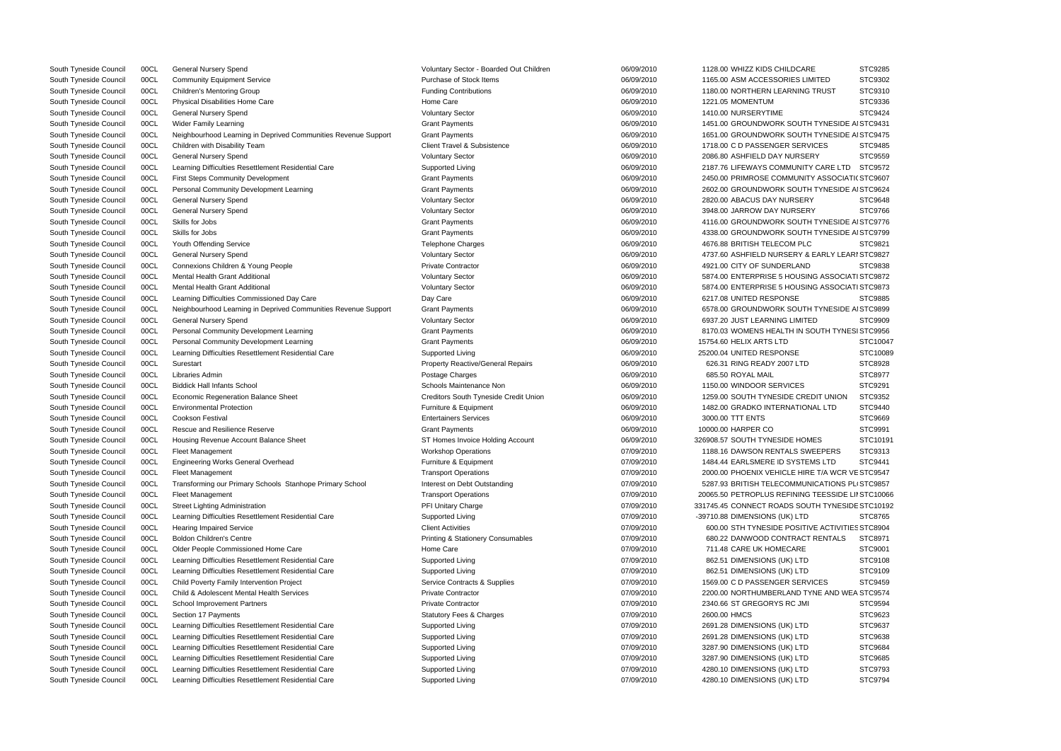| | | | | | | | |
|---|---|---|---|---|---|---|---|
| South Tyneside Council | 00CL | General Nursery Spend | Voluntary Sector - Boarded Out Children | 06/09/2010 | 1128.00 | WHIZZ KIDS CHILDCARE | STC9285 |
| South Tyneside Council | 00CL | Community Equipment Service | Purchase of Stock Items | 06/09/2010 | 1165.00 | ASM ACCESSORIES LIMITED | STC9302 |
| South Tyneside Council | 00CL | Children's Mentoring Group | Funding Contributions | 06/09/2010 | 1180.00 | NORTHERN LEARNING TRUST | STC9310 |
| South Tyneside Council | 00CL | Physical Disabilities Home Care | Home Care | 06/09/2010 | 1221.05 | MOMENTUM | STC9336 |
| South Tyneside Council | 00CL | General Nursery Spend | Voluntary Sector | 06/09/2010 | 1410.00 | NURSERYTIME | STC9424 |
| South Tyneside Council | 00CL | Wider Family Learning | Grant Payments | 06/09/2010 | 1451.00 | GROUNDWORK SOUTH TYNESIDE AI | STC9431 |
| South Tyneside Council | 00CL | Neighbourhood Learning in Deprived Communities Revenue Support | Grant Payments | 06/09/2010 | 1651.00 | GROUNDWORK SOUTH TYNESIDE AI | STC9475 |
| South Tyneside Council | 00CL | Children with Disability Team | Client Travel & Subsistence | 06/09/2010 | 1718.00 | C D PASSENGER SERVICES | STC9485 |
| South Tyneside Council | 00CL | General Nursery Spend | Voluntary Sector | 06/09/2010 | 2086.80 | ASHFIELD DAY NURSERY | STC9559 |
| South Tyneside Council | 00CL | Learning Difficulties Resettlement Residential Care | Supported Living | 06/09/2010 | 2187.76 | LIFEWAYS COMMUNITY CARE LTD | STC9572 |
| South Tyneside Council | 00CL | First Steps Community Development | Grant Payments | 06/09/2010 | 2450.00 | PRIMROSE COMMUNITY ASSOCIATI( | STC9607 |
| South Tyneside Council | 00CL | Personal Community Development Learning | Grant Payments | 06/09/2010 | 2602.00 | GROUNDWORK SOUTH TYNESIDE AI | STC9624 |
| South Tyneside Council | 00CL | General Nursery Spend | Voluntary Sector | 06/09/2010 | 2820.00 | ABACUS DAY NURSERY | STC9648 |
| South Tyneside Council | 00CL | General Nursery Spend | Voluntary Sector | 06/09/2010 | 3948.00 | JARROW DAY NURSERY | STC9766 |
| South Tyneside Council | 00CL | Skills for Jobs | Grant Payments | 06/09/2010 | 4116.00 | GROUNDWORK SOUTH TYNESIDE AI | STC9776 |
| South Tyneside Council | 00CL | Skills for Jobs | Grant Payments | 06/09/2010 | 4338.00 | GROUNDWORK SOUTH TYNESIDE AI | STC9799 |
| South Tyneside Council | 00CL | Youth Offending Service | Telephone Charges | 06/09/2010 | 4676.88 | BRITISH TELECOM PLC | STC9821 |
| South Tyneside Council | 00CL | General Nursery Spend | Voluntary Sector | 06/09/2010 | 4737.60 | ASHFIELD NURSERY & EARLY LEARI | STC9827 |
| South Tyneside Council | 00CL | Connexions Children & Young People | Private Contractor | 06/09/2010 | 4921.00 | CITY OF SUNDERLAND | STC9838 |
| South Tyneside Council | 00CL | Mental Health Grant Additional | Voluntary Sector | 06/09/2010 | 5874.00 | ENTERPRISE 5 HOUSING ASSOCIATI | STC9872 |
| South Tyneside Council | 00CL | Mental Health Grant Additional | Voluntary Sector | 06/09/2010 | 5874.00 | ENTERPRISE 5 HOUSING ASSOCIATI | STC9873 |
| South Tyneside Council | 00CL | Learning Difficulties Commissioned Day Care | Day Care | 06/09/2010 | 6217.08 | UNITED RESPONSE | STC9885 |
| South Tyneside Council | 00CL | Neighbourhood Learning in Deprived Communities Revenue Support | Grant Payments | 06/09/2010 | 6578.00 | GROUNDWORK SOUTH TYNESIDE AI | STC9899 |
| South Tyneside Council | 00CL | General Nursery Spend | Voluntary Sector | 06/09/2010 | 6937.20 | JUST LEARNING LIMITED | STC9909 |
| South Tyneside Council | 00CL | Personal Community Development Learning | Grant Payments | 06/09/2010 | 8170.03 | WOMENS HEALTH IN SOUTH TYNESI | STC9956 |
| South Tyneside Council | 00CL | Personal Community Development Learning | Grant Payments | 06/09/2010 | 15754.60 | HELIX ARTS LTD | STC10047 |
| South Tyneside Council | 00CL | Learning Difficulties Resettlement Residential Care | Supported Living | 06/09/2010 | 25200.04 | UNITED RESPONSE | STC10089 |
| South Tyneside Council | 00CL | Surestart | Property Reactive/General Repairs | 06/09/2010 | 626.31 | RING READY 2007 LTD | STC8928 |
| South Tyneside Council | 00CL | Libraries Admin | Postage Charges | 06/09/2010 | 685.50 | ROYAL MAIL | STC8977 |
| South Tyneside Council | 00CL | Biddick Hall Infants School | Schools Maintenance Non | 06/09/2010 | 1150.00 | WINDOOR SERVICES | STC9291 |
| South Tyneside Council | 00CL | Economic Regeneration Balance Sheet | Creditors South Tyneside Credit Union | 06/09/2010 | 1259.00 | SOUTH TYNESIDE CREDIT UNION | STC9352 |
| South Tyneside Council | 00CL | Environmental Protection | Furniture & Equipment | 06/09/2010 | 1482.00 | GRADKO INTERNATIONAL LTD | STC9440 |
| South Tyneside Council | 00CL | Cookson Festival | Entertainers Services | 06/09/2010 | 3000.00 | TTT ENTS | STC9669 |
| South Tyneside Council | 00CL | Rescue and Resilience Reserve | Grant Payments | 06/09/2010 | 10000.00 | HARPER CO | STC9991 |
| South Tyneside Council | 00CL | Housing Revenue Account Balance Sheet | ST Homes Invoice Holding Account | 06/09/2010 | 326908.57 | SOUTH TYNESIDE HOMES | STC10191 |
| South Tyneside Council | 00CL | Fleet Management | Workshop Operations | 07/09/2010 | 1188.16 | DAWSON RENTALS SWEEPERS | STC9313 |
| South Tyneside Council | 00CL | Engineering Works General Overhead | Furniture & Equipment | 07/09/2010 | 1484.44 | EARLSMERE ID SYSTEMS LTD | STC9441 |
| South Tyneside Council | 00CL | Fleet Management | Transport Operations | 07/09/2010 | 2000.00 | PHOENIX VEHICLE HIRE T/A WCR VE | STC9547 |
| South Tyneside Council | 00CL | Transforming our Primary Schools Stanhope Primary School | Interest on Debt Outstanding | 07/09/2010 | 5287.93 | BRITISH TELECOMMUNICATIONS PL( | STC9857 |
| South Tyneside Council | 00CL | Fleet Management | Transport Operations | 07/09/2010 | 20065.50 | PETROPLUS REFINING TEESSIDE LII | STC10066 |
| South Tyneside Council | 00CL | Street Lighting Administration | PFI Unitary Charge | 07/09/2010 | 331745.45 | CONNECT ROADS SOUTH TYNESIDE | STC10192 |
| South Tyneside Council | 00CL | Learning Difficulties Resettlement Residential Care | Supported Living | 07/09/2010 | -39710.88 | DIMENSIONS (UK) LTD | STC8765 |
| South Tyneside Council | 00CL | Hearing Impaired Service | Client Activities | 07/09/2010 | 600.00 | STH TYNESIDE POSITIVE ACTIVITIES | STC8904 |
| South Tyneside Council | 00CL | Boldon Children's Centre | Printing & Stationery Consumables | 07/09/2010 | 680.22 | DANWOOD CONTRACT RENTALS | STC8971 |
| South Tyneside Council | 00CL | Older People Commissioned Home Care | Home Care | 07/09/2010 | 711.48 | CARE UK HOMECARE | STC9001 |
| South Tyneside Council | 00CL | Learning Difficulties Resettlement Residential Care | Supported Living | 07/09/2010 | 862.51 | DIMENSIONS (UK) LTD | STC9108 |
| South Tyneside Council | 00CL | Learning Difficulties Resettlement Residential Care | Supported Living | 07/09/2010 | 862.51 | DIMENSIONS (UK) LTD | STC9109 |
| South Tyneside Council | 00CL | Child Poverty Family Intervention Project | Service Contracts & Supplies | 07/09/2010 | 1569.00 | C D PASSENGER SERVICES | STC9459 |
| South Tyneside Council | 00CL | Child & Adolescent Mental Health Services | Private Contractor | 07/09/2010 | 2200.00 | NORTHUMBERLAND TYNE AND WEA | STC9574 |
| South Tyneside Council | 00CL | School Improvement Partners | Private Contractor | 07/09/2010 | 2340.66 | ST GREGORYS RC JMI | STC9594 |
| South Tyneside Council | 00CL | Section 17 Payments | Statutory Fees & Charges | 07/09/2010 | 2600.00 | HMCS | STC9623 |
| South Tyneside Council | 00CL | Learning Difficulties Resettlement Residential Care | Supported Living | 07/09/2010 | 2691.28 | DIMENSIONS (UK) LTD | STC9637 |
| South Tyneside Council | 00CL | Learning Difficulties Resettlement Residential Care | Supported Living | 07/09/2010 | 2691.28 | DIMENSIONS (UK) LTD | STC9638 |
| South Tyneside Council | 00CL | Learning Difficulties Resettlement Residential Care | Supported Living | 07/09/2010 | 3287.90 | DIMENSIONS (UK) LTD | STC9684 |
| South Tyneside Council | 00CL | Learning Difficulties Resettlement Residential Care | Supported Living | 07/09/2010 | 3287.90 | DIMENSIONS (UK) LTD | STC9685 |
| South Tyneside Council | 00CL | Learning Difficulties Resettlement Residential Care | Supported Living | 07/09/2010 | 4280.10 | DIMENSIONS (UK) LTD | STC9793 |
| South Tyneside Council | 00CL | Learning Difficulties Resettlement Residential Care | Supported Living | 07/09/2010 | 4280.10 | DIMENSIONS (UK) LTD | STC9794 |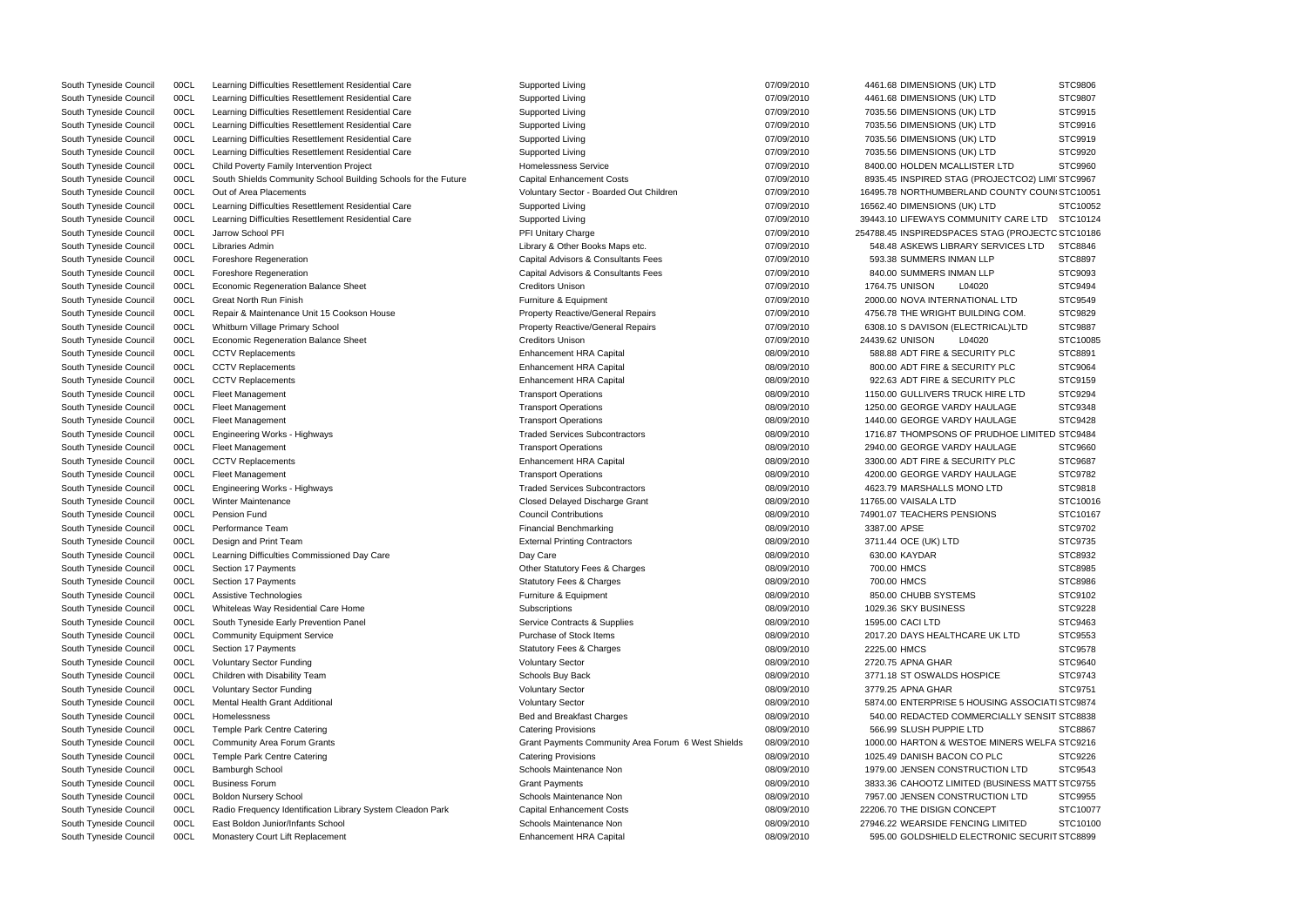| | | | | | | |
|---|---|---|---|---|---|---|
| South Tyneside Council | 00CL | Learning Difficulties Resettlement Residential Care | Supported Living | 07/09/2010 | 4461.68 DIMENSIONS (UK) LTD | STC9806 |
| South Tyneside Council | 00CL | Learning Difficulties Resettlement Residential Care | Supported Living | 07/09/2010 | 4461.68 DIMENSIONS (UK) LTD | STC9807 |
| South Tyneside Council | 00CL | Learning Difficulties Resettlement Residential Care | Supported Living | 07/09/2010 | 7035.56 DIMENSIONS (UK) LTD | STC9915 |
| South Tyneside Council | 00CL | Learning Difficulties Resettlement Residential Care | Supported Living | 07/09/2010 | 7035.56 DIMENSIONS (UK) LTD | STC9916 |
| South Tyneside Council | 00CL | Learning Difficulties Resettlement Residential Care | Supported Living | 07/09/2010 | 7035.56 DIMENSIONS (UK) LTD | STC9919 |
| South Tyneside Council | 00CL | Learning Difficulties Resettlement Residential Care | Supported Living | 07/09/2010 | 7035.56 DIMENSIONS (UK) LTD | STC9920 |
| South Tyneside Council | 00CL | Child Poverty Family Intervention Project | Homelessness Service | 07/09/2010 | 8400.00 HOLDEN MCALLISTER LTD | STC9960 |
| South Tyneside Council | 00CL | South Shields Community School Building Schools for the Future | Capital Enhancement Costs | 07/09/2010 | 8935.45 INSPIRED STAG (PROJECTCO2) LIMI | STC9967 |
| South Tyneside Council | 00CL | Out of Area Placements | Voluntary Sector - Boarded Out Children | 07/09/2010 | 16495.78 NORTHUMBERLAND COUNTY COUN | STC10051 |
| South Tyneside Council | 00CL | Learning Difficulties Resettlement Residential Care | Supported Living | 07/09/2010 | 16562.40 DIMENSIONS (UK) LTD | STC10052 |
| South Tyneside Council | 00CL | Learning Difficulties Resettlement Residential Care | Supported Living | 07/09/2010 | 39443.10 LIFEWAYS COMMUNITY CARE LTD | STC10124 |
| South Tyneside Council | 00CL | Jarrow School PFI | PFI Unitary Charge | 07/09/2010 | 254788.45 INSPIREDSPACES STAG (PROJECTC | STC10186 |
| South Tyneside Council | 00CL | Libraries Admin | Library & Other Books Maps etc. | 07/09/2010 | 548.48 ASKEWS LIBRARY SERVICES LTD | STC8846 |
| South Tyneside Council | 00CL | Foreshore Regeneration | Capital Advisors & Consultants Fees | 07/09/2010 | 593.38 SUMMERS INMAN LLP | STC8897 |
| South Tyneside Council | 00CL | Foreshore Regeneration | Capital Advisors & Consultants Fees | 07/09/2010 | 840.00 SUMMERS INMAN LLP | STC9093 |
| South Tyneside Council | 00CL | Economic Regeneration Balance Sheet | Creditors Unison | 07/09/2010 | 1764.75 UNISON L04020 | STC9494 |
| South Tyneside Council | 00CL | Great North Run Finish | Furniture & Equipment | 07/09/2010 | 2000.00 NOVA INTERNATIONAL LTD | STC9549 |
| South Tyneside Council | 00CL | Repair & Maintenance Unit 15 Cookson House | Property Reactive/General Repairs | 07/09/2010 | 4756.78 THE WRIGHT BUILDING COM. | STC9829 |
| South Tyneside Council | 00CL | Whitburn Village Primary School | Property Reactive/General Repairs | 07/09/2010 | 6308.10 S DAVISON (ELECTRICAL)LTD | STC9887 |
| South Tyneside Council | 00CL | Economic Regeneration Balance Sheet | Creditors Unison | 07/09/2010 | 24439.62 UNISON L04020 | STC10085 |
| South Tyneside Council | 00CL | CCTV Replacements | Enhancement HRA Capital | 08/09/2010 | 588.88 ADT FIRE & SECURITY PLC | STC8891 |
| South Tyneside Council | 00CL | CCTV Replacements | Enhancement HRA Capital | 08/09/2010 | 800.00 ADT FIRE & SECURITY PLC | STC9064 |
| South Tyneside Council | 00CL | CCTV Replacements | Enhancement HRA Capital | 08/09/2010 | 922.63 ADT FIRE & SECURITY PLC | STC9159 |
| South Tyneside Council | 00CL | Fleet Management | Transport Operations | 08/09/2010 | 1150.00 GULLIVERS TRUCK HIRE LTD | STC9294 |
| South Tyneside Council | 00CL | Fleet Management | Transport Operations | 08/09/2010 | 1250.00 GEORGE VARDY HAULAGE | STC9348 |
| South Tyneside Council | 00CL | Fleet Management | Transport Operations | 08/09/2010 | 1440.00 GEORGE VARDY HAULAGE | STC9428 |
| South Tyneside Council | 00CL | Engineering Works - Highways | Traded Services Subcontractors | 08/09/2010 | 1716.87 THOMPSONS OF PRUDHOE LIMITED | STC9484 |
| South Tyneside Council | 00CL | Fleet Management | Transport Operations | 08/09/2010 | 2940.00 GEORGE VARDY HAULAGE | STC9660 |
| South Tyneside Council | 00CL | CCTV Replacements | Enhancement HRA Capital | 08/09/2010 | 3300.00 ADT FIRE & SECURITY PLC | STC9687 |
| South Tyneside Council | 00CL | Fleet Management | Transport Operations | 08/09/2010 | 4200.00 GEORGE VARDY HAULAGE | STC9782 |
| South Tyneside Council | 00CL | Engineering Works - Highways | Traded Services Subcontractors | 08/09/2010 | 4623.79 MARSHALLS MONO LTD | STC9818 |
| South Tyneside Council | 00CL | Winter Maintenance | Closed Delayed Discharge Grant | 08/09/2010 | 11765.00 VAISALA LTD | STC10016 |
| South Tyneside Council | 00CL | Pension Fund | Council Contributions | 08/09/2010 | 74901.07 TEACHERS PENSIONS | STC10167 |
| South Tyneside Council | 00CL | Performance Team | Financial Benchmarking | 08/09/2010 | 3387.00 APSE | STC9702 |
| South Tyneside Council | 00CL | Design and Print Team | External Printing Contractors | 08/09/2010 | 3711.44 OCE (UK) LTD | STC9735 |
| South Tyneside Council | 00CL | Learning Difficulties Commissioned Day Care | Day Care | 08/09/2010 | 630.00 KAYDAR | STC8932 |
| South Tyneside Council | 00CL | Section 17 Payments | Other Statutory Fees & Charges | 08/09/2010 | 700.00 HMCS | STC8985 |
| South Tyneside Council | 00CL | Section 17 Payments | Statutory Fees & Charges | 08/09/2010 | 700.00 HMCS | STC8986 |
| South Tyneside Council | 00CL | Assistive Technologies | Furniture & Equipment | 08/09/2010 | 850.00 CHUBB SYSTEMS | STC9102 |
| South Tyneside Council | 00CL | Whiteleas Way Residential Care Home | Subscriptions | 08/09/2010 | 1029.36 SKY BUSINESS | STC9228 |
| South Tyneside Council | 00CL | South Tyneside Early Prevention Panel | Service Contracts & Supplies | 08/09/2010 | 1595.00 CACI LTD | STC9463 |
| South Tyneside Council | 00CL | Community Equipment Service | Purchase of Stock Items | 08/09/2010 | 2017.20 DAYS HEALTHCARE UK LTD | STC9553 |
| South Tyneside Council | 00CL | Section 17 Payments | Statutory Fees & Charges | 08/09/2010 | 2225.00 HMCS | STC9578 |
| South Tyneside Council | 00CL | Voluntary Sector Funding | Voluntary Sector | 08/09/2010 | 2720.75 APNA GHAR | STC9640 |
| South Tyneside Council | 00CL | Children with Disability Team | Schools Buy Back | 08/09/2010 | 3771.18 ST OSWALDS HOSPICE | STC9743 |
| South Tyneside Council | 00CL | Voluntary Sector Funding | Voluntary Sector | 08/09/2010 | 3779.25 APNA GHAR | STC9751 |
| South Tyneside Council | 00CL | Mental Health Grant Additional | Voluntary Sector | 08/09/2010 | 5874.00 ENTERPRISE 5 HOUSING ASSOCIATI | STC9874 |
| South Tyneside Council | 00CL | Homelessness | Bed and Breakfast Charges | 08/09/2010 | 540.00 REDACTED COMMERCIALLY SENSIT | STC8838 |
| South Tyneside Council | 00CL | Temple Park Centre Catering | Catering Provisions | 08/09/2010 | 566.99 SLUSH PUPPIE LTD | STC8867 |
| South Tyneside Council | 00CL | Community Area Forum Grants | Grant Payments Community Area Forum 6 West Shields | 08/09/2010 | 1000.00 HARTON & WESTOE MINERS WELFA | STC9216 |
| South Tyneside Council | 00CL | Temple Park Centre Catering | Catering Provisions | 08/09/2010 | 1025.49 DANISH BACON CO PLC | STC9226 |
| South Tyneside Council | 00CL | Bamburgh School | Schools Maintenance Non | 08/09/2010 | 1979.00 JENSEN CONSTRUCTION LTD | STC9543 |
| South Tyneside Council | 00CL | Business Forum | Grant Payments | 08/09/2010 | 3833.36 CAHOOTZ LIMITED (BUSINESS MATT | STC9755 |
| South Tyneside Council | 00CL | Boldon Nursery School | Schools Maintenance Non | 08/09/2010 | 7957.00 JENSEN CONSTRUCTION LTD | STC9955 |
| South Tyneside Council | 00CL | Radio Frequency Identification Library System Cleadon Park | Capital Enhancement Costs | 08/09/2010 | 22206.70 THE DISIGN CONCEPT | STC10077 |
| South Tyneside Council | 00CL | East Boldon Junior/Infants School | Schools Maintenance Non | 08/09/2010 | 27946.22 WEARSIDE FENCING LIMITED | STC10100 |
| South Tyneside Council | 00CL | Monastery Court Lift Replacement | Enhancement HRA Capital | 08/09/2010 | 595.00 GOLDSHIELD ELECTRONIC SECURIT | STC8899 |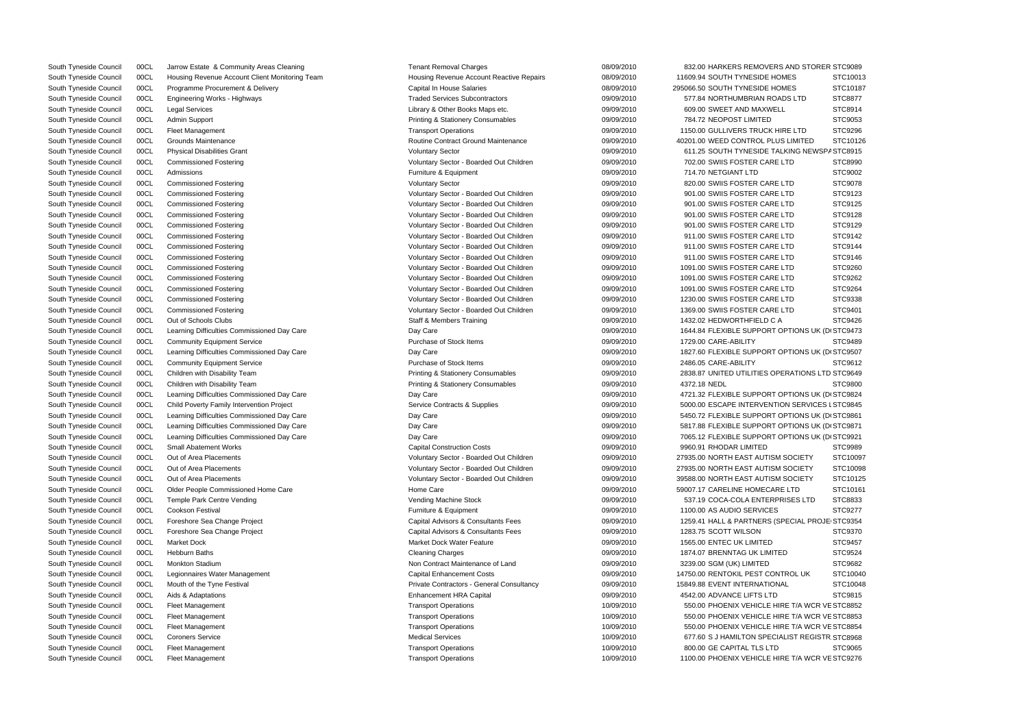| | | | | | | | |
|---|---|---|---|---|---|---|---|
| South Tyneside Council | 00CL | Jarrow Estate & Community Areas Cleaning | Tenant Removal Charges | 08/09/2010 | 832.00 | HARKERS REMOVERS AND STORER | STC9089 |
| South Tyneside Council | 00CL | Housing Revenue Account Client Monitoring Team | Housing Revenue Account Reactive Repairs | 08/09/2010 | 11609.94 | SOUTH TYNESIDE HOMES | STC10013 |
| South Tyneside Council | 00CL | Programme Procurement & Delivery | Capital In House Salaries | 08/09/2010 | 295066.50 | SOUTH TYNESIDE HOMES | STC10187 |
| South Tyneside Council | 00CL | Engineering Works - Highways | Traded Services Subcontractors | 09/09/2010 | 577.84 | NORTHUMBRIAN ROADS LTD | STC8877 |
| South Tyneside Council | 00CL | Legal Services | Library & Other Books Maps etc. | 09/09/2010 | 609.00 | SWEET AND MAXWELL | STC8914 |
| South Tyneside Council | 00CL | Admin Support | Printing & Stationery Consumables | 09/09/2010 | 784.72 | NEOPOST LIMITED | STC9053 |
| South Tyneside Council | 00CL | Fleet Management | Transport Operations | 09/09/2010 | 1150.00 | GULLIVERS TRUCK HIRE LTD | STC9296 |
| South Tyneside Council | 00CL | Grounds Maintenance | Routine Contract Ground Maintenance | 09/09/2010 | 40201.00 | WEED CONTROL PLUS LIMITED | STC10126 |
| South Tyneside Council | 00CL | Physical Disabilities Grant | Voluntary Sector | 09/09/2010 | 611.25 | SOUTH TYNESIDE TALKING NEWSPA | STC8915 |
| South Tyneside Council | 00CL | Commissioned Fostering | Voluntary Sector - Boarded Out Children | 09/09/2010 | 702.00 | SWIIS FOSTER CARE LTD | STC8990 |
| South Tyneside Council | 00CL | Admissions | Furniture & Equipment | 09/09/2010 | 714.70 | NETGIANT LTD | STC9002 |
| South Tyneside Council | 00CL | Commissioned Fostering | Voluntary Sector | 09/09/2010 | 820.00 | SWIIS FOSTER CARE LTD | STC9078 |
| South Tyneside Council | 00CL | Commissioned Fostering | Voluntary Sector - Boarded Out Children | 09/09/2010 | 901.00 | SWIIS FOSTER CARE LTD | STC9123 |
| South Tyneside Council | 00CL | Commissioned Fostering | Voluntary Sector - Boarded Out Children | 09/09/2010 | 901.00 | SWIIS FOSTER CARE LTD | STC9125 |
| South Tyneside Council | 00CL | Commissioned Fostering | Voluntary Sector - Boarded Out Children | 09/09/2010 | 901.00 | SWIIS FOSTER CARE LTD | STC9128 |
| South Tyneside Council | 00CL | Commissioned Fostering | Voluntary Sector - Boarded Out Children | 09/09/2010 | 901.00 | SWIIS FOSTER CARE LTD | STC9129 |
| South Tyneside Council | 00CL | Commissioned Fostering | Voluntary Sector - Boarded Out Children | 09/09/2010 | 911.00 | SWIIS FOSTER CARE LTD | STC9142 |
| South Tyneside Council | 00CL | Commissioned Fostering | Voluntary Sector - Boarded Out Children | 09/09/2010 | 911.00 | SWIIS FOSTER CARE LTD | STC9144 |
| South Tyneside Council | 00CL | Commissioned Fostering | Voluntary Sector - Boarded Out Children | 09/09/2010 | 911.00 | SWIIS FOSTER CARE LTD | STC9146 |
| South Tyneside Council | 00CL | Commissioned Fostering | Voluntary Sector - Boarded Out Children | 09/09/2010 | 1091.00 | SWIIS FOSTER CARE LTD | STC9260 |
| South Tyneside Council | 00CL | Commissioned Fostering | Voluntary Sector - Boarded Out Children | 09/09/2010 | 1091.00 | SWIIS FOSTER CARE LTD | STC9262 |
| South Tyneside Council | 00CL | Commissioned Fostering | Voluntary Sector - Boarded Out Children | 09/09/2010 | 1091.00 | SWIIS FOSTER CARE LTD | STC9264 |
| South Tyneside Council | 00CL | Commissioned Fostering | Voluntary Sector - Boarded Out Children | 09/09/2010 | 1230.00 | SWIIS FOSTER CARE LTD | STC9338 |
| South Tyneside Council | 00CL | Commissioned Fostering | Voluntary Sector - Boarded Out Children | 09/09/2010 | 1369.00 | SWIIS FOSTER CARE LTD | STC9401 |
| South Tyneside Council | 00CL | Out of Schools Clubs | Staff & Members Training | 09/09/2010 | 1432.02 | HEDWORTHFIELD C A | STC9426 |
| South Tyneside Council | 00CL | Learning Difficulties Commissioned Day Care | Day Care | 09/09/2010 | 1644.84 | FLEXIBLE SUPPORT OPTIONS UK (D | STC9473 |
| South Tyneside Council | 00CL | Community Equipment Service | Purchase of Stock Items | 09/09/2010 | 1729.00 | CARE-ABILITY | STC9489 |
| South Tyneside Council | 00CL | Learning Difficulties Commissioned Day Care | Day Care | 09/09/2010 | 1827.60 | FLEXIBLE SUPPORT OPTIONS UK (D | STC9507 |
| South Tyneside Council | 00CL | Community Equipment Service | Purchase of Stock Items | 09/09/2010 | 2486.05 | CARE-ABILITY | STC9612 |
| South Tyneside Council | 00CL | Children with Disability Team | Printing & Stationery Consumables | 09/09/2010 | 2838.87 | UNITED UTILITIES OPERATIONS LTD | STC9649 |
| South Tyneside Council | 00CL | Children with Disability Team | Printing & Stationery Consumables | 09/09/2010 | 4372.18 | NEDL | STC9800 |
| South Tyneside Council | 00CL | Learning Difficulties Commissioned Day Care | Day Care | 09/09/2010 | 4721.32 | FLEXIBLE SUPPORT OPTIONS UK (D | STC9824 |
| South Tyneside Council | 00CL | Child Poverty Family Intervention Project | Service Contracts & Supplies | 09/09/2010 | 5000.00 | ESCAPE INTERVENTION SERVICES L | STC9845 |
| South Tyneside Council | 00CL | Learning Difficulties Commissioned Day Care | Day Care | 09/09/2010 | 5450.72 | FLEXIBLE SUPPORT OPTIONS UK (D | STC9861 |
| South Tyneside Council | 00CL | Learning Difficulties Commissioned Day Care | Day Care | 09/09/2010 | 5817.88 | FLEXIBLE SUPPORT OPTIONS UK (D | STC9871 |
| South Tyneside Council | 00CL | Learning Difficulties Commissioned Day Care | Day Care | 09/09/2010 | 7065.12 | FLEXIBLE SUPPORT OPTIONS UK (D | STC9921 |
| South Tyneside Council | 00CL | Small Abatement Works | Capital Construction Costs | 09/09/2010 | 9960.91 | RHODAR LIMITED | STC9989 |
| South Tyneside Council | 00CL | Out of Area Placements | Voluntary Sector - Boarded Out Children | 09/09/2010 | 27935.00 | NORTH EAST AUTISM SOCIETY | STC10097 |
| South Tyneside Council | 00CL | Out of Area Placements | Voluntary Sector - Boarded Out Children | 09/09/2010 | 27935.00 | NORTH EAST AUTISM SOCIETY | STC10098 |
| South Tyneside Council | 00CL | Out of Area Placements | Voluntary Sector - Boarded Out Children | 09/09/2010 | 39588.00 | NORTH EAST AUTISM SOCIETY | STC10125 |
| South Tyneside Council | 00CL | Older People Commissioned Home Care | Home Care | 09/09/2010 | 59007.17 | CARELINE HOMECARE LTD | STC10161 |
| South Tyneside Council | 00CL | Temple Park Centre Vending | Vending Machine Stock | 09/09/2010 | 537.19 | COCA-COLA ENTERPRISES LTD | STC8833 |
| South Tyneside Council | 00CL | Cookson Festival | Furniture & Equipment | 09/09/2010 | 1100.00 | AS AUDIO SERVICES | STC9277 |
| South Tyneside Council | 00CL | Foreshore Sea Change Project | Capital Advisors & Consultants Fees | 09/09/2010 | 1259.41 | HALL & PARTNERS (SPECIAL PROJE | STC9354 |
| South Tyneside Council | 00CL | Foreshore Sea Change Project | Capital Advisors & Consultants Fees | 09/09/2010 | 1283.75 | SCOTT WILSON | STC9370 |
| South Tyneside Council | 00CL | Market Dock | Market Dock Water Feature | 09/09/2010 | 1565.00 | ENTEC UK LIMITED | STC9457 |
| South Tyneside Council | 00CL | Hebburn Baths | Cleaning Charges | 09/09/2010 | 1874.07 | BRENNTAG UK LIMITED | STC9524 |
| South Tyneside Council | 00CL | Monkton Stadium | Non Contract Maintenance of Land | 09/09/2010 | 3239.00 | SGM (UK) LIMITED | STC9682 |
| South Tyneside Council | 00CL | Legionnaires Water Management | Capital Enhancement Costs | 09/09/2010 | 14750.00 | RENTOKIL PEST CONTROL UK | STC10040 |
| South Tyneside Council | 00CL | Mouth of the Tyne Festival | Private Contractors - General Consultancy | 09/09/2010 | 15849.88 | EVENT INTERNATIONAL | STC10048 |
| South Tyneside Council | 00CL | Aids & Adaptations | Enhancement HRA Capital | 09/09/2010 | 4542.00 | ADVANCE LIFTS LTD | STC9815 |
| South Tyneside Council | 00CL | Fleet Management | Transport Operations | 10/09/2010 | 550.00 | PHOENIX VEHICLE HIRE T/A WCR VE | STC8852 |
| South Tyneside Council | 00CL | Fleet Management | Transport Operations | 10/09/2010 | 550.00 | PHOENIX VEHICLE HIRE T/A WCR VE | STC8853 |
| South Tyneside Council | 00CL | Fleet Management | Transport Operations | 10/09/2010 | 550.00 | PHOENIX VEHICLE HIRE T/A WCR VE | STC8854 |
| South Tyneside Council | 00CL | Coroners Service | Medical Services | 10/09/2010 | 677.60 | S J HAMILTON SPECIALIST REGISTR | STC8968 |
| South Tyneside Council | 00CL | Fleet Management | Transport Operations | 10/09/2010 | 800.00 | GE CAPITAL TLS LTD | STC9065 |
| South Tyneside Council | 00CL | Fleet Management | Transport Operations | 10/09/2010 | 1100.00 | PHOENIX VEHICLE HIRE T/A WCR VE | STC9276 |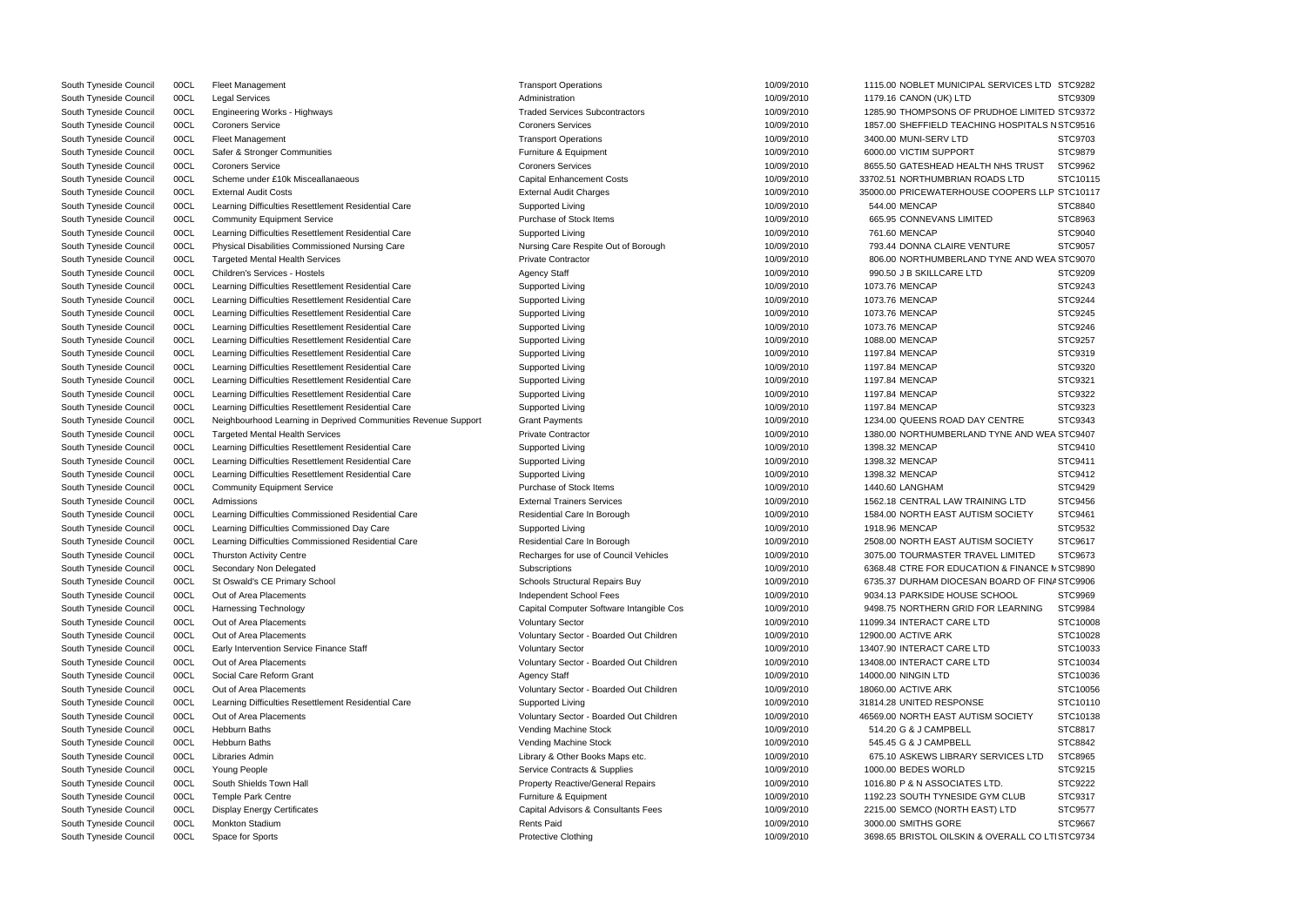| | | | | | | | |
|---|---|---|---|---|---|---|---|
| South Tyneside Council | 00CL | Fleet Management | Transport Operations | 10/09/2010 | 1115.00 | NOBLET MUNICIPAL SERVICES LTD | STC9282 |
| South Tyneside Council | 00CL | Legal Services | Administration | 10/09/2010 | 1179.16 | CANON (UK) LTD | STC9309 |
| South Tyneside Council | 00CL | Engineering Works - Highways | Traded Services Subcontractors | 10/09/2010 | 1285.90 | THOMPSONS OF PRUDHOE LIMITED | STC9372 |
| South Tyneside Council | 00CL | Coroners Service | Coroners Services | 10/09/2010 | 1857.00 | SHEFFIELD TEACHING HOSPITALS N | STC9516 |
| South Tyneside Council | 00CL | Fleet Management | Transport Operations | 10/09/2010 | 3400.00 | MUNI-SERV LTD | STC9703 |
| South Tyneside Council | 00CL | Safer & Stronger Communities | Furniture & Equipment | 10/09/2010 | 6000.00 | VICTIM SUPPORT | STC9879 |
| South Tyneside Council | 00CL | Coroners Service | Coroners Services | 10/09/2010 | 8655.50 | GATESHEAD HEALTH NHS TRUST | STC9962 |
| South Tyneside Council | 00CL | Scheme under £10k Misceallanaeous | Capital Enhancement Costs | 10/09/2010 | 33702.51 | NORTHUMBRIAN ROADS LTD | STC10115 |
| South Tyneside Council | 00CL | External Audit Costs | External Audit Charges | 10/09/2010 | 35000.00 | PRICEWATERHOUSE COOPERS LLP | STC10117 |
| South Tyneside Council | 00CL | Learning Difficulties Resettlement Residential Care | Supported Living | 10/09/2010 | 544.00 | MENCAP | STC8840 |
| South Tyneside Council | 00CL | Community Equipment Service | Purchase of Stock Items | 10/09/2010 | 665.95 | CONNEVANS LIMITED | STC8963 |
| South Tyneside Council | 00CL | Learning Difficulties Resettlement Residential Care | Supported Living | 10/09/2010 | 761.60 | MENCAP | STC9040 |
| South Tyneside Council | 00CL | Physical Disabilities Commissioned Nursing Care | Nursing Care Respite Out of Borough | 10/09/2010 | 793.44 | DONNA CLAIRE VENTURE | STC9057 |
| South Tyneside Council | 00CL | Targeted Mental Health Services | Private Contractor | 10/09/2010 | 806.00 | NORTHUMBERLAND TYNE AND WEA | STC9070 |
| South Tyneside Council | 00CL | Children's Services - Hostels | Agency Staff | 10/09/2010 | 990.50 | J B SKILLCARE LTD | STC9209 |
| South Tyneside Council | 00CL | Learning Difficulties Resettlement Residential Care | Supported Living | 10/09/2010 | 1073.76 | MENCAP | STC9243 |
| South Tyneside Council | 00CL | Learning Difficulties Resettlement Residential Care | Supported Living | 10/09/2010 | 1073.76 | MENCAP | STC9244 |
| South Tyneside Council | 00CL | Learning Difficulties Resettlement Residential Care | Supported Living | 10/09/2010 | 1073.76 | MENCAP | STC9245 |
| South Tyneside Council | 00CL | Learning Difficulties Resettlement Residential Care | Supported Living | 10/09/2010 | 1073.76 | MENCAP | STC9246 |
| South Tyneside Council | 00CL | Learning Difficulties Resettlement Residential Care | Supported Living | 10/09/2010 | 1088.00 | MENCAP | STC9257 |
| South Tyneside Council | 00CL | Learning Difficulties Resettlement Residential Care | Supported Living | 10/09/2010 | 1197.84 | MENCAP | STC9319 |
| South Tyneside Council | 00CL | Learning Difficulties Resettlement Residential Care | Supported Living | 10/09/2010 | 1197.84 | MENCAP | STC9320 |
| South Tyneside Council | 00CL | Learning Difficulties Resettlement Residential Care | Supported Living | 10/09/2010 | 1197.84 | MENCAP | STC9321 |
| South Tyneside Council | 00CL | Learning Difficulties Resettlement Residential Care | Supported Living | 10/09/2010 | 1197.84 | MENCAP | STC9322 |
| South Tyneside Council | 00CL | Learning Difficulties Resettlement Residential Care | Supported Living | 10/09/2010 | 1197.84 | MENCAP | STC9323 |
| South Tyneside Council | 00CL | Neighbourhood Learning in Deprived Communities Revenue Support | Grant Payments | 10/09/2010 | 1234.00 | QUEENS ROAD DAY CENTRE | STC9343 |
| South Tyneside Council | 00CL | Targeted Mental Health Services | Private Contractor | 10/09/2010 | 1380.00 | NORTHUMBERLAND TYNE AND WEA | STC9407 |
| South Tyneside Council | 00CL | Learning Difficulties Resettlement Residential Care | Supported Living | 10/09/2010 | 1398.32 | MENCAP | STC9410 |
| South Tyneside Council | 00CL | Learning Difficulties Resettlement Residential Care | Supported Living | 10/09/2010 | 1398.32 | MENCAP | STC9411 |
| South Tyneside Council | 00CL | Learning Difficulties Resettlement Residential Care | Supported Living | 10/09/2010 | 1398.32 | MENCAP | STC9412 |
| South Tyneside Council | 00CL | Community Equipment Service | Purchase of Stock Items | 10/09/2010 | 1440.60 | LANGHAM | STC9429 |
| South Tyneside Council | 00CL | Admissions | External Trainers Services | 10/09/2010 | 1562.18 | CENTRAL LAW TRAINING LTD | STC9456 |
| South Tyneside Council | 00CL | Learning Difficulties Commissioned Residential Care | Residential Care In Borough | 10/09/2010 | 1584.00 | NORTH EAST AUTISM SOCIETY | STC9461 |
| South Tyneside Council | 00CL | Learning Difficulties Commissioned Day Care | Supported Living | 10/09/2010 | 1918.96 | MENCAP | STC9532 |
| South Tyneside Council | 00CL | Learning Difficulties Commissioned Residential Care | Residential Care In Borough | 10/09/2010 | 2508.00 | NORTH EAST AUTISM SOCIETY | STC9617 |
| South Tyneside Council | 00CL | Thurston Activity Centre | Recharges for use of Council Vehicles | 10/09/2010 | 3075.00 | TOURMASTER TRAVEL LIMITED | STC9673 |
| South Tyneside Council | 00CL | Secondary Non Delegated | Subscriptions | 10/09/2010 | 6368.48 | CTRE FOR EDUCATION & FINANCE M | STC9890 |
| South Tyneside Council | 00CL | St Oswald's CE Primary School | Schools Structural Repairs Buy | 10/09/2010 | 6735.37 | DURHAM DIOCESAN BOARD OF FINA | STC9906 |
| South Tyneside Council | 00CL | Out of Area Placements | Independent School Fees | 10/09/2010 | 9034.13 | PARKSIDE HOUSE SCHOOL | STC9969 |
| South Tyneside Council | 00CL | Harnessing Technology | Capital Computer Software Intangible Cos | 10/09/2010 | 9498.75 | NORTHERN GRID FOR LEARNING | STC9984 |
| South Tyneside Council | 00CL | Out of Area Placements | Voluntary Sector | 10/09/2010 | 11099.34 | INTERACT CARE LTD | STC10008 |
| South Tyneside Council | 00CL | Out of Area Placements | Voluntary Sector - Boarded Out Children | 10/09/2010 | 12900.00 | ACTIVE ARK | STC10028 |
| South Tyneside Council | 00CL | Early Intervention Service Finance Staff | Voluntary Sector | 10/09/2010 | 13407.90 | INTERACT CARE LTD | STC10033 |
| South Tyneside Council | 00CL | Out of Area Placements | Voluntary Sector - Boarded Out Children | 10/09/2010 | 13408.00 | INTERACT CARE LTD | STC10034 |
| South Tyneside Council | 00CL | Social Care Reform Grant | Agency Staff | 10/09/2010 | 14000.00 | NINGIN LTD | STC10036 |
| South Tyneside Council | 00CL | Out of Area Placements | Voluntary Sector - Boarded Out Children | 10/09/2010 | 18060.00 | ACTIVE ARK | STC10056 |
| South Tyneside Council | 00CL | Learning Difficulties Resettlement Residential Care | Supported Living | 10/09/2010 | 31814.28 | UNITED RESPONSE | STC10110 |
| South Tyneside Council | 00CL | Out of Area Placements | Voluntary Sector - Boarded Out Children | 10/09/2010 | 46569.00 | NORTH EAST AUTISM SOCIETY | STC10138 |
| South Tyneside Council | 00CL | Hebburn Baths | Vending Machine Stock | 10/09/2010 | 514.20 | G & J CAMPBELL | STC8817 |
| South Tyneside Council | 00CL | Hebburn Baths | Vending Machine Stock | 10/09/2010 | 545.45 | G & J CAMPBELL | STC8842 |
| South Tyneside Council | 00CL | Libraries Admin | Library & Other Books Maps etc. | 10/09/2010 | 675.10 | ASKEWS LIBRARY SERVICES LTD | STC8965 |
| South Tyneside Council | 00CL | Young People | Service Contracts & Supplies | 10/09/2010 | 1000.00 | BEDES WORLD | STC9215 |
| South Tyneside Council | 00CL | South Shields Town Hall | Property Reactive/General Repairs | 10/09/2010 | 1016.80 | P & N ASSOCIATES LTD. | STC9222 |
| South Tyneside Council | 00CL | Temple Park Centre | Furniture & Equipment | 10/09/2010 | 1192.23 | SOUTH TYNESIDE GYM CLUB | STC9317 |
| South Tyneside Council | 00CL | Display Energy Certificates | Capital Advisors & Consultants Fees | 10/09/2010 | 2215.00 | SEMCO (NORTH EAST) LTD | STC9577 |
| South Tyneside Council | 00CL | Monkton Stadium | Rents Paid | 10/09/2010 | 3000.00 | SMITHS GORE | STC9667 |
| South Tyneside Council | 00CL | Space for Sports | Protective Clothing | 10/09/2010 | 3698.65 | BRISTOL OILSKIN & OVERALL CO LTI | STC9734 |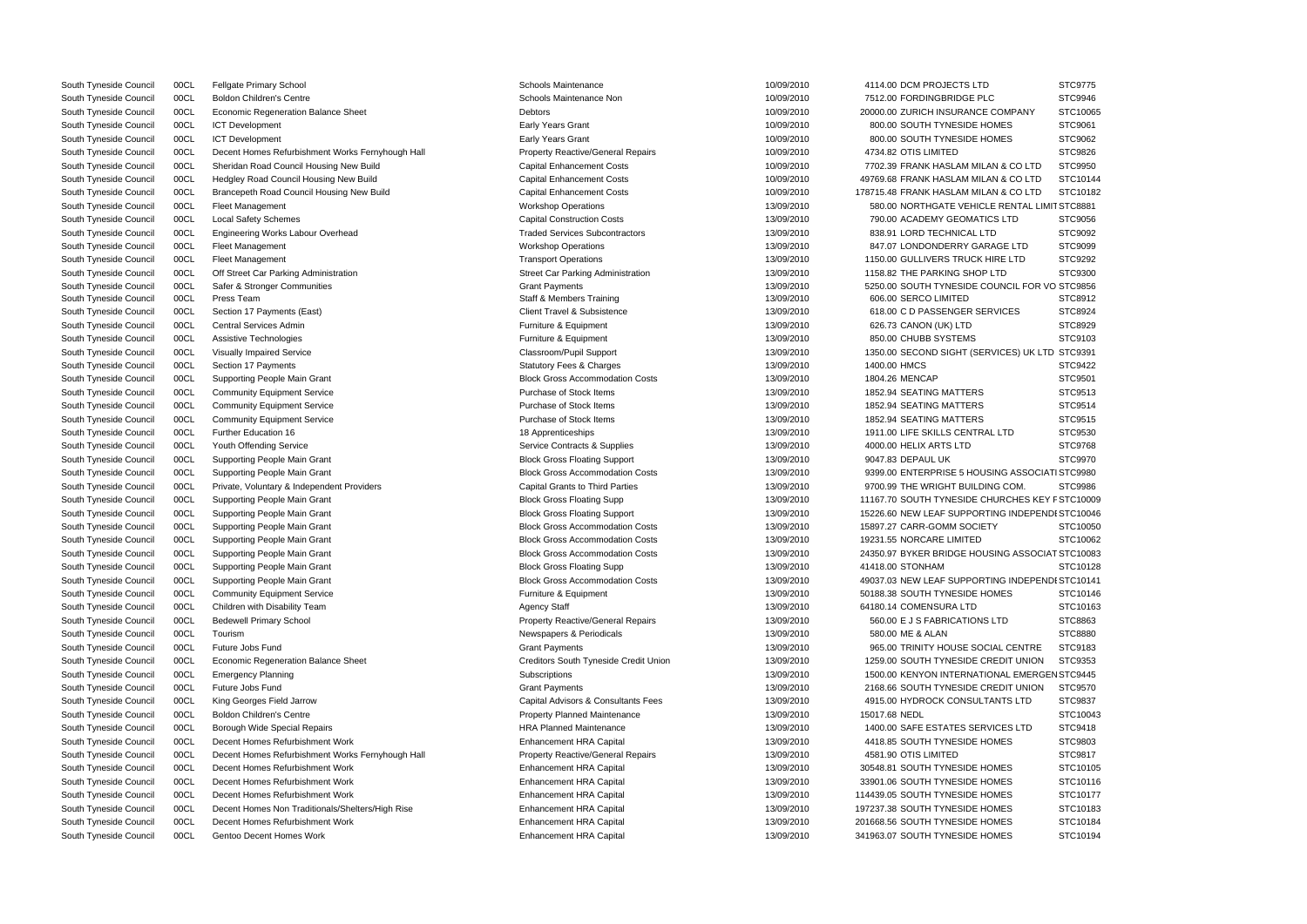| | | | | | | | |
|---|---|---|---|---|---|---|---|
| South Tyneside Council | 00CL | Fellgate Primary School | Schools Maintenance | 10/09/2010 | 4114.00 | DCM PROJECTS LTD | STC9775 |
| South Tyneside Council | 00CL | Boldon Children's Centre | Schools Maintenance Non | 10/09/2010 | 7512.00 | FORDINGBRIDGE PLC | STC9946 |
| South Tyneside Council | 00CL | Economic Regeneration Balance Sheet | Debtors | 10/09/2010 | 20000.00 | ZURICH INSURANCE COMPANY | STC10065 |
| South Tyneside Council | 00CL | ICT Development | Early Years Grant | 10/09/2010 | 800.00 | SOUTH TYNESIDE HOMES | STC9061 |
| South Tyneside Council | 00CL | ICT Development | Early Years Grant | 10/09/2010 | 800.00 | SOUTH TYNESIDE HOMES | STC9062 |
| South Tyneside Council | 00CL | Decent Homes Refurbishment Works Fernyhough Hall | Property Reactive/General Repairs | 10/09/2010 | 4734.82 | OTIS LIMITED | STC9826 |
| South Tyneside Council | 00CL | Sheridan Road Council Housing New Build | Capital Enhancement Costs | 10/09/2010 | 7702.39 | FRANK HASLAM MILAN & CO LTD | STC9950 |
| South Tyneside Council | 00CL | Hedgley Road Council Housing New Build | Capital Enhancement Costs | 10/09/2010 | 49769.68 | FRANK HASLAM MILAN & CO LTD | STC10144 |
| South Tyneside Council | 00CL | Brancepeth Road Council Housing New Build | Capital Enhancement Costs | 10/09/2010 | 178715.48 | FRANK HASLAM MILAN & CO LTD | STC10182 |
| South Tyneside Council | 00CL | Fleet Management | Workshop Operations | 13/09/2010 | 580.00 | NORTHGATE VEHICLE RENTAL LIMIT | STC8881 |
| South Tyneside Council | 00CL | Local Safety Schemes | Capital Construction Costs | 13/09/2010 | 790.00 | ACADEMY GEOMATICS LTD | STC9056 |
| South Tyneside Council | 00CL | Engineering Works Labour Overhead | Traded Services Subcontractors | 13/09/2010 | 838.91 | LORD TECHNICAL LTD | STC9092 |
| South Tyneside Council | 00CL | Fleet Management | Workshop Operations | 13/09/2010 | 847.07 | LONDONDERRY GARAGE LTD | STC9099 |
| South Tyneside Council | 00CL | Fleet Management | Transport Operations | 13/09/2010 | 1150.00 | GULLIVERS TRUCK HIRE LTD | STC9292 |
| South Tyneside Council | 00CL | Off Street Car Parking Administration | Street Car Parking Administration | 13/09/2010 | 1158.82 | THE PARKING SHOP LTD | STC9300 |
| South Tyneside Council | 00CL | Safer & Stronger Communities | Grant Payments | 13/09/2010 | 5250.00 | SOUTH TYNESIDE COUNCIL FOR VO | STC9856 |
| South Tyneside Council | 00CL | Press Team | Staff & Members Training | 13/09/2010 | 606.00 | SERCO LIMITED | STC8912 |
| South Tyneside Council | 00CL | Section 17 Payments (East) | Client Travel & Subsistence | 13/09/2010 | 618.00 | C D PASSENGER SERVICES | STC8924 |
| South Tyneside Council | 00CL | Central Services Admin | Furniture & Equipment | 13/09/2010 | 626.73 | CANON (UK) LTD | STC8929 |
| South Tyneside Council | 00CL | Assistive Technologies | Furniture & Equipment | 13/09/2010 | 850.00 | CHUBB SYSTEMS | STC9103 |
| South Tyneside Council | 00CL | Visually Impaired Service | Classroom/Pupil Support | 13/09/2010 | 1350.00 | SECOND SIGHT (SERVICES) UK LTD | STC9391 |
| South Tyneside Council | 00CL | Section 17 Payments | Statutory Fees & Charges | 13/09/2010 | 1400.00 | HMCS | STC9422 |
| South Tyneside Council | 00CL | Supporting People Main Grant | Block Gross Accommodation Costs | 13/09/2010 | 1804.26 | MENCAP | STC9501 |
| South Tyneside Council | 00CL | Community Equipment Service | Purchase of Stock Items | 13/09/2010 | 1852.94 | SEATING MATTERS | STC9513 |
| South Tyneside Council | 00CL | Community Equipment Service | Purchase of Stock Items | 13/09/2010 | 1852.94 | SEATING MATTERS | STC9514 |
| South Tyneside Council | 00CL | Community Equipment Service | Purchase of Stock Items | 13/09/2010 | 1852.94 | SEATING MATTERS | STC9515 |
| South Tyneside Council | 00CL | Further Education 16 | 18 Apprenticeships | 13/09/2010 | 1911.00 | LIFE SKILLS CENTRAL LTD | STC9530 |
| South Tyneside Council | 00CL | Youth Offending Service | Service Contracts & Supplies | 13/09/2010 | 4000.00 | HELIX ARTS LTD | STC9768 |
| South Tyneside Council | 00CL | Supporting People Main Grant | Block Gross Floating Support | 13/09/2010 | 9047.83 | DEPAUL UK | STC9970 |
| South Tyneside Council | 00CL | Supporting People Main Grant | Block Gross Accommodation Costs | 13/09/2010 | 9399.00 | ENTERPRISE 5 HOUSING ASSOCIATI | STC9980 |
| South Tyneside Council | 00CL | Private, Voluntary & Independent Providers | Capital Grants to Third Parties | 13/09/2010 | 9700.99 | THE WRIGHT BUILDING COM. | STC9986 |
| South Tyneside Council | 00CL | Supporting People Main Grant | Block Gross Floating Supp | 13/09/2010 | 11167.70 | SOUTH TYNESIDE CHURCHES KEY F | STC10009 |
| South Tyneside Council | 00CL | Supporting People Main Grant | Block Gross Floating Support | 13/09/2010 | 15226.60 | NEW LEAF SUPPORTING INDEPENDI | STC10046 |
| South Tyneside Council | 00CL | Supporting People Main Grant | Block Gross Accommodation Costs | 13/09/2010 | 15897.27 | CARR-GOMM SOCIETY | STC10050 |
| South Tyneside Council | 00CL | Supporting People Main Grant | Block Gross Accommodation Costs | 13/09/2010 | 19231.55 | NORCARE LIMITED | STC10062 |
| South Tyneside Council | 00CL | Supporting People Main Grant | Block Gross Accommodation Costs | 13/09/2010 | 24350.97 | BYKER BRIDGE HOUSING ASSOCIAT | STC10083 |
| South Tyneside Council | 00CL | Supporting People Main Grant | Block Gross Floating Supp | 13/09/2010 | 41418.00 | STONHAM | STC10128 |
| South Tyneside Council | 00CL | Supporting People Main Grant | Block Gross Accommodation Costs | 13/09/2010 | 49037.03 | NEW LEAF SUPPORTING INDEPENDI | STC10141 |
| South Tyneside Council | 00CL | Community Equipment Service | Furniture & Equipment | 13/09/2010 | 50188.38 | SOUTH TYNESIDE HOMES | STC10146 |
| South Tyneside Council | 00CL | Children with Disability Team | Agency Staff | 13/09/2010 | 64180.14 | COMENSURA LTD | STC10163 |
| South Tyneside Council | 00CL | Bedewell Primary School | Property Reactive/General Repairs | 13/09/2010 | 560.00 | E J S FABRICATIONS LTD | STC8863 |
| South Tyneside Council | 00CL | Tourism | Newspapers & Periodicals | 13/09/2010 | 580.00 | ME & ALAN | STC8880 |
| South Tyneside Council | 00CL | Future Jobs Fund | Grant Payments | 13/09/2010 | 965.00 | TRINITY HOUSE SOCIAL CENTRE | STC9183 |
| South Tyneside Council | 00CL | Economic Regeneration Balance Sheet | Creditors South Tyneside Credit Union | 13/09/2010 | 1259.00 | SOUTH TYNESIDE CREDIT UNION | STC9353 |
| South Tyneside Council | 00CL | Emergency Planning | Subscriptions | 13/09/2010 | 1500.00 | KENYON INTERNATIONAL EMERGEN | STC9445 |
| South Tyneside Council | 00CL | Future Jobs Fund | Grant Payments | 13/09/2010 | 2168.66 | SOUTH TYNESIDE CREDIT UNION | STC9570 |
| South Tyneside Council | 00CL | King Georges Field Jarrow | Capital Advisors & Consultants Fees | 13/09/2010 | 4915.00 | HYDROCK CONSULTANTS LTD | STC9837 |
| South Tyneside Council | 00CL | Boldon Children's Centre | Property Planned Maintenance | 13/09/2010 | 15017.68 | NEDL | STC10043 |
| South Tyneside Council | 00CL | Borough Wide Special Repairs | HRA Planned Maintenance | 13/09/2010 | 1400.00 | SAFE ESTATES SERVICES LTD | STC9418 |
| South Tyneside Council | 00CL | Decent Homes Refurbishment Work | Enhancement HRA Capital | 13/09/2010 | 4418.85 | SOUTH TYNESIDE HOMES | STC9803 |
| South Tyneside Council | 00CL | Decent Homes Refurbishment Works Fernyhough Hall | Property Reactive/General Repairs | 13/09/2010 | 4581.90 | OTIS LIMITED | STC9817 |
| South Tyneside Council | 00CL | Decent Homes Refurbishment Work | Enhancement HRA Capital | 13/09/2010 | 30548.81 | SOUTH TYNESIDE HOMES | STC10105 |
| South Tyneside Council | 00CL | Decent Homes Refurbishment Work | Enhancement HRA Capital | 13/09/2010 | 33901.06 | SOUTH TYNESIDE HOMES | STC10116 |
| South Tyneside Council | 00CL | Decent Homes Refurbishment Work | Enhancement HRA Capital | 13/09/2010 | 114439.05 | SOUTH TYNESIDE HOMES | STC10177 |
| South Tyneside Council | 00CL | Decent Homes Non Traditionals/Shelters/High Rise | Enhancement HRA Capital | 13/09/2010 | 197237.38 | SOUTH TYNESIDE HOMES | STC10183 |
| South Tyneside Council | 00CL | Decent Homes Refurbishment Work | Enhancement HRA Capital | 13/09/2010 | 201668.56 | SOUTH TYNESIDE HOMES | STC10184 |
| South Tyneside Council | 00CL | Gentoo Decent Homes Work | Enhancement HRA Capital | 13/09/2010 | 341963.07 | SOUTH TYNESIDE HOMES | STC10194 |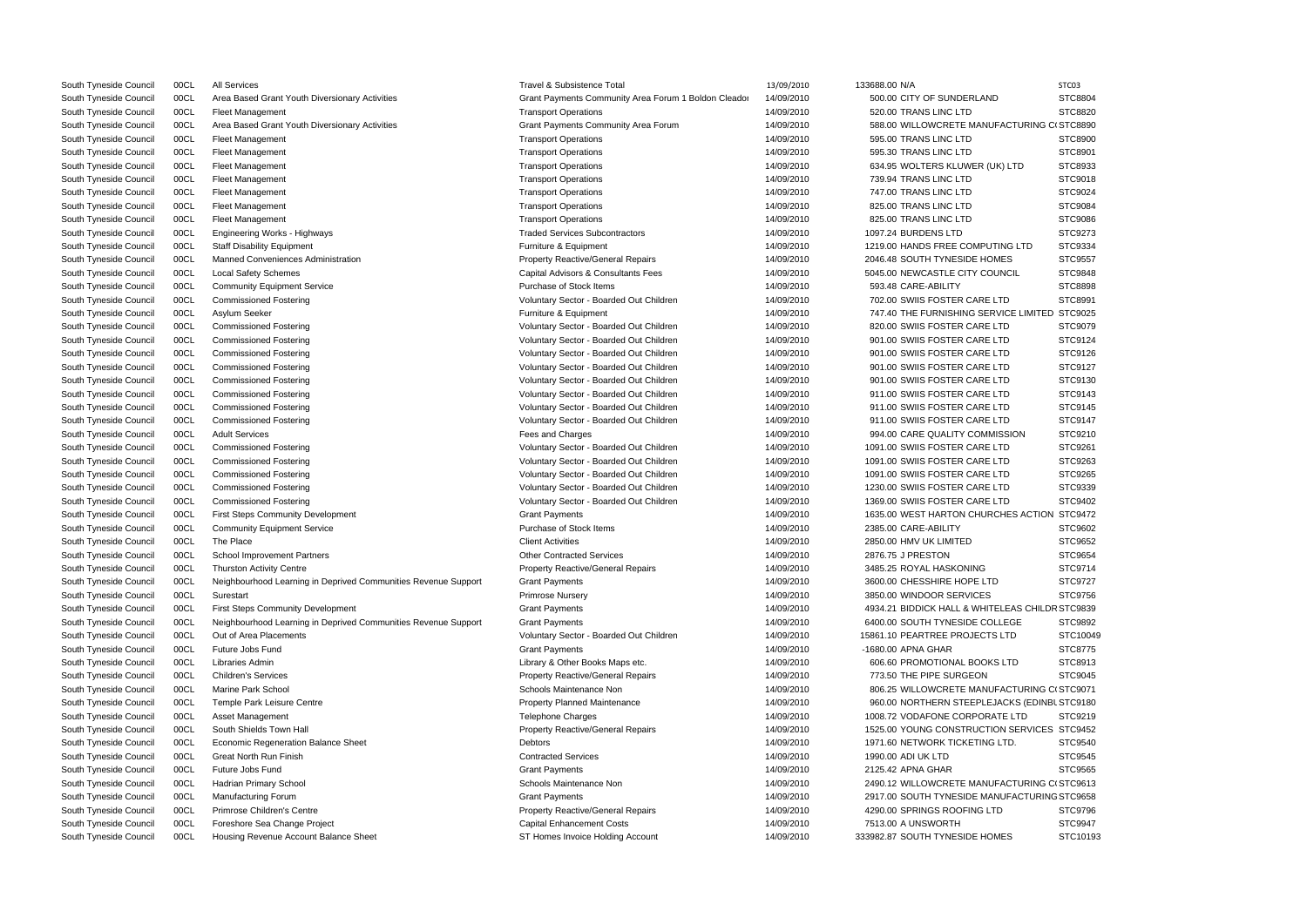| | | | | | | | |
|---|---|---|---|---|---|---|---|
| South Tyneside Council | 00CL | All Services | Travel & Subsistence Total | 13/09/2010 | 133688.00 | N/A | STC03 |
| South Tyneside Council | 00CL | Area Based Grant Youth Diversionary Activities | Grant Payments Community Area Forum 1 Boldon Cleador | 14/09/2010 | 500.00 | CITY OF SUNDERLAND | STC8804 |
| South Tyneside Council | 00CL | Fleet Management | Transport Operations | 14/09/2010 | 520.00 | TRANS LINC LTD | STC8820 |
| South Tyneside Council | 00CL | Area Based Grant Youth Diversionary Activities | Grant Payments Community Area Forum | 14/09/2010 | 588.00 | WILLOWCRETE MANUFACTURING C( | STC8890 |
| South Tyneside Council | 00CL | Fleet Management | Transport Operations | 14/09/2010 | 595.00 | TRANS LINC LTD | STC8900 |
| South Tyneside Council | 00CL | Fleet Management | Transport Operations | 14/09/2010 | 595.30 | TRANS LINC LTD | STC8901 |
| South Tyneside Council | 00CL | Fleet Management | Transport Operations | 14/09/2010 | 634.95 | WOLTERS KLUWER (UK) LTD | STC8933 |
| South Tyneside Council | 00CL | Fleet Management | Transport Operations | 14/09/2010 | 739.94 | TRANS LINC LTD | STC9018 |
| South Tyneside Council | 00CL | Fleet Management | Transport Operations | 14/09/2010 | 747.00 | TRANS LINC LTD | STC9024 |
| South Tyneside Council | 00CL | Fleet Management | Transport Operations | 14/09/2010 | 825.00 | TRANS LINC LTD | STC9084 |
| South Tyneside Council | 00CL | Fleet Management | Transport Operations | 14/09/2010 | 825.00 | TRANS LINC LTD | STC9086 |
| South Tyneside Council | 00CL | Engineering Works - Highways | Traded Services Subcontractors | 14/09/2010 | 1097.24 | BURDENS LTD | STC9273 |
| South Tyneside Council | 00CL | Staff Disability Equipment | Furniture & Equipment | 14/09/2010 | 1219.00 | HANDS FREE COMPUTING LTD | STC9334 |
| South Tyneside Council | 00CL | Manned Conveniences Administration | Property Reactive/General Repairs | 14/09/2010 | 2046.48 | SOUTH TYNESIDE HOMES | STC9557 |
| South Tyneside Council | 00CL | Local Safety Schemes | Capital Advisors & Consultants Fees | 14/09/2010 | 5045.00 | NEWCASTLE CITY COUNCIL | STC9848 |
| South Tyneside Council | 00CL | Community Equipment Service | Purchase of Stock Items | 14/09/2010 | 593.48 | CARE-ABILITY | STC8898 |
| South Tyneside Council | 00CL | Commissioned Fostering | Voluntary Sector - Boarded Out Children | 14/09/2010 | 702.00 | SWIIS FOSTER CARE LTD | STC8991 |
| South Tyneside Council | 00CL | Asylum Seeker | Furniture & Equipment | 14/09/2010 | 747.40 | THE FURNISHING SERVICE LIMITED | STC9025 |
| South Tyneside Council | 00CL | Commissioned Fostering | Voluntary Sector - Boarded Out Children | 14/09/2010 | 820.00 | SWIIS FOSTER CARE LTD | STC9079 |
| South Tyneside Council | 00CL | Commissioned Fostering | Voluntary Sector - Boarded Out Children | 14/09/2010 | 901.00 | SWIIS FOSTER CARE LTD | STC9124 |
| South Tyneside Council | 00CL | Commissioned Fostering | Voluntary Sector - Boarded Out Children | 14/09/2010 | 901.00 | SWIIS FOSTER CARE LTD | STC9126 |
| South Tyneside Council | 00CL | Commissioned Fostering | Voluntary Sector - Boarded Out Children | 14/09/2010 | 901.00 | SWIIS FOSTER CARE LTD | STC9127 |
| South Tyneside Council | 00CL | Commissioned Fostering | Voluntary Sector - Boarded Out Children | 14/09/2010 | 901.00 | SWIIS FOSTER CARE LTD | STC9130 |
| South Tyneside Council | 00CL | Commissioned Fostering | Voluntary Sector - Boarded Out Children | 14/09/2010 | 911.00 | SWIIS FOSTER CARE LTD | STC9143 |
| South Tyneside Council | 00CL | Commissioned Fostering | Voluntary Sector - Boarded Out Children | 14/09/2010 | 911.00 | SWIIS FOSTER CARE LTD | STC9145 |
| South Tyneside Council | 00CL | Commissioned Fostering | Voluntary Sector - Boarded Out Children | 14/09/2010 | 911.00 | SWIIS FOSTER CARE LTD | STC9147 |
| South Tyneside Council | 00CL | Adult Services | Fees and Charges | 14/09/2010 | 994.00 | CARE QUALITY COMMISSION | STC9210 |
| South Tyneside Council | 00CL | Commissioned Fostering | Voluntary Sector - Boarded Out Children | 14/09/2010 | 1091.00 | SWIIS FOSTER CARE LTD | STC9261 |
| South Tyneside Council | 00CL | Commissioned Fostering | Voluntary Sector - Boarded Out Children | 14/09/2010 | 1091.00 | SWIIS FOSTER CARE LTD | STC9263 |
| South Tyneside Council | 00CL | Commissioned Fostering | Voluntary Sector - Boarded Out Children | 14/09/2010 | 1091.00 | SWIIS FOSTER CARE LTD | STC9265 |
| South Tyneside Council | 00CL | Commissioned Fostering | Voluntary Sector - Boarded Out Children | 14/09/2010 | 1230.00 | SWIIS FOSTER CARE LTD | STC9339 |
| South Tyneside Council | 00CL | Commissioned Fostering | Voluntary Sector - Boarded Out Children | 14/09/2010 | 1369.00 | SWIIS FOSTER CARE LTD | STC9402 |
| South Tyneside Council | 00CL | First Steps Community Development | Grant Payments | 14/09/2010 | 1635.00 | WEST HARTON CHURCHES ACTION | STC9472 |
| South Tyneside Council | 00CL | Community Equipment Service | Purchase of Stock Items | 14/09/2010 | 2385.00 | CARE-ABILITY | STC9602 |
| South Tyneside Council | 00CL | The Place | Client Activities | 14/09/2010 | 2850.00 | HMV UK LIMITED | STC9652 |
| South Tyneside Council | 00CL | School Improvement Partners | Other Contracted Services | 14/09/2010 | 2876.75 | J PRESTON | STC9654 |
| South Tyneside Council | 00CL | Thurston Activity Centre | Property Reactive/General Repairs | 14/09/2010 | 3485.25 | ROYAL HASKONING | STC9714 |
| South Tyneside Council | 00CL | Neighbourhood Learning in Deprived Communities Revenue Support | Grant Payments | 14/09/2010 | 3600.00 | CHESSHIRE HOPE LTD | STC9727 |
| South Tyneside Council | 00CL | Surestart | Primrose Nursery | 14/09/2010 | 3850.00 | WINDOOR SERVICES | STC9756 |
| South Tyneside Council | 00CL | First Steps Community Development | Grant Payments | 14/09/2010 | 4934.21 | BIDDICK HALL & WHITELEAS CHILDR | STC9839 |
| South Tyneside Council | 00CL | Neighbourhood Learning in Deprived Communities Revenue Support | Grant Payments | 14/09/2010 | 6400.00 | SOUTH TYNESIDE COLLEGE | STC9892 |
| South Tyneside Council | 00CL | Out of Area Placements | Voluntary Sector - Boarded Out Children | 14/09/2010 | 15861.10 | PEARTREE PROJECTS LTD | STC10049 |
| South Tyneside Council | 00CL | Future Jobs Fund | Grant Payments | 14/09/2010 | -1680.00 | APNA GHAR | STC8775 |
| South Tyneside Council | 00CL | Libraries Admin | Library & Other Books Maps etc. | 14/09/2010 | 606.60 | PROMOTIONAL BOOKS LTD | STC8913 |
| South Tyneside Council | 00CL | Children's Services | Property Reactive/General Repairs | 14/09/2010 | 773.50 | THE PIPE SURGEON | STC9045 |
| South Tyneside Council | 00CL | Marine Park School | Schools Maintenance Non | 14/09/2010 | 806.25 | WILLOWCRETE MANUFACTURING C( | STC9071 |
| South Tyneside Council | 00CL | Temple Park Leisure Centre | Property Planned Maintenance | 14/09/2010 | 960.00 | NORTHERN STEEPLEJACKS (EDINBU | STC9180 |
| South Tyneside Council | 00CL | Asset Management | Telephone Charges | 14/09/2010 | 1008.72 | VODAFONE CORPORATE LTD | STC9219 |
| South Tyneside Council | 00CL | South Shields Town Hall | Property Reactive/General Repairs | 14/09/2010 | 1525.00 | YOUNG CONSTRUCTION SERVICES | STC9452 |
| South Tyneside Council | 00CL | Economic Regeneration Balance Sheet | Debtors | 14/09/2010 | 1971.60 | NETWORK TICKETING LTD. | STC9540 |
| South Tyneside Council | 00CL | Great North Run Finish | Contracted Services | 14/09/2010 | 1990.00 | ADI UK LTD | STC9545 |
| South Tyneside Council | 00CL | Future Jobs Fund | Grant Payments | 14/09/2010 | 2125.42 | APNA GHAR | STC9565 |
| South Tyneside Council | 00CL | Hadrian Primary School | Schools Maintenance Non | 14/09/2010 | 2490.12 | WILLOWCRETE MANUFACTURING C( | STC9613 |
| South Tyneside Council | 00CL | Manufacturing Forum | Grant Payments | 14/09/2010 | 2917.00 | SOUTH TYNESIDE MANUFACTURING | STC9658 |
| South Tyneside Council | 00CL | Primrose Children's Centre | Property Reactive/General Repairs | 14/09/2010 | 4290.00 | SPRINGS ROOFING LTD | STC9796 |
| South Tyneside Council | 00CL | Foreshore Sea Change Project | Capital Enhancement Costs | 14/09/2010 | 7513.00 | A UNSWORTH | STC9947 |
| South Tyneside Council | 00CL | Housing Revenue Account Balance Sheet | ST Homes Invoice Holding Account | 14/09/2010 | 333982.87 | SOUTH TYNESIDE HOMES | STC10193 |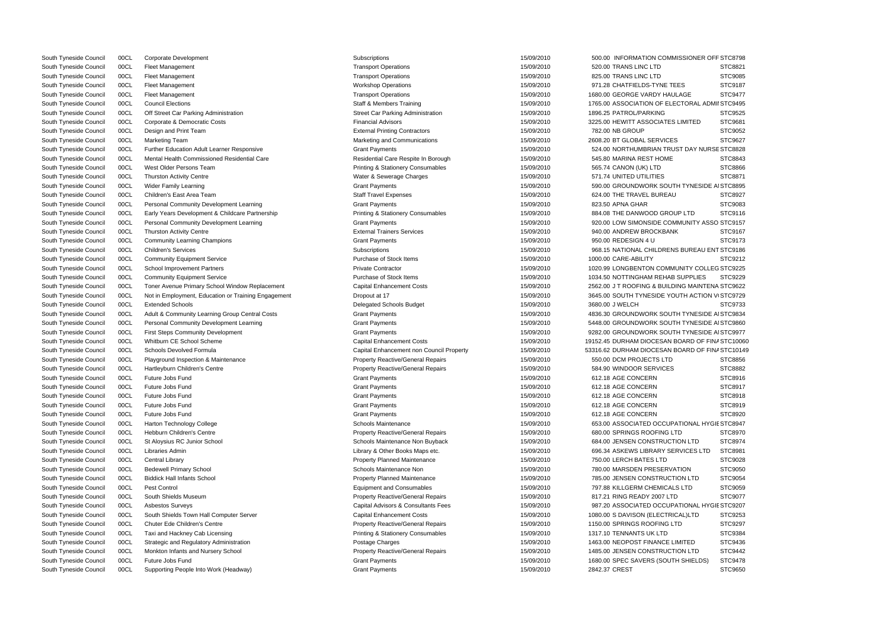| | | | | | | | |
|---|---|---|---|---|---|---|---|
| South Tyneside Council | 00CL | Corporate Development | Subscriptions | 15/09/2010 | 500.00 | INFORMATION COMMISSIONER OFF | STC8798 |
| South Tyneside Council | 00CL | Fleet Management | Transport Operations | 15/09/2010 | 520.00 | TRANS LINC LTD | STC8821 |
| South Tyneside Council | 00CL | Fleet Management | Transport Operations | 15/09/2010 | 825.00 | TRANS LINC LTD | STC9085 |
| South Tyneside Council | 00CL | Fleet Management | Workshop Operations | 15/09/2010 | 971.28 | CHATFIELDS-TYNE TEES | STC9187 |
| South Tyneside Council | 00CL | Fleet Management | Transport Operations | 15/09/2010 | 1680.00 | GEORGE VARDY HAULAGE | STC9477 |
| South Tyneside Council | 00CL | Council Elections | Staff & Members Training | 15/09/2010 | 1765.00 | ASSOCIATION OF ELECTORAL ADMI | STC9495 |
| South Tyneside Council | 00CL | Off Street Car Parking Administration | Street Car Parking Administration | 15/09/2010 | 1896.25 | PATROL/PARKING | STC9525 |
| South Tyneside Council | 00CL | Corporate & Democratic Costs | Financial Advisors | 15/09/2010 | 3225.00 | HEWITT ASSOCIATES LIMITED | STC9681 |
| South Tyneside Council | 00CL | Design and Print Team | External Printing Contractors | 15/09/2010 | 782.00 | NB GROUP | STC9052 |
| South Tyneside Council | 00CL | Marketing Team | Marketing and Communications | 15/09/2010 | 2608.20 | BT GLOBAL SERVICES | STC9627 |
| South Tyneside Council | 00CL | Further Education Adult Learner Responsive | Grant Payments | 15/09/2010 | 524.00 | NORTHUMBRIAN TRUST DAY NURSE | STC8828 |
| South Tyneside Council | 00CL | Mental Health Commissioned Residential Care | Residential Care Respite In Borough | 15/09/2010 | 545.80 | MARINA REST HOME | STC8843 |
| South Tyneside Council | 00CL | West Older Persons Team | Printing & Stationery Consumables | 15/09/2010 | 565.74 | CANON (UK) LTD | STC8866 |
| South Tyneside Council | 00CL | Thurston Activity Centre | Water & Sewerage Charges | 15/09/2010 | 571.74 | UNITED UTILITIES | STC8871 |
| South Tyneside Council | 00CL | Wider Family Learning | Grant Payments | 15/09/2010 | 590.00 | GROUNDWORK SOUTH TYNESIDE A | STC8895 |
| South Tyneside Council | 00CL | Children's East Area Team | Staff Travel Expenses | 15/09/2010 | 624.00 | THE TRAVEL BUREAU | STC8927 |
| South Tyneside Council | 00CL | Personal Community Development Learning | Grant Payments | 15/09/2010 | 823.50 | APNA GHAR | STC9083 |
| South Tyneside Council | 00CL | Early Years Development & Childcare Partnership | Printing & Stationery Consumables | 15/09/2010 | 884.08 | THE DANWOOD GROUP LTD | STC9116 |
| South Tyneside Council | 00CL | Personal Community Development Learning | Grant Payments | 15/09/2010 | 920.00 | LOW SIMONSIDE COMMUNITY ASSO | STC9157 |
| South Tyneside Council | 00CL | Thurston Activity Centre | External Trainers Services | 15/09/2010 | 940.00 | ANDREW BROCKBANK | STC9167 |
| South Tyneside Council | 00CL | Community Learning Champions | Grant Payments | 15/09/2010 | 950.00 | REDESIGN 4 U | STC9173 |
| South Tyneside Council | 00CL | Children's Services | Subscriptions | 15/09/2010 | 968.15 | NATIONAL CHILDRENS BUREAU ENT | STC9186 |
| South Tyneside Council | 00CL | Community Equipment Service | Purchase of Stock Items | 15/09/2010 | 1000.00 | CARE-ABILITY | STC9212 |
| South Tyneside Council | 00CL | School Improvement Partners | Private Contractor | 15/09/2010 | 1020.99 | LONGBENTON COMMUNITY COLLEG | STC9225 |
| South Tyneside Council | 00CL | Community Equipment Service | Purchase of Stock Items | 15/09/2010 | 1034.50 | NOTTINGHAM REHAB SUPPLIES | STC9229 |
| South Tyneside Council | 00CL | Toner Avenue Primary School Window Replacement | Capital Enhancement Costs | 15/09/2010 | 2562.00 | J T ROOFING & BUILDING MAINTENA | STC9622 |
| South Tyneside Council | 00CL | Not in Employment, Education or Training Engagement | Dropout at 17 | 15/09/2010 | 3645.00 | SOUTH TYNESIDE YOUTH ACTION V | STC9729 |
| South Tyneside Council | 00CL | Extended Schools | Delegated Schools Budget | 15/09/2010 | 3680.00 | J WELCH | STC9733 |
| South Tyneside Council | 00CL | Adult & Community Learning Group Central Costs | Grant Payments | 15/09/2010 | 4836.30 | GROUNDWORK SOUTH TYNESIDE A | STC9834 |
| South Tyneside Council | 00CL | Personal Community Development Learning | Grant Payments | 15/09/2010 | 5448.00 | GROUNDWORK SOUTH TYNESIDE A | STC9860 |
| South Tyneside Council | 00CL | First Steps Community Development | Grant Payments | 15/09/2010 | 9282.00 | GROUNDWORK SOUTH TYNESIDE A | STC9977 |
| South Tyneside Council | 00CL | Whitburn CE School Scheme | Capital Enhancement Costs | 15/09/2010 | 19152.45 | DURHAM DIOCESAN BOARD OF FINA | STC10060 |
| South Tyneside Council | 00CL | Schools Devolved Formula | Capital Enhancement non Council Property | 15/09/2010 | 53316.62 | DURHAM DIOCESAN BOARD OF FINA | STC10149 |
| South Tyneside Council | 00CL | Playground Inspection & Maintenance | Property Reactive/General Repairs | 15/09/2010 | 550.00 | DCM PROJECTS LTD | STC8856 |
| South Tyneside Council | 00CL | Hartleyburn Children's Centre | Property Reactive/General Repairs | 15/09/2010 | 584.90 | WINDOOR SERVICES | STC8882 |
| South Tyneside Council | 00CL | Future Jobs Fund | Grant Payments | 15/09/2010 | 612.18 | AGE CONCERN | STC8916 |
| South Tyneside Council | 00CL | Future Jobs Fund | Grant Payments | 15/09/2010 | 612.18 | AGE CONCERN | STC8917 |
| South Tyneside Council | 00CL | Future Jobs Fund | Grant Payments | 15/09/2010 | 612.18 | AGE CONCERN | STC8918 |
| South Tyneside Council | 00CL | Future Jobs Fund | Grant Payments | 15/09/2010 | 612.18 | AGE CONCERN | STC8919 |
| South Tyneside Council | 00CL | Future Jobs Fund | Grant Payments | 15/09/2010 | 612.18 | AGE CONCERN | STC8920 |
| South Tyneside Council | 00CL | Harton Technology College | Schools Maintenance | 15/09/2010 | 653.00 | ASSOCIATED OCCUPATIONAL HYGIE | STC8947 |
| South Tyneside Council | 00CL | Hebburn Children's Centre | Property Reactive/General Repairs | 15/09/2010 | 680.00 | SPRINGS ROOFING LTD | STC8970 |
| South Tyneside Council | 00CL | St Aloysius RC Junior School | Schools Maintenance Non Buyback | 15/09/2010 | 684.00 | JENSEN CONSTRUCTION LTD | STC8974 |
| South Tyneside Council | 00CL | Libraries Admin | Library & Other Books Maps etc. | 15/09/2010 | 696.34 | ASKEWS LIBRARY SERVICES LTD | STC8981 |
| South Tyneside Council | 00CL | Central Library | Property Planned Maintenance | 15/09/2010 | 750.00 | LERCH BATES LTD | STC9028 |
| South Tyneside Council | 00CL | Bedewell Primary School | Schools Maintenance Non | 15/09/2010 | 780.00 | MARSDEN PRESERVATION | STC9050 |
| South Tyneside Council | 00CL | Biddick Hall Infants School | Property Planned Maintenance | 15/09/2010 | 785.00 | JENSEN CONSTRUCTION LTD | STC9054 |
| South Tyneside Council | 00CL | Pest Control | Equipment and Consumables | 15/09/2010 | 797.88 | KILLGERM CHEMICALS LTD | STC9059 |
| South Tyneside Council | 00CL | South Shields Museum | Property Reactive/General Repairs | 15/09/2010 | 817.21 | RING READY 2007 LTD | STC9077 |
| South Tyneside Council | 00CL | Asbestos Surveys | Capital Advisors & Consultants Fees | 15/09/2010 | 987.20 | ASSOCIATED OCCUPATIONAL HYGIE | STC9207 |
| South Tyneside Council | 00CL | South Shields Town Hall Computer Server | Capital Enhancement Costs | 15/09/2010 | 1080.00 | S DAVISON (ELECTRICAL)LTD | STC9253 |
| South Tyneside Council | 00CL | Chuter Ede Children's Centre | Property Reactive/General Repairs | 15/09/2010 | 1150.00 | SPRINGS ROOFING LTD | STC9297 |
| South Tyneside Council | 00CL | Taxi and Hackney Cab Licensing | Printing & Stationery Consumables | 15/09/2010 | 1317.10 | TENNANTS UK LTD | STC9384 |
| South Tyneside Council | 00CL | Strategic and Regulatory Administration | Postage Charges | 15/09/2010 | 1463.00 | NEOPOST FINANCE LIMITED | STC9436 |
| South Tyneside Council | 00CL | Monkton Infants and Nursery School | Property Reactive/General Repairs | 15/09/2010 | 1485.00 | JENSEN CONSTRUCTION LTD | STC9442 |
| South Tyneside Council | 00CL | Future Jobs Fund | Grant Payments | 15/09/2010 | 1680.00 | SPEC SAVERS (SOUTH SHIELDS) | STC9478 |
| South Tyneside Council | 00CL | Supporting People Into Work (Headway) | Grant Payments | 15/09/2010 | 2842.37 | CREST | STC9650 |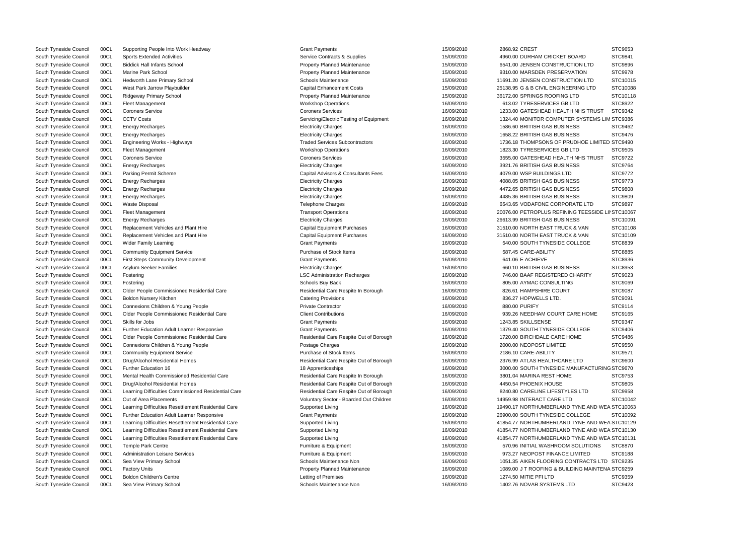| | | | | | | | |
|---|---|---|---|---|---|---|---|
| South Tyneside Council | 00CL | Supporting People Into Work Headway | Grant Payments | 15/09/2010 | 2868.92 | CREST | STC9653 |
| South Tyneside Council | 00CL | Sports Extended Activities | Service Contracts & Supplies | 15/09/2010 | 4960.00 | DURHAM CRICKET BOARD | STC9841 |
| South Tyneside Council | 00CL | Biddick Hall Infants School | Property Planned Maintenance | 15/09/2010 | 6541.00 | JENSEN CONSTRUCTION LTD | STC9896 |
| South Tyneside Council | 00CL | Marine Park School | Property Planned Maintenance | 15/09/2010 | 9310.00 | MARSDEN PRESERVATION | STC9978 |
| South Tyneside Council | 00CL | Hedworth Lane Primary School | Schools Maintenance | 15/09/2010 | 11691.20 | JENSEN CONSTRUCTION LTD | STC10015 |
| South Tyneside Council | 00CL | West Park Jarrow Playbuilder | Capital Enhancement Costs | 15/09/2010 | 25138.95 | G & B CIVIL ENGINEERING LTD | STC10088 |
| South Tyneside Council | 00CL | Ridgeway Primary School | Property Planned Maintenance | 15/09/2010 | 36172.00 | SPRINGS ROOFING LTD | STC10118 |
| South Tyneside Council | 00CL | Fleet Management | Workshop Operations | 16/09/2010 | 613.02 | TYRESERVICES GB LTD | STC8922 |
| South Tyneside Council | 00CL | Coroners Service | Coroners Services | 16/09/2010 | 1233.00 | GATESHEAD HEALTH NHS TRUST | STC9342 |
| South Tyneside Council | 00CL | CCTV Costs | Servicing/Electric Testing of Equipment | 16/09/2010 | 1324.40 | MONITOR COMPUTER SYSTEMS LIM | STC9386 |
| South Tyneside Council | 00CL | Energy Recharges | Electricity Charges | 16/09/2010 | 1586.60 | BRITISH GAS BUSINESS | STC9462 |
| South Tyneside Council | 00CL | Energy Recharges | Electricity Charges | 16/09/2010 | 1658.22 | BRITISH GAS BUSINESS | STC9476 |
| South Tyneside Council | 00CL | Engineering Works - Highways | Traded Services Subcontractors | 16/09/2010 | 1736.18 | THOMPSONS OF PRUDHOE LIMITED | STC9490 |
| South Tyneside Council | 00CL | Fleet Management | Workshop Operations | 16/09/2010 | 1823.30 | TYRESERVICES GB LTD | STC9505 |
| South Tyneside Council | 00CL | Coroners Service | Coroners Services | 16/09/2010 | 3555.00 | GATESHEAD HEALTH NHS TRUST | STC9722 |
| South Tyneside Council | 00CL | Energy Recharges | Electricity Charges | 16/09/2010 | 3921.76 | BRITISH GAS BUSINESS | STC9764 |
| South Tyneside Council | 00CL | Parking Permit Scheme | Capital Advisors & Consultants Fees | 16/09/2010 | 4079.00 | WSP BUILDINGS LTD | STC9772 |
| South Tyneside Council | 00CL | Energy Recharges | Electricity Charges | 16/09/2010 | 4088.05 | BRITISH GAS BUSINESS | STC9773 |
| South Tyneside Council | 00CL | Energy Recharges | Electricity Charges | 16/09/2010 | 4472.65 | BRITISH GAS BUSINESS | STC9808 |
| South Tyneside Council | 00CL | Energy Recharges | Electricity Charges | 16/09/2010 | 4485.36 | BRITISH GAS BUSINESS | STC9809 |
| South Tyneside Council | 00CL | Waste Disposal | Telephone Charges | 16/09/2010 | 6543.65 | VODAFONE CORPORATE LTD | STC9897 |
| South Tyneside Council | 00CL | Fleet Management | Transport Operations | 16/09/2010 | 20076.00 | PETROPLUS REFINING TEESSIDE LI | STC10067 |
| South Tyneside Council | 00CL | Energy Recharges | Electricity Charges | 16/09/2010 | 26613.99 | BRITISH GAS BUSINESS | STC10091 |
| South Tyneside Council | 00CL | Replacement Vehicles and Plant Hire | Capital Equipment Purchases | 16/09/2010 | 31510.00 | NORTH EAST TRUCK & VAN | STC10108 |
| South Tyneside Council | 00CL | Replacement Vehicles and Plant Hire | Capital Equipment Purchases | 16/09/2010 | 31510.00 | NORTH EAST TRUCK & VAN | STC10109 |
| South Tyneside Council | 00CL | Wider Family Learning | Grant Payments | 16/09/2010 | 540.00 | SOUTH TYNESIDE COLLEGE | STC8839 |
| South Tyneside Council | 00CL | Community Equipment Service | Purchase of Stock Items | 16/09/2010 | 587.45 | CARE-ABILITY | STC8885 |
| South Tyneside Council | 00CL | First Steps Community Development | Grant Payments | 16/09/2010 | 641.06 | E ACHIEVE | STC8936 |
| South Tyneside Council | 00CL | Asylum Seeker Families | Electricity Charges | 16/09/2010 | 660.10 | BRITISH GAS BUSINESS | STC8953 |
| South Tyneside Council | 00CL | Fostering | LSC Administration Recharges | 16/09/2010 | 746.00 | BAAF REGISTERED CHARITY | STC9023 |
| South Tyneside Council | 00CL | Fostering | Schools Buy Back | 16/09/2010 | 805.00 | AYMAC CONSULTING | STC9069 |
| South Tyneside Council | 00CL | Older People Commissioned Residential Care | Residential Care Respite In Borough | 16/09/2010 | 826.61 | HAMPSHIRE COURT | STC9087 |
| South Tyneside Council | 00CL | Boldon Nursery Kitchen | Catering Provisions | 16/09/2010 | 836.27 | HOPWELLS LTD. | STC9091 |
| South Tyneside Council | 00CL | Connexions Children & Young People | Private Contractor | 16/09/2010 | 880.00 | PURIFY | STC9114 |
| South Tyneside Council | 00CL | Older People Commissioned Residential Care | Client Contributions | 16/09/2010 | 939.26 | NEEDHAM COURT CARE HOME | STC9165 |
| South Tyneside Council | 00CL | Skills for Jobs | Grant Payments | 16/09/2010 | 1243.85 | SKILLSENSE | STC9347 |
| South Tyneside Council | 00CL | Further Education Adult Learner Responsive | Grant Payments | 16/09/2010 | 1379.40 | SOUTH TYNESIDE COLLEGE | STC9406 |
| South Tyneside Council | 00CL | Older People Commissioned Residential Care | Residential Care Respite Out of Borough | 16/09/2010 | 1720.00 | BIRCHDALE CARE HOME | STC9486 |
| South Tyneside Council | 00CL | Connexions Children & Young People | Postage Charges | 16/09/2010 | 2000.00 | NEOPOST LIMITED | STC9550 |
| South Tyneside Council | 00CL | Community Equipment Service | Purchase of Stock Items | 16/09/2010 | 2186.10 | CARE-ABILITY | STC9571 |
| South Tyneside Council | 00CL | Drug/Alcohol Residential Homes | Residential Care Respite Out of Borough | 16/09/2010 | 2376.99 | ATLAS HEALTHCARE LTD | STC9600 |
| South Tyneside Council | 00CL | Further Education 16 | 18 Apprenticeships | 16/09/2010 | 3000.00 | SOUTH TYNESIDE MANUFACTURING | STC9670 |
| South Tyneside Council | 00CL | Mental Health Commissioned Residential Care | Residential Care Respite In Borough | 16/09/2010 | 3801.04 | MARINA REST HOME | STC9753 |
| South Tyneside Council | 00CL | Drug/Alcohol Residential Homes | Residential Care Respite Out of Borough | 16/09/2010 | 4450.54 | PHOENIX HOUSE | STC9805 |
| South Tyneside Council | 00CL | Learning Difficulties Commissioned Residential Care | Residential Care Respite Out of Borough | 16/09/2010 | 8240.80 | CARELINE LIFESTYLES LTD | STC9958 |
| South Tyneside Council | 00CL | Out of Area Placements | Voluntary Sector - Boarded Out Children | 16/09/2010 | 14959.98 | INTERACT CARE LTD | STC10042 |
| South Tyneside Council | 00CL | Learning Difficulties Resettlement Residential Care | Supported Living | 16/09/2010 | 19490.17 | NORTHUMBERLAND TYNE AND WEA | STC10063 |
| South Tyneside Council | 00CL | Further Education Adult Learner Responsive | Grant Payments | 16/09/2010 | 26900.00 | SOUTH TYNESIDE COLLEGE | STC10092 |
| South Tyneside Council | 00CL | Learning Difficulties Resettlement Residential Care | Supported Living | 16/09/2010 | 41854.77 | NORTHUMBERLAND TYNE AND WEA | STC10129 |
| South Tyneside Council | 00CL | Learning Difficulties Resettlement Residential Care | Supported Living | 16/09/2010 | 41854.77 | NORTHUMBERLAND TYNE AND WEA | STC10130 |
| South Tyneside Council | 00CL | Learning Difficulties Resettlement Residential Care | Supported Living | 16/09/2010 | 41854.77 | NORTHUMBERLAND TYNE AND WEA | STC10131 |
| South Tyneside Council | 00CL | Temple Park Centre | Furniture & Equipment | 16/09/2010 | 570.96 | INITIAL WASHROOM SOLUTIONS | STC8870 |
| South Tyneside Council | 00CL | Administration Leisure Services | Furniture & Equipment | 16/09/2010 | 973.27 | NEOPOST FINANCE LIMITED | STC9188 |
| South Tyneside Council | 00CL | Sea View Primary School | Schools Maintenance Non | 16/09/2010 | 1051.35 | AIKEN FLOORING CONTRACTS LTD | STC9235 |
| South Tyneside Council | 00CL | Factory Units | Property Planned Maintenance | 16/09/2010 | 1089.00 | J T ROOFING & BUILDING MAINTENA | STC9259 |
| South Tyneside Council | 00CL | Boldon Children's Centre | Letting of Premises | 16/09/2010 | 1274.50 | MITIE PFI LTD | STC9359 |
| South Tyneside Council | 00CL | Sea View Primary School | Schools Maintenance Non | 16/09/2010 | 1402.76 | NOVAR SYSTEMS LTD | STC9423 |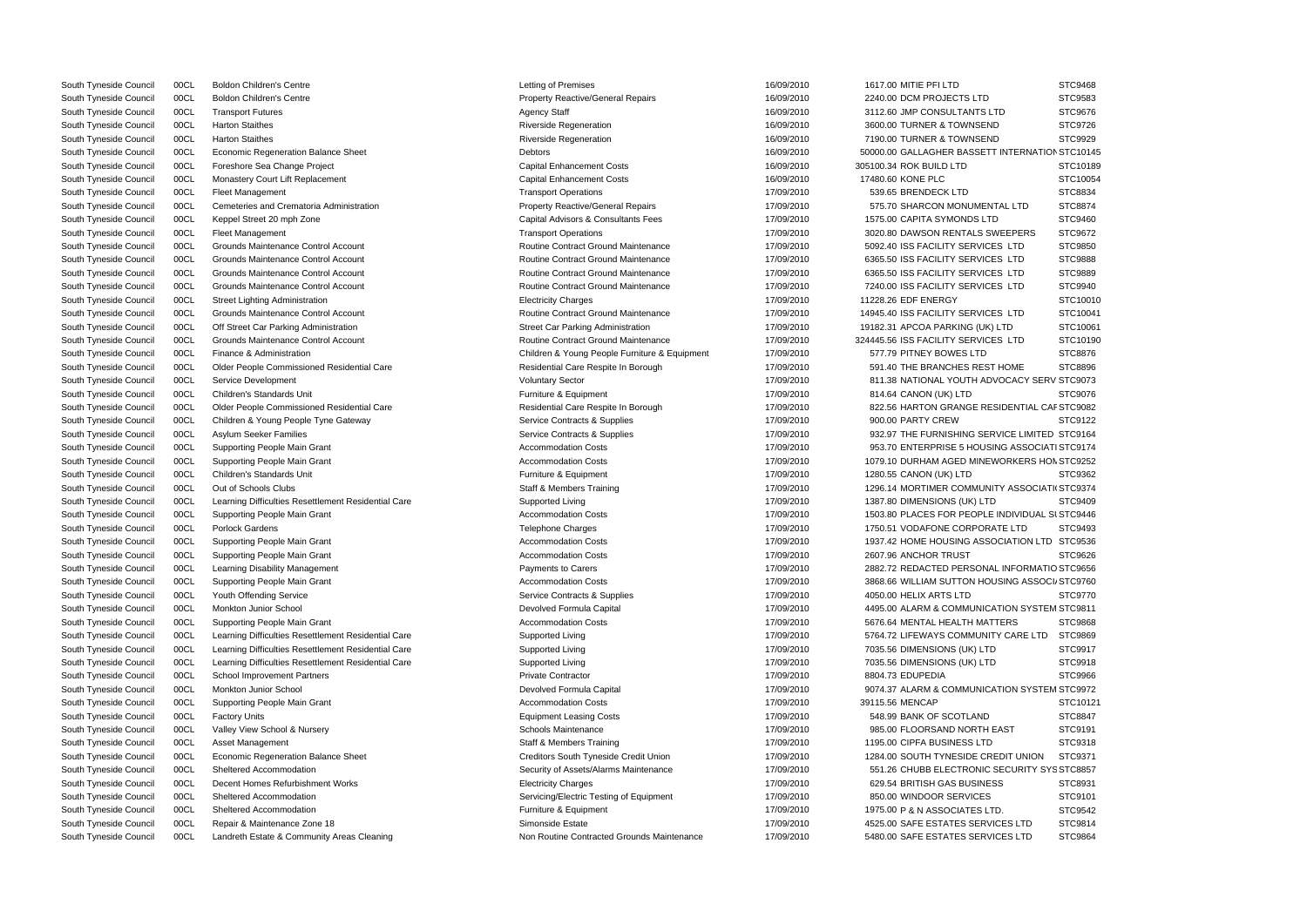| | | | | | | | |
|---|---|---|---|---|---|---|---|
| South Tyneside Council | 00CL | Boldon Children's Centre | Letting of Premises | 16/09/2010 | 1617.00 | MITIE PFI LTD | STC9468 |
| South Tyneside Council | 00CL | Boldon Children's Centre | Property Reactive/General Repairs | 16/09/2010 | 2240.00 | DCM PROJECTS LTD | STC9583 |
| South Tyneside Council | 00CL | Transport Futures | Agency Staff | 16/09/2010 | 3112.60 | JMP CONSULTANTS LTD | STC9676 |
| South Tyneside Council | 00CL | Harton Staithes | Riverside Regeneration | 16/09/2010 | 3600.00 | TURNER & TOWNSEND | STC9726 |
| South Tyneside Council | 00CL | Harton Staithes | Riverside Regeneration | 16/09/2010 | 7190.00 | TURNER & TOWNSEND | STC9929 |
| South Tyneside Council | 00CL | Economic Regeneration Balance Sheet | Debtors | 16/09/2010 | 50000.00 | GALLAGHER BASSETT INTERNATION | STC10145 |
| South Tyneside Council | 00CL | Foreshore Sea Change Project | Capital Enhancement Costs | 16/09/2010 | 305100.34 | ROK BUILD LTD | STC10189 |
| South Tyneside Council | 00CL | Monastery Court Lift Replacement | Capital Enhancement Costs | 16/09/2010 | 17480.60 | KONE PLC | STC10054 |
| South Tyneside Council | 00CL | Fleet Management | Transport Operations | 17/09/2010 | 539.65 | BRENDECK LTD | STC8834 |
| South Tyneside Council | 00CL | Cemeteries and Crematoria Administration | Property Reactive/General Repairs | 17/09/2010 | 575.70 | SHARCON MONUMENTAL LTD | STC8874 |
| South Tyneside Council | 00CL | Keppel Street 20 mph Zone | Capital Advisors & Consultants Fees | 17/09/2010 | 1575.00 | CAPITA SYMONDS LTD | STC9460 |
| South Tyneside Council | 00CL | Fleet Management | Transport Operations | 17/09/2010 | 3020.80 | DAWSON RENTALS SWEEPERS | STC9672 |
| South Tyneside Council | 00CL | Grounds Maintenance Control Account | Routine Contract Ground Maintenance | 17/09/2010 | 5092.40 | ISS FACILITY SERVICES LTD | STC9850 |
| South Tyneside Council | 00CL | Grounds Maintenance Control Account | Routine Contract Ground Maintenance | 17/09/2010 | 6365.50 | ISS FACILITY SERVICES LTD | STC9888 |
| South Tyneside Council | 00CL | Grounds Maintenance Control Account | Routine Contract Ground Maintenance | 17/09/2010 | 6365.50 | ISS FACILITY SERVICES LTD | STC9889 |
| South Tyneside Council | 00CL | Grounds Maintenance Control Account | Routine Contract Ground Maintenance | 17/09/2010 | 7240.00 | ISS FACILITY SERVICES LTD | STC9940 |
| South Tyneside Council | 00CL | Street Lighting Administration | Electricity Charges | 17/09/2010 | 11228.26 | EDF ENERGY | STC10010 |
| South Tyneside Council | 00CL | Grounds Maintenance Control Account | Routine Contract Ground Maintenance | 17/09/2010 | 14945.40 | ISS FACILITY SERVICES LTD | STC10041 |
| South Tyneside Council | 00CL | Off Street Car Parking Administration | Street Car Parking Administration | 17/09/2010 | 19182.31 | APCOA PARKING (UK) LTD | STC10061 |
| South Tyneside Council | 00CL | Grounds Maintenance Control Account | Routine Contract Ground Maintenance | 17/09/2010 | 324445.56 | ISS FACILITY SERVICES LTD | STC10190 |
| South Tyneside Council | 00CL | Finance & Administration | Children & Young People Furniture & Equipment | 17/09/2010 | 577.79 | PITNEY BOWES LTD | STC8876 |
| South Tyneside Council | 00CL | Older People Commissioned Residential Care | Residential Care Respite In Borough | 17/09/2010 | 591.40 | THE BRANCHES REST HOME | STC8896 |
| South Tyneside Council | 00CL | Service Development | Voluntary Sector | 17/09/2010 | 811.38 | NATIONAL YOUTH ADVOCACY SERV | STC9073 |
| South Tyneside Council | 00CL | Children's Standards Unit | Furniture & Equipment | 17/09/2010 | 814.64 | CANON (UK) LTD | STC9076 |
| South Tyneside Council | 00CL | Older People Commissioned Residential Care | Residential Care Respite In Borough | 17/09/2010 | 822.56 | HARTON GRANGE RESIDENTIAL CAF | STC9082 |
| South Tyneside Council | 00CL | Children & Young People Tyne Gateway | Service Contracts & Supplies | 17/09/2010 | 900.00 | PARTY CREW | STC9122 |
| South Tyneside Council | 00CL | Asylum Seeker Families | Service Contracts & Supplies | 17/09/2010 | 932.97 | THE FURNISHING SERVICE LIMITED | STC9164 |
| South Tyneside Council | 00CL | Supporting People Main Grant | Accommodation Costs | 17/09/2010 | 953.70 | ENTERPRISE 5 HOUSING ASSOCIATI | STC9174 |
| South Tyneside Council | 00CL | Supporting People Main Grant | Accommodation Costs | 17/09/2010 | 1079.10 | DURHAM AGED MINEWORKERS HOM | STC9252 |
| South Tyneside Council | 00CL | Children's Standards Unit | Furniture & Equipment | 17/09/2010 | 1280.55 | CANON (UK) LTD | STC9362 |
| South Tyneside Council | 00CL | Out of Schools Clubs | Staff & Members Training | 17/09/2010 | 1296.14 | MORTIMER COMMUNITY ASSOCIATI( | STC9374 |
| South Tyneside Council | 00CL | Learning Difficulties Resettlement Residential Care | Supported Living | 17/09/2010 | 1387.80 | DIMENSIONS (UK) LTD | STC9409 |
| South Tyneside Council | 00CL | Supporting People Main Grant | Accommodation Costs | 17/09/2010 | 1503.80 | PLACES FOR PEOPLE INDIVIDUAL S( | STC9446 |
| South Tyneside Council | 00CL | Porlock Gardens | Telephone Charges | 17/09/2010 | 1750.51 | VODAFONE CORPORATE LTD | STC9493 |
| South Tyneside Council | 00CL | Supporting People Main Grant | Accommodation Costs | 17/09/2010 | 1937.42 | HOME HOUSING ASSOCIATION LTD | STC9536 |
| South Tyneside Council | 00CL | Supporting People Main Grant | Accommodation Costs | 17/09/2010 | 2607.96 | ANCHOR TRUST | STC9626 |
| South Tyneside Council | 00CL | Learning Disability Management | Payments to Carers | 17/09/2010 | 2882.72 | REDACTED PERSONAL INFORMATIO | STC9656 |
| South Tyneside Council | 00CL | Supporting People Main Grant | Accommodation Costs | 17/09/2010 | 3868.66 | WILLIAM SUTTON HOUSING ASSOCI/ | STC9760 |
| South Tyneside Council | 00CL | Youth Offending Service | Service Contracts & Supplies | 17/09/2010 | 4050.00 | HELIX ARTS LTD | STC9770 |
| South Tyneside Council | 00CL | Monkton Junior School | Devolved Formula Capital | 17/09/2010 | 4495.00 | ALARM & COMMUNICATION SYSTEM | STC9811 |
| South Tyneside Council | 00CL | Supporting People Main Grant | Accommodation Costs | 17/09/2010 | 5676.64 | MENTAL HEALTH MATTERS | STC9868 |
| South Tyneside Council | 00CL | Learning Difficulties Resettlement Residential Care | Supported Living | 17/09/2010 | 5764.72 | LIFEWAYS COMMUNITY CARE LTD | STC9869 |
| South Tyneside Council | 00CL | Learning Difficulties Resettlement Residential Care | Supported Living | 17/09/2010 | 7035.56 | DIMENSIONS (UK) LTD | STC9917 |
| South Tyneside Council | 00CL | Learning Difficulties Resettlement Residential Care | Supported Living | 17/09/2010 | 7035.56 | DIMENSIONS (UK) LTD | STC9918 |
| South Tyneside Council | 00CL | School Improvement Partners | Private Contractor | 17/09/2010 | 8804.73 | EDUPEDIA | STC9966 |
| South Tyneside Council | 00CL | Monkton Junior School | Devolved Formula Capital | 17/09/2010 | 9074.37 | ALARM & COMMUNICATION SYSTEM | STC9972 |
| South Tyneside Council | 00CL | Supporting People Main Grant | Accommodation Costs | 17/09/2010 | 39115.56 | MENCAP | STC10121 |
| South Tyneside Council | 00CL | Factory Units | Equipment Leasing Costs | 17/09/2010 | 548.99 | BANK OF SCOTLAND | STC8847 |
| South Tyneside Council | 00CL | Valley View School & Nursery | Schools Maintenance | 17/09/2010 | 985.00 | FLOORSAND NORTH EAST | STC9191 |
| South Tyneside Council | 00CL | Asset Management | Staff & Members Training | 17/09/2010 | 1195.00 | CIPFA BUSINESS LTD | STC9318 |
| South Tyneside Council | 00CL | Economic Regeneration Balance Sheet | Creditors South Tyneside Credit Union | 17/09/2010 | 1284.00 | SOUTH TYNESIDE CREDIT UNION | STC9371 |
| South Tyneside Council | 00CL | Sheltered Accommodation | Security of Assets/Alarms Maintenance | 17/09/2010 | 551.26 | CHUBB ELECTRONIC SECURITY SYS | STC8857 |
| South Tyneside Council | 00CL | Decent Homes Refurbishment Works | Electricity Charges | 17/09/2010 | 629.54 | BRITISH GAS BUSINESS | STC8931 |
| South Tyneside Council | 00CL | Sheltered Accommodation | Servicing/Electric Testing of Equipment | 17/09/2010 | 850.00 | WINDOOR SERVICES | STC9101 |
| South Tyneside Council | 00CL | Sheltered Accommodation | Furniture & Equipment | 17/09/2010 | 1975.00 | P & N ASSOCIATES LTD. | STC9542 |
| South Tyneside Council | 00CL | Repair & Maintenance Zone 18 | Simonside Estate | 17/09/2010 | 4525.00 | SAFE ESTATES SERVICES LTD | STC9814 |
| South Tyneside Council | 00CL | Landreth Estate & Community Areas Cleaning | Non Routine Contracted Grounds Maintenance | 17/09/2010 | 5480.00 | SAFE ESTATES SERVICES LTD | STC9864 |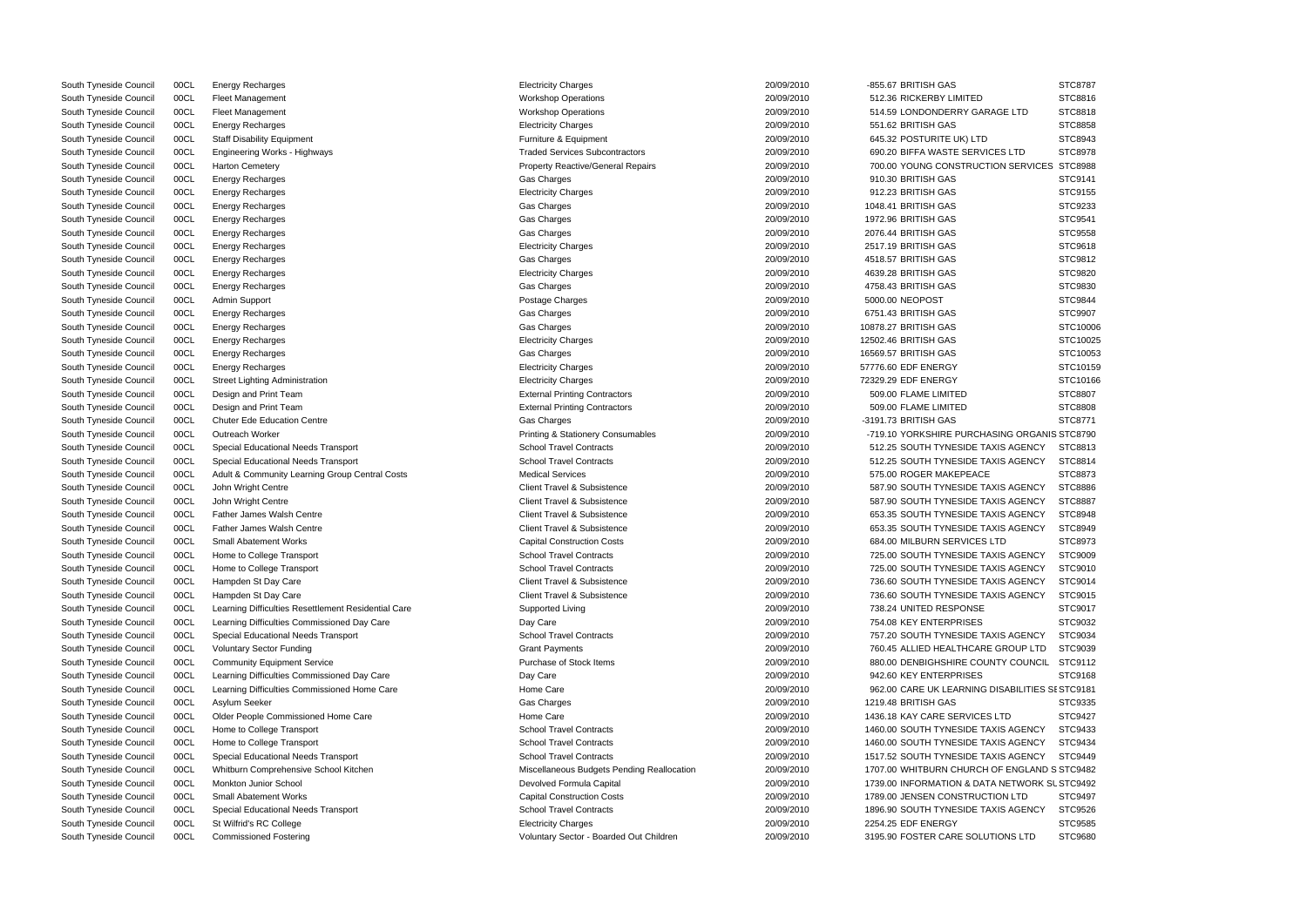| | | | | | | | |
|---|---|---|---|---|---|---|---|
| South Tyneside Council | 00CL | Energy Recharges | Electricity Charges | 20/09/2010 | -855.67 | BRITISH GAS | STC8787 |
| South Tyneside Council | 00CL | Fleet Management | Workshop Operations | 20/09/2010 | 512.36 | RICKERBY LIMITED | STC8816 |
| South Tyneside Council | 00CL | Fleet Management | Workshop Operations | 20/09/2010 | 514.59 | LONDONDERRY GARAGE LTD | STC8818 |
| South Tyneside Council | 00CL | Energy Recharges | Electricity Charges | 20/09/2010 | 551.62 | BRITISH GAS | STC8858 |
| South Tyneside Council | 00CL | Staff Disability Equipment | Furniture & Equipment | 20/09/2010 | 645.32 | POSTURITE UK) LTD | STC8943 |
| South Tyneside Council | 00CL | Engineering Works - Highways | Traded Services Subcontractors | 20/09/2010 | 690.20 | BIFFA WASTE SERVICES LTD | STC8978 |
| South Tyneside Council | 00CL | Harton Cemetery | Property Reactive/General Repairs | 20/09/2010 | 700.00 | YOUNG CONSTRUCTION SERVICES | STC8988 |
| South Tyneside Council | 00CL | Energy Recharges | Gas Charges | 20/09/2010 | 910.30 | BRITISH GAS | STC9141 |
| South Tyneside Council | 00CL | Energy Recharges | Electricity Charges | 20/09/2010 | 912.23 | BRITISH GAS | STC9155 |
| South Tyneside Council | 00CL | Energy Recharges | Gas Charges | 20/09/2010 | 1048.41 | BRITISH GAS | STC9233 |
| South Tyneside Council | 00CL | Energy Recharges | Gas Charges | 20/09/2010 | 1972.96 | BRITISH GAS | STC9541 |
| South Tyneside Council | 00CL | Energy Recharges | Gas Charges | 20/09/2010 | 2076.44 | BRITISH GAS | STC9558 |
| South Tyneside Council | 00CL | Energy Recharges | Electricity Charges | 20/09/2010 | 2517.19 | BRITISH GAS | STC9618 |
| South Tyneside Council | 00CL | Energy Recharges | Gas Charges | 20/09/2010 | 4518.57 | BRITISH GAS | STC9812 |
| South Tyneside Council | 00CL | Energy Recharges | Electricity Charges | 20/09/2010 | 4639.28 | BRITISH GAS | STC9820 |
| South Tyneside Council | 00CL | Energy Recharges | Gas Charges | 20/09/2010 | 4758.43 | BRITISH GAS | STC9830 |
| South Tyneside Council | 00CL | Admin Support | Postage Charges | 20/09/2010 | 5000.00 | NEOPOST | STC9844 |
| South Tyneside Council | 00CL | Energy Recharges | Gas Charges | 20/09/2010 | 6751.43 | BRITISH GAS | STC9907 |
| South Tyneside Council | 00CL | Energy Recharges | Gas Charges | 20/09/2010 | 10878.27 | BRITISH GAS | STC10006 |
| South Tyneside Council | 00CL | Energy Recharges | Electricity Charges | 20/09/2010 | 12502.46 | BRITISH GAS | STC10025 |
| South Tyneside Council | 00CL | Energy Recharges | Gas Charges | 20/09/2010 | 16569.57 | BRITISH GAS | STC10053 |
| South Tyneside Council | 00CL | Energy Recharges | Electricity Charges | 20/09/2010 | 57776.60 | EDF ENERGY | STC10159 |
| South Tyneside Council | 00CL | Street Lighting Administration | Electricity Charges | 20/09/2010 | 72329.29 | EDF ENERGY | STC10166 |
| South Tyneside Council | 00CL | Design and Print Team | External Printing Contractors | 20/09/2010 | 509.00 | FLAME LIMITED | STC8807 |
| South Tyneside Council | 00CL | Design and Print Team | External Printing Contractors | 20/09/2010 | 509.00 | FLAME LIMITED | STC8808 |
| South Tyneside Council | 00CL | Chuter Ede Education Centre | Gas Charges | 20/09/2010 | -3191.73 | BRITISH GAS | STC8771 |
| South Tyneside Council | 00CL | Outreach Worker | Printing & Stationery Consumables | 20/09/2010 | -719.10 | YORKSHIRE PURCHASING ORGANIS | STC8790 |
| South Tyneside Council | 00CL | Special Educational Needs Transport | School Travel Contracts | 20/09/2010 | 512.25 | SOUTH TYNESIDE TAXIS AGENCY | STC8813 |
| South Tyneside Council | 00CL | Special Educational Needs Transport | School Travel Contracts | 20/09/2010 | 512.25 | SOUTH TYNESIDE TAXIS AGENCY | STC8814 |
| South Tyneside Council | 00CL | Adult & Community Learning Group Central Costs | Medical Services | 20/09/2010 | 575.00 | ROGER MAKEPEACE | STC8873 |
| South Tyneside Council | 00CL | John Wright Centre | Client Travel & Subsistence | 20/09/2010 | 587.90 | SOUTH TYNESIDE TAXIS AGENCY | STC8886 |
| South Tyneside Council | 00CL | John Wright Centre | Client Travel & Subsistence | 20/09/2010 | 587.90 | SOUTH TYNESIDE TAXIS AGENCY | STC8887 |
| South Tyneside Council | 00CL | Father James Walsh Centre | Client Travel & Subsistence | 20/09/2010 | 653.35 | SOUTH TYNESIDE TAXIS AGENCY | STC8948 |
| South Tyneside Council | 00CL | Father James Walsh Centre | Client Travel & Subsistence | 20/09/2010 | 653.35 | SOUTH TYNESIDE TAXIS AGENCY | STC8949 |
| South Tyneside Council | 00CL | Small Abatement Works | Capital Construction Costs | 20/09/2010 | 684.00 | MILBURN SERVICES LTD | STC8973 |
| South Tyneside Council | 00CL | Home to College Transport | School Travel Contracts | 20/09/2010 | 725.00 | SOUTH TYNESIDE TAXIS AGENCY | STC9009 |
| South Tyneside Council | 00CL | Home to College Transport | School Travel Contracts | 20/09/2010 | 725.00 | SOUTH TYNESIDE TAXIS AGENCY | STC9010 |
| South Tyneside Council | 00CL | Hampden St Day Care | Client Travel & Subsistence | 20/09/2010 | 736.60 | SOUTH TYNESIDE TAXIS AGENCY | STC9014 |
| South Tyneside Council | 00CL | Hampden St Day Care | Client Travel & Subsistence | 20/09/2010 | 736.60 | SOUTH TYNESIDE TAXIS AGENCY | STC9015 |
| South Tyneside Council | 00CL | Learning Difficulties Resettlement Residential Care | Supported Living | 20/09/2010 | 738.24 | UNITED RESPONSE | STC9017 |
| South Tyneside Council | 00CL | Learning Difficulties Commissioned Day Care | Day Care | 20/09/2010 | 754.08 | KEY ENTERPRISES | STC9032 |
| South Tyneside Council | 00CL | Special Educational Needs Transport | School Travel Contracts | 20/09/2010 | 757.20 | SOUTH TYNESIDE TAXIS AGENCY | STC9034 |
| South Tyneside Council | 00CL | Voluntary Sector Funding | Grant Payments | 20/09/2010 | 760.45 | ALLIED HEALTHCARE GROUP LTD | STC9039 |
| South Tyneside Council | 00CL | Community Equipment Service | Purchase of Stock Items | 20/09/2010 | 880.00 | DENBIGHSHIRE COUNTY COUNCIL | STC9112 |
| South Tyneside Council | 00CL | Learning Difficulties Commissioned Day Care | Day Care | 20/09/2010 | 942.60 | KEY ENTERPRISES | STC9168 |
| South Tyneside Council | 00CL | Learning Difficulties Commissioned Home Care | Home Care | 20/09/2010 | 962.00 | CARE UK LEARNING DISABILITIES SE | STC9181 |
| South Tyneside Council | 00CL | Asylum Seeker | Gas Charges | 20/09/2010 | 1219.48 | BRITISH GAS | STC9335 |
| South Tyneside Council | 00CL | Older People Commissioned Home Care | Home Care | 20/09/2010 | 1436.18 | KAY CARE SERVICES LTD | STC9427 |
| South Tyneside Council | 00CL | Home to College Transport | School Travel Contracts | 20/09/2010 | 1460.00 | SOUTH TYNESIDE TAXIS AGENCY | STC9433 |
| South Tyneside Council | 00CL | Home to College Transport | School Travel Contracts | 20/09/2010 | 1460.00 | SOUTH TYNESIDE TAXIS AGENCY | STC9434 |
| South Tyneside Council | 00CL | Special Educational Needs Transport | School Travel Contracts | 20/09/2010 | 1517.52 | SOUTH TYNESIDE TAXIS AGENCY | STC9449 |
| South Tyneside Council | 00CL | Whitburn Comprehensive School Kitchen | Miscellaneous Budgets Pending Reallocation | 20/09/2010 | 1707.00 | WHITBURN CHURCH OF ENGLAND S | STC9482 |
| South Tyneside Council | 00CL | Monkton Junior School | Devolved Formula Capital | 20/09/2010 | 1739.00 | INFORMATION & DATA NETWORK SU | STC9492 |
| South Tyneside Council | 00CL | Small Abatement Works | Capital Construction Costs | 20/09/2010 | 1789.00 | JENSEN CONSTRUCTION LTD | STC9497 |
| South Tyneside Council | 00CL | Special Educational Needs Transport | School Travel Contracts | 20/09/2010 | 1896.90 | SOUTH TYNESIDE TAXIS AGENCY | STC9526 |
| South Tyneside Council | 00CL | St Wilfrid's RC College | Electricity Charges | 20/09/2010 | 2254.25 | EDF ENERGY | STC9585 |
| South Tyneside Council | 00CL | Commissioned Fostering | Voluntary Sector - Boarded Out Children | 20/09/2010 | 3195.90 | FOSTER CARE SOLUTIONS LTD | STC9680 |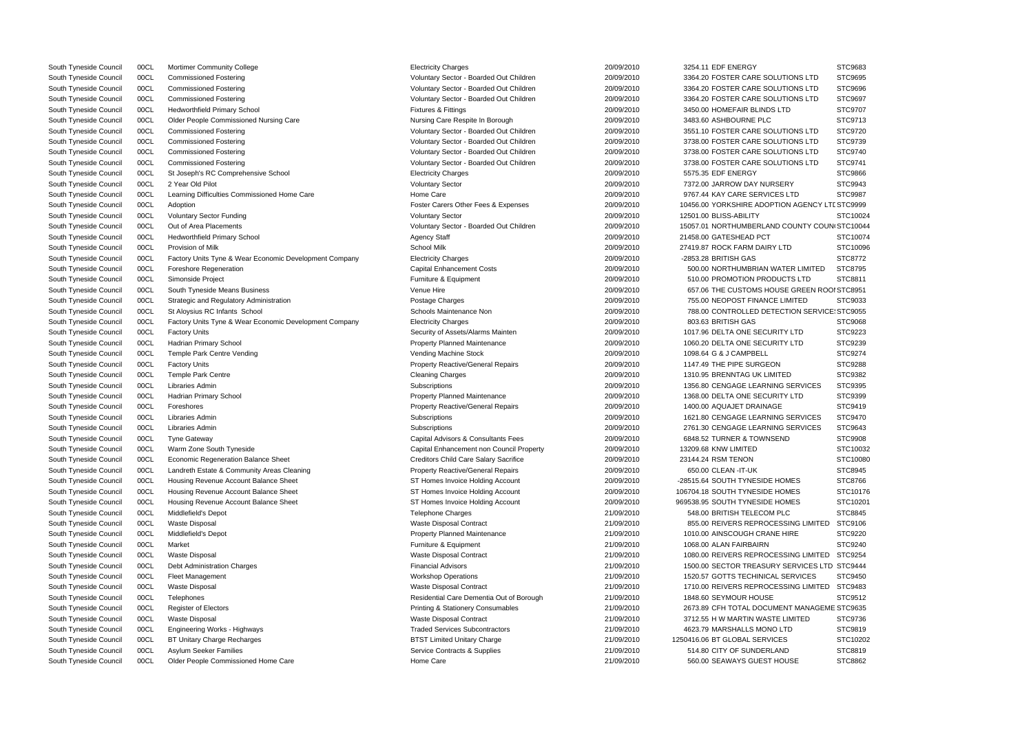| | | | | | | | |
|---|---|---|---|---|---|---|---|
| South Tyneside Council | 00CL | Mortimer Community College | Electricity Charges | 20/09/2010 | 3254.11 | EDF ENERGY | STC9683 |
| South Tyneside Council | 00CL | Commissioned Fostering | Voluntary Sector - Boarded Out Children | 20/09/2010 | 3364.20 | FOSTER CARE SOLUTIONS LTD | STC9695 |
| South Tyneside Council | 00CL | Commissioned Fostering | Voluntary Sector - Boarded Out Children | 20/09/2010 | 3364.20 | FOSTER CARE SOLUTIONS LTD | STC9696 |
| South Tyneside Council | 00CL | Commissioned Fostering | Voluntary Sector - Boarded Out Children | 20/09/2010 | 3364.20 | FOSTER CARE SOLUTIONS LTD | STC9697 |
| South Tyneside Council | 00CL | Hedworthfield Primary School | Fixtures & Fittings | 20/09/2010 | 3450.00 | HOMEFAIR BLINDS LTD | STC9707 |
| South Tyneside Council | 00CL | Older People Commissioned Nursing Care | Nursing Care Respite In Borough | 20/09/2010 | 3483.60 | ASHBOURNE PLC | STC9713 |
| South Tyneside Council | 00CL | Commissioned Fostering | Voluntary Sector - Boarded Out Children | 20/09/2010 | 3551.10 | FOSTER CARE SOLUTIONS LTD | STC9720 |
| South Tyneside Council | 00CL | Commissioned Fostering | Voluntary Sector - Boarded Out Children | 20/09/2010 | 3738.00 | FOSTER CARE SOLUTIONS LTD | STC9739 |
| South Tyneside Council | 00CL | Commissioned Fostering | Voluntary Sector - Boarded Out Children | 20/09/2010 | 3738.00 | FOSTER CARE SOLUTIONS LTD | STC9740 |
| South Tyneside Council | 00CL | Commissioned Fostering | Voluntary Sector - Boarded Out Children | 20/09/2010 | 3738.00 | FOSTER CARE SOLUTIONS LTD | STC9741 |
| South Tyneside Council | 00CL | St Joseph's RC Comprehensive School | Electricity Charges | 20/09/2010 | 5575.35 | EDF ENERGY | STC9866 |
| South Tyneside Council | 00CL | 2 Year Old Pilot | Voluntary Sector | 20/09/2010 | 7372.00 | JARROW DAY NURSERY | STC9943 |
| South Tyneside Council | 00CL | Learning Difficulties Commissioned Home Care | Home Care | 20/09/2010 | 9767.44 | KAY CARE SERVICES LTD | STC9987 |
| South Tyneside Council | 00CL | Adoption | Foster Carers Other Fees & Expenses | 20/09/2010 | 10456.00 | YORKSHIRE ADOPTION AGENCY LTD | STC9999 |
| South Tyneside Council | 00CL | Voluntary Sector Funding | Voluntary Sector | 20/09/2010 | 12501.00 | BLISS-ABILITY | STC10024 |
| South Tyneside Council | 00CL | Out of Area Placements | Voluntary Sector - Boarded Out Children | 20/09/2010 | 15057.01 | NORTHUMBERLAND COUNTY COUN | STC10044 |
| South Tyneside Council | 00CL | Hedworthfield Primary School | Agency Staff | 20/09/2010 | 21458.00 | GATESHEAD PCT | STC10074 |
| South Tyneside Council | 00CL | Provision of Milk | School Milk | 20/09/2010 | 27419.87 | ROCK FARM DAIRY LTD | STC10096 |
| South Tyneside Council | 00CL | Factory Units Tyne & Wear Economic Development Company | Electricity Charges | 20/09/2010 | -2853.28 | BRITISH GAS | STC8772 |
| South Tyneside Council | 00CL | Foreshore Regeneration | Capital Enhancement Costs | 20/09/2010 | 500.00 | NORTHUMBRIAN WATER LIMITED | STC8795 |
| South Tyneside Council | 00CL | Simonside Project | Furniture & Equipment | 20/09/2010 | 510.00 | PROMOTION PRODUCTS LTD | STC8811 |
| South Tyneside Council | 00CL | South Tyneside Means Business | Venue Hire | 20/09/2010 | 657.06 | THE CUSTOMS HOUSE GREEN ROOM | STC8951 |
| South Tyneside Council | 00CL | Strategic and Regulatory Administration | Postage Charges | 20/09/2010 | 755.00 | NEOPOST FINANCE LIMITED | STC9033 |
| South Tyneside Council | 00CL | St Aloysius RC Infants School | Schools Maintenance Non | 20/09/2010 | 788.00 | CONTROLLED DETECTION SERVICES | STC9055 |
| South Tyneside Council | 00CL | Factory Units Tyne & Wear Economic Development Company | Electricity Charges | 20/09/2010 | 803.63 | BRITISH GAS | STC9068 |
| South Tyneside Council | 00CL | Factory Units | Security of Assets/Alarms Mainten | 20/09/2010 | 1017.96 | DELTA ONE SECURITY LTD | STC9223 |
| South Tyneside Council | 00CL | Hadrian Primary School | Property Planned Maintenance | 20/09/2010 | 1060.20 | DELTA ONE SECURITY LTD | STC9239 |
| South Tyneside Council | 00CL | Temple Park Centre Vending | Vending Machine Stock | 20/09/2010 | 1098.64 | G & J CAMPBELL | STC9274 |
| South Tyneside Council | 00CL | Factory Units | Property Reactive/General Repairs | 20/09/2010 | 1147.49 | THE PIPE SURGEON | STC9288 |
| South Tyneside Council | 00CL | Temple Park Centre | Cleaning Charges | 20/09/2010 | 1310.95 | BRENNTAG UK LIMITED | STC9382 |
| South Tyneside Council | 00CL | Libraries Admin | Subscriptions | 20/09/2010 | 1356.80 | CENGAGE LEARNING SERVICES | STC9395 |
| South Tyneside Council | 00CL | Hadrian Primary School | Property Planned Maintenance | 20/09/2010 | 1368.00 | DELTA ONE SECURITY LTD | STC9399 |
| South Tyneside Council | 00CL | Foreshores | Property Reactive/General Repairs | 20/09/2010 | 1400.00 | AQUAJET DRAINAGE | STC9419 |
| South Tyneside Council | 00CL | Libraries Admin | Subscriptions | 20/09/2010 | 1621.80 | CENGAGE LEARNING SERVICES | STC9470 |
| South Tyneside Council | 00CL | Libraries Admin | Subscriptions | 20/09/2010 | 2761.30 | CENGAGE LEARNING SERVICES | STC9643 |
| South Tyneside Council | 00CL | Tyne Gateway | Capital Advisors & Consultants Fees | 20/09/2010 | 6848.52 | TURNER & TOWNSEND | STC9908 |
| South Tyneside Council | 00CL | Warm Zone South Tyneside | Capital Enhancement non Council Property | 20/09/2010 | 13209.68 | KNW LIMITED | STC10032 |
| South Tyneside Council | 00CL | Economic Regeneration Balance Sheet | Creditors Child Care Salary Sacrifice | 20/09/2010 | 23144.24 | RSM TENON | STC10080 |
| South Tyneside Council | 00CL | Landreth Estate & Community Areas Cleaning | Property Reactive/General Repairs | 20/09/2010 | 650.00 | CLEAN -IT-UK | STC8945 |
| South Tyneside Council | 00CL | Housing Revenue Account Balance Sheet | ST Homes Invoice Holding Account | 20/09/2010 | -28515.64 | SOUTH TYNESIDE HOMES | STC8766 |
| South Tyneside Council | 00CL | Housing Revenue Account Balance Sheet | ST Homes Invoice Holding Account | 20/09/2010 | 106704.18 | SOUTH TYNESIDE HOMES | STC10176 |
| South Tyneside Council | 00CL | Housing Revenue Account Balance Sheet | ST Homes Invoice Holding Account | 20/09/2010 | 969538.95 | SOUTH TYNESIDE HOMES | STC10201 |
| South Tyneside Council | 00CL | Middlefield's Depot | Telephone Charges | 21/09/2010 | 548.00 | BRITISH TELECOM PLC | STC8845 |
| South Tyneside Council | 00CL | Waste Disposal | Waste Disposal Contract | 21/09/2010 | 855.00 | REIVERS REPROCESSING LIMITED | STC9106 |
| South Tyneside Council | 00CL | Middlefield's Depot | Property Planned Maintenance | 21/09/2010 | 1010.00 | AINSCOUGH CRANE HIRE | STC9220 |
| South Tyneside Council | 00CL | Market | Furniture & Equipment | 21/09/2010 | 1068.00 | ALAN FAIRBAIRN | STC9240 |
| South Tyneside Council | 00CL | Waste Disposal | Waste Disposal Contract | 21/09/2010 | 1080.00 | REIVERS REPROCESSING LIMITED | STC9254 |
| South Tyneside Council | 00CL | Debt Administration Charges | Financial Advisors | 21/09/2010 | 1500.00 | SECTOR TREASURY SERVICES LTD | STC9444 |
| South Tyneside Council | 00CL | Fleet Management | Workshop Operations | 21/09/2010 | 1520.57 | GOTTS TECHINICAL SERVICES | STC9450 |
| South Tyneside Council | 00CL | Waste Disposal | Waste Disposal Contract | 21/09/2010 | 1710.00 | REIVERS REPROCESSING LIMITED | STC9483 |
| South Tyneside Council | 00CL | Telephones | Residential Care Dementia Out of Borough | 21/09/2010 | 1848.60 | SEYMOUR HOUSE | STC9512 |
| South Tyneside Council | 00CL | Register of Electors | Printing & Stationery Consumables | 21/09/2010 | 2673.89 | CFH TOTAL DOCUMENT MANAGEME | STC9635 |
| South Tyneside Council | 00CL | Waste Disposal | Waste Disposal Contract | 21/09/2010 | 3712.55 | H W MARTIN WASTE LIMITED | STC9736 |
| South Tyneside Council | 00CL | Engineering Works - Highways | Traded Services Subcontractors | 21/09/2010 | 4623.79 | MARSHALLS MONO LTD | STC9819 |
| South Tyneside Council | 00CL | BT Unitary Charge Recharges | BTST Limited Unitary Charge | 21/09/2010 | 1250416.00 | BT GLOBAL SERVICES | STC10202 |
| South Tyneside Council | 00CL | Asylum Seeker Families | Service Contracts & Supplies | 21/09/2010 | 514.80 | CITY OF SUNDERLAND | STC8819 |
| South Tyneside Council | 00CL | Older People Commissioned Home Care | Home Care | 21/09/2010 | 560.00 | SEAWAYS GUEST HOUSE | STC8862 |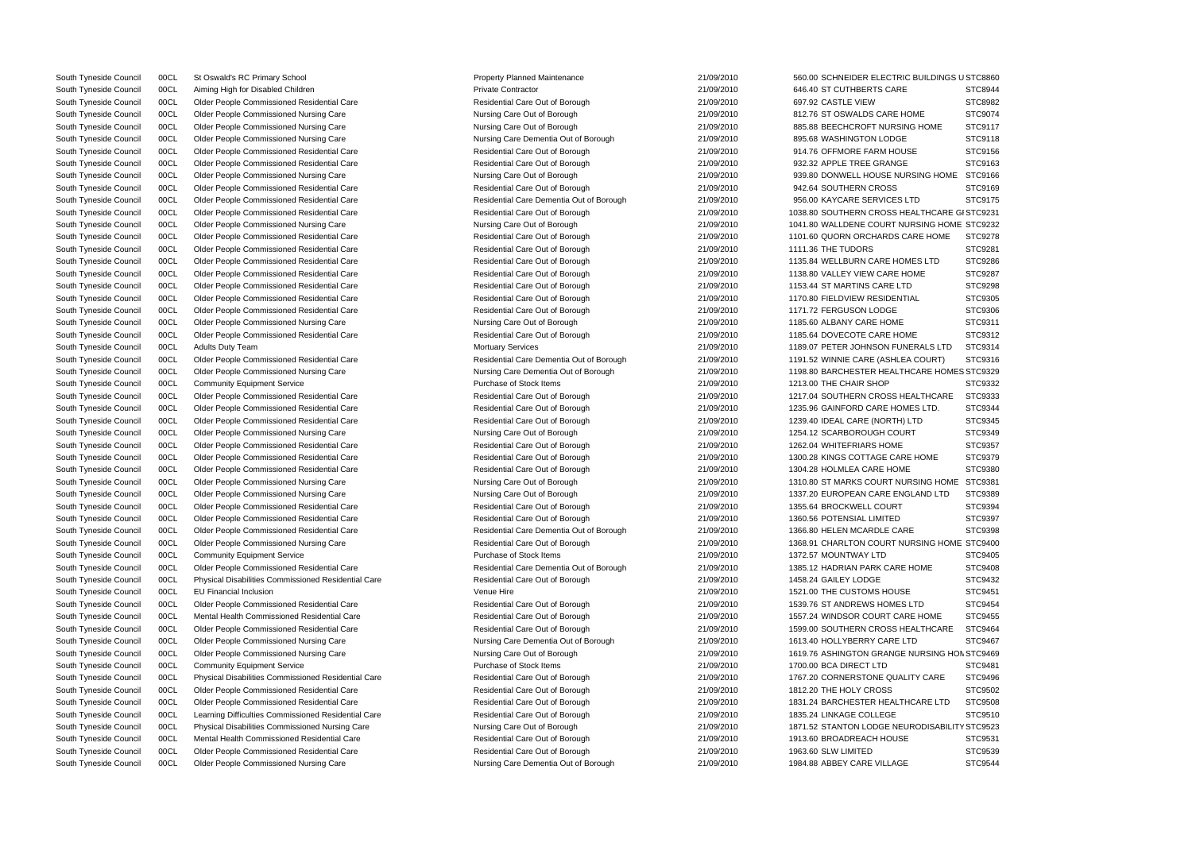| | | | | | | | |
|---|---|---|---|---|---|---|---|
| South Tyneside Council | 00CL | St Oswald's RC Primary School | Property Planned Maintenance | 21/09/2010 | 560.00 | SCHNEIDER ELECTRIC BUILDINGS U | STC8860 |
| South Tyneside Council | 00CL | Aiming High for Disabled Children | Private Contractor | 21/09/2010 | 646.40 | ST CUTHBERTS CARE | STC8944 |
| South Tyneside Council | 00CL | Older People Commissioned Residential Care | Residential Care Out of Borough | 21/09/2010 | 697.92 | CASTLE VIEW | STC8982 |
| South Tyneside Council | 00CL | Older People Commissioned Nursing Care | Nursing Care Out of Borough | 21/09/2010 | 812.76 | ST OSWALDS CARE HOME | STC9074 |
| South Tyneside Council | 00CL | Older People Commissioned Nursing Care | Nursing Care Out of Borough | 21/09/2010 | 885.88 | BEECHCROFT NURSING HOME | STC9117 |
| South Tyneside Council | 00CL | Older People Commissioned Nursing Care | Nursing Care Dementia Out of Borough | 21/09/2010 | 895.68 | WASHINGTON LODGE | STC9118 |
| South Tyneside Council | 00CL | Older People Commissioned Residential Care | Residential Care Out of Borough | 21/09/2010 | 914.76 | OFFMORE FARM HOUSE | STC9156 |
| South Tyneside Council | 00CL | Older People Commissioned Residential Care | Residential Care Out of Borough | 21/09/2010 | 932.32 | APPLE TREE GRANGE | STC9163 |
| South Tyneside Council | 00CL | Older People Commissioned Nursing Care | Nursing Care Out of Borough | 21/09/2010 | 939.80 | DONWELL HOUSE NURSING HOME | STC9166 |
| South Tyneside Council | 00CL | Older People Commissioned Residential Care | Residential Care Out of Borough | 21/09/2010 | 942.64 | SOUTHERN CROSS | STC9169 |
| South Tyneside Council | 00CL | Older People Commissioned Residential Care | Residential Care Dementia Out of Borough | 21/09/2010 | 956.00 | KAYCARE SERVICES LTD | STC9175 |
| South Tyneside Council | 00CL | Older People Commissioned Residential Care | Residential Care Out of Borough | 21/09/2010 | 1038.80 | SOUTHERN CROSS HEALTHCARE GI | STC9231 |
| South Tyneside Council | 00CL | Older People Commissioned Nursing Care | Nursing Care Out of Borough | 21/09/2010 | 1041.80 | WALLDENE COURT NURSING HOME | STC9232 |
| South Tyneside Council | 00CL | Older People Commissioned Residential Care | Residential Care Out of Borough | 21/09/2010 | 1101.60 | QUORN ORCHARDS CARE HOME | STC9278 |
| South Tyneside Council | 00CL | Older People Commissioned Residential Care | Residential Care Out of Borough | 21/09/2010 | 1111.36 | THE TUDORS | STC9281 |
| South Tyneside Council | 00CL | Older People Commissioned Residential Care | Residential Care Out of Borough | 21/09/2010 | 1135.84 | WELLBURN CARE HOMES LTD | STC9286 |
| South Tyneside Council | 00CL | Older People Commissioned Residential Care | Residential Care Out of Borough | 21/09/2010 | 1138.80 | VALLEY VIEW CARE HOME | STC9287 |
| South Tyneside Council | 00CL | Older People Commissioned Residential Care | Residential Care Out of Borough | 21/09/2010 | 1153.44 | ST MARTINS CARE LTD | STC9298 |
| South Tyneside Council | 00CL | Older People Commissioned Residential Care | Residential Care Out of Borough | 21/09/2010 | 1170.80 | FIELDVIEW RESIDENTIAL | STC9305 |
| South Tyneside Council | 00CL | Older People Commissioned Residential Care | Residential Care Out of Borough | 21/09/2010 | 1171.72 | FERGUSON LODGE | STC9306 |
| South Tyneside Council | 00CL | Older People Commissioned Nursing Care | Nursing Care Out of Borough | 21/09/2010 | 1185.60 | ALBANY CARE HOME | STC9311 |
| South Tyneside Council | 00CL | Older People Commissioned Residential Care | Residential Care Out of Borough | 21/09/2010 | 1185.64 | DOVECOTE CARE HOME | STC9312 |
| South Tyneside Council | 00CL | Adults Duty Team | Mortuary Services | 21/09/2010 | 1189.07 | PETER JOHNSON FUNERALS LTD | STC9314 |
| South Tyneside Council | 00CL | Older People Commissioned Residential Care | Residential Care Dementia Out of Borough | 21/09/2010 | 1191.52 | WINNIE CARE (ASHLEA COURT) | STC9316 |
| South Tyneside Council | 00CL | Older People Commissioned Nursing Care | Nursing Care Dementia Out of Borough | 21/09/2010 | 1198.80 | BARCHESTER HEALTHCARE HOMES | STC9329 |
| South Tyneside Council | 00CL | Community Equipment Service | Purchase of Stock Items | 21/09/2010 | 1213.00 | THE CHAIR SHOP | STC9332 |
| South Tyneside Council | 00CL | Older People Commissioned Residential Care | Residential Care Out of Borough | 21/09/2010 | 1217.04 | SOUTHERN CROSS HEALTHCARE | STC9333 |
| South Tyneside Council | 00CL | Older People Commissioned Residential Care | Residential Care Out of Borough | 21/09/2010 | 1235.96 | GAINFORD CARE HOMES LTD. | STC9344 |
| South Tyneside Council | 00CL | Older People Commissioned Residential Care | Residential Care Out of Borough | 21/09/2010 | 1239.40 | IDEAL CARE (NORTH) LTD | STC9345 |
| South Tyneside Council | 00CL | Older People Commissioned Nursing Care | Nursing Care Out of Borough | 21/09/2010 | 1254.12 | SCARBOROUGH COURT | STC9349 |
| South Tyneside Council | 00CL | Older People Commissioned Residential Care | Residential Care Out of Borough | 21/09/2010 | 1262.04 | WHITEFRIARS HOME | STC9357 |
| South Tyneside Council | 00CL | Older People Commissioned Residential Care | Residential Care Out of Borough | 21/09/2010 | 1300.28 | KINGS COTTAGE CARE HOME | STC9379 |
| South Tyneside Council | 00CL | Older People Commissioned Residential Care | Residential Care Out of Borough | 21/09/2010 | 1304.28 | HOLMLEA CARE HOME | STC9380 |
| South Tyneside Council | 00CL | Older People Commissioned Nursing Care | Nursing Care Out of Borough | 21/09/2010 | 1310.80 | ST MARKS COURT NURSING HOME | STC9381 |
| South Tyneside Council | 00CL | Older People Commissioned Nursing Care | Nursing Care Out of Borough | 21/09/2010 | 1337.20 | EUROPEAN CARE ENGLAND LTD | STC9389 |
| South Tyneside Council | 00CL | Older People Commissioned Residential Care | Residential Care Out of Borough | 21/09/2010 | 1355.64 | BROCKWELL COURT | STC9394 |
| South Tyneside Council | 00CL | Older People Commissioned Residential Care | Residential Care Out of Borough | 21/09/2010 | 1360.56 | POTENSIAL LIMITED | STC9397 |
| South Tyneside Council | 00CL | Older People Commissioned Residential Care | Residential Care Dementia Out of Borough | 21/09/2010 | 1366.80 | HELEN MCARDLE CARE | STC9398 |
| South Tyneside Council | 00CL | Older People Commissioned Nursing Care | Residential Care Out of Borough | 21/09/2010 | 1368.91 | CHARLTON COURT NURSING HOME | STC9400 |
| South Tyneside Council | 00CL | Community Equipment Service | Purchase of Stock Items | 21/09/2010 | 1372.57 | MOUNTWAY LTD | STC9405 |
| South Tyneside Council | 00CL | Older People Commissioned Residential Care | Residential Care Dementia Out of Borough | 21/09/2010 | 1385.12 | HADRIAN PARK CARE HOME | STC9408 |
| South Tyneside Council | 00CL | Physical Disabilities Commissioned Residential Care | Residential Care Out of Borough | 21/09/2010 | 1458.24 | GAILEY LODGE | STC9432 |
| South Tyneside Council | 00CL | EU Financial Inclusion | Venue Hire | 21/09/2010 | 1521.00 | THE CUSTOMS HOUSE | STC9451 |
| South Tyneside Council | 00CL | Older People Commissioned Residential Care | Residential Care Out of Borough | 21/09/2010 | 1539.76 | ST ANDREWS HOMES LTD | STC9454 |
| South Tyneside Council | 00CL | Mental Health Commissioned Residential Care | Residential Care Out of Borough | 21/09/2010 | 1557.24 | WINDSOR COURT CARE HOME | STC9455 |
| South Tyneside Council | 00CL | Older People Commissioned Residential Care | Residential Care Out of Borough | 21/09/2010 | 1599.00 | SOUTHERN CROSS HEALTHCARE | STC9464 |
| South Tyneside Council | 00CL | Older People Commissioned Nursing Care | Nursing Care Dementia Out of Borough | 21/09/2010 | 1613.40 | HOLLYBERRY CARE LTD | STC9467 |
| South Tyneside Council | 00CL | Older People Commissioned Nursing Care | Nursing Care Out of Borough | 21/09/2010 | 1619.76 | ASHINGTON GRANGE NURSING HOM | STC9469 |
| South Tyneside Council | 00CL | Community Equipment Service | Purchase of Stock Items | 21/09/2010 | 1700.00 | BCA DIRECT LTD | STC9481 |
| South Tyneside Council | 00CL | Physical Disabilities Commissioned Residential Care | Residential Care Out of Borough | 21/09/2010 | 1767.20 | CORNERSTONE QUALITY CARE | STC9496 |
| South Tyneside Council | 00CL | Older People Commissioned Residential Care | Residential Care Out of Borough | 21/09/2010 | 1812.20 | THE HOLY CROSS | STC9502 |
| South Tyneside Council | 00CL | Older People Commissioned Residential Care | Residential Care Out of Borough | 21/09/2010 | 1831.24 | BARCHESTER HEALTHCARE LTD | STC9508 |
| South Tyneside Council | 00CL | Learning Difficulties Commissioned Residential Care | Residential Care Out of Borough | 21/09/2010 | 1835.24 | LINKAGE COLLEGE | STC9510 |
| South Tyneside Council | 00CL | Physical Disabilities Commissioned Nursing Care | Nursing Care Out of Borough | 21/09/2010 | 1871.52 | STANTON LODGE NEURODISABILITY | STC9523 |
| South Tyneside Council | 00CL | Mental Health Commissioned Residential Care | Residential Care Out of Borough | 21/09/2010 | 1913.60 | BROADREACH HOUSE | STC9531 |
| South Tyneside Council | 00CL | Older People Commissioned Residential Care | Residential Care Out of Borough | 21/09/2010 | 1963.60 | SLW LIMITED | STC9539 |
| South Tyneside Council | 00CL | Older People Commissioned Nursing Care | Nursing Care Dementia Out of Borough | 21/09/2010 | 1984.88 | ABBEY CARE VILLAGE | STC9544 |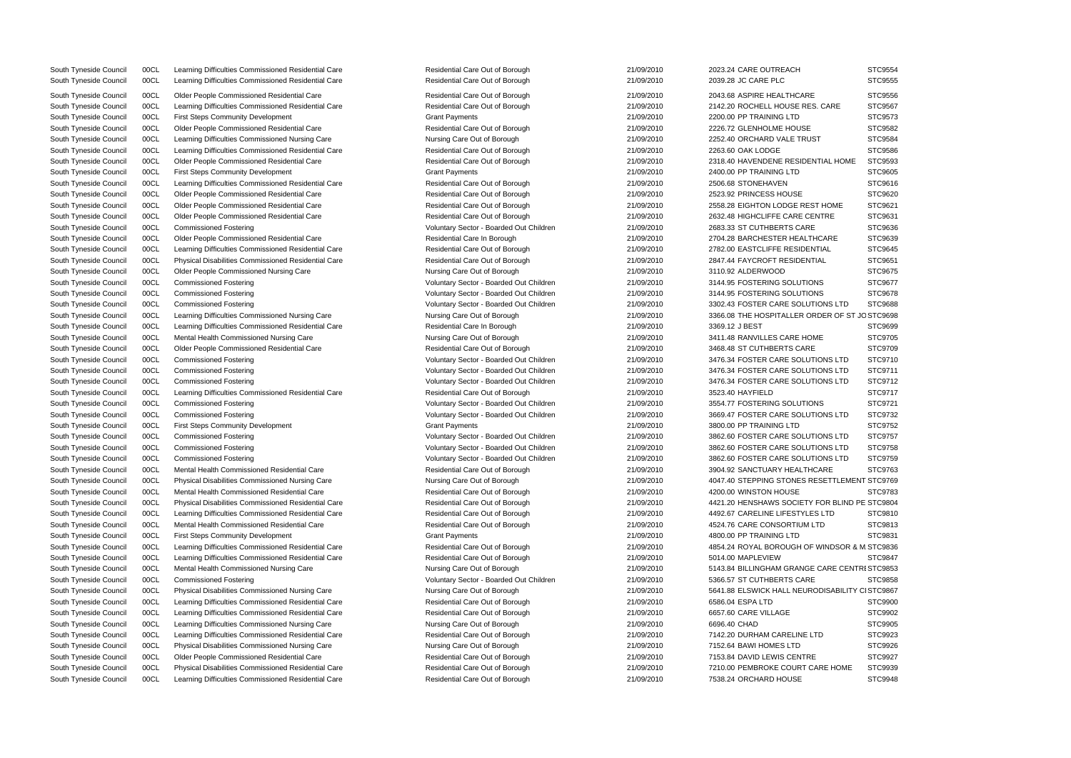| | | | | | | | |
|---|---|---|---|---|---|---|---|
| South Tyneside Council | 00CL | Learning Difficulties Commissioned Residential Care | Residential Care Out of Borough | 21/09/2010 | 2023.24 | CARE OUTREACH | STC9554 |
| South Tyneside Council | 00CL | Learning Difficulties Commissioned Residential Care | Residential Care Out of Borough | 21/09/2010 | 2039.28 | JC CARE PLC | STC9555 |
| South Tyneside Council | 00CL | Older People Commissioned Residential Care | Residential Care Out of Borough | 21/09/2010 | 2043.68 | ASPIRE HEALTHCARE | STC9556 |
| South Tyneside Council | 00CL | Learning Difficulties Commissioned Residential Care | Residential Care Out of Borough | 21/09/2010 | 2142.20 | ROCHELL HOUSE RES. CARE | STC9567 |
| South Tyneside Council | 00CL | First Steps Community Development | Grant Payments | 21/09/2010 | 2200.00 | PP TRAINING LTD | STC9573 |
| South Tyneside Council | 00CL | Older People Commissioned Residential Care | Residential Care Out of Borough | 21/09/2010 | 2226.72 | GLENHOLME HOUSE | STC9582 |
| South Tyneside Council | 00CL | Learning Difficulties Commissioned Nursing Care | Nursing Care Out of Borough | 21/09/2010 | 2252.40 | ORCHARD VALE TRUST | STC9584 |
| South Tyneside Council | 00CL | Learning Difficulties Commissioned Residential Care | Residential Care Out of Borough | 21/09/2010 | 2263.60 | OAK LODGE | STC9586 |
| South Tyneside Council | 00CL | Older People Commissioned Residential Care | Residential Care Out of Borough | 21/09/2010 | 2318.40 | HAVENDENE RESIDENTIAL HOME | STC9593 |
| South Tyneside Council | 00CL | First Steps Community Development | Grant Payments | 21/09/2010 | 2400.00 | PP TRAINING LTD | STC9605 |
| South Tyneside Council | 00CL | Learning Difficulties Commissioned Residential Care | Residential Care Out of Borough | 21/09/2010 | 2506.68 | STONEHAVEN | STC9616 |
| South Tyneside Council | 00CL | Older People Commissioned Residential Care | Residential Care Out of Borough | 21/09/2010 | 2523.92 | PRINCESS HOUSE | STC9620 |
| South Tyneside Council | 00CL | Older People Commissioned Residential Care | Residential Care Out of Borough | 21/09/2010 | 2558.28 | EIGHTON LODGE REST HOME | STC9621 |
| South Tyneside Council | 00CL | Older People Commissioned Residential Care | Residential Care Out of Borough | 21/09/2010 | 2632.48 | HIGHCLIFFE CARE CENTRE | STC9631 |
| South Tyneside Council | 00CL | Commissioned Fostering | Voluntary Sector - Boarded Out Children | 21/09/2010 | 2683.33 | ST CUTHBERTS CARE | STC9636 |
| South Tyneside Council | 00CL | Older People Commissioned Residential Care | Residential Care In Borough | 21/09/2010 | 2704.28 | BARCHESTER HEALTHCARE | STC9639 |
| South Tyneside Council | 00CL | Learning Difficulties Commissioned Residential Care | Residential Care Out of Borough | 21/09/2010 | 2782.00 | EASTCLIFFE RESIDENTIAL | STC9645 |
| South Tyneside Council | 00CL | Physical Disabilities Commissioned Residential Care | Residential Care Out of Borough | 21/09/2010 | 2847.44 | FAYCROFT RESIDENTIAL | STC9651 |
| South Tyneside Council | 00CL | Older People Commissioned Nursing Care | Nursing Care Out of Borough | 21/09/2010 | 3110.92 | ALDERWOOD | STC9675 |
| South Tyneside Council | 00CL | Commissioned Fostering | Voluntary Sector - Boarded Out Children | 21/09/2010 | 3144.95 | FOSTERING SOLUTIONS | STC9677 |
| South Tyneside Council | 00CL | Commissioned Fostering | Voluntary Sector - Boarded Out Children | 21/09/2010 | 3144.95 | FOSTERING SOLUTIONS | STC9678 |
| South Tyneside Council | 00CL | Commissioned Fostering | Voluntary Sector - Boarded Out Children | 21/09/2010 | 3302.43 | FOSTER CARE SOLUTIONS LTD | STC9688 |
| South Tyneside Council | 00CL | Learning Difficulties Commissioned Nursing Care | Nursing Care Out of Borough | 21/09/2010 | 3366.08 | THE HOSPITALLER ORDER OF ST JO | STC9698 |
| South Tyneside Council | 00CL | Learning Difficulties Commissioned Residential Care | Residential Care In Borough | 21/09/2010 | 3369.12 | J BEST | STC9699 |
| South Tyneside Council | 00CL | Mental Health Commissioned Nursing Care | Nursing Care Out of Borough | 21/09/2010 | 3411.48 | RANVILLES CARE HOME | STC9705 |
| South Tyneside Council | 00CL | Older People Commissioned Residential Care | Residential Care Out of Borough | 21/09/2010 | 3468.48 | ST CUTHBERTS CARE | STC9709 |
| South Tyneside Council | 00CL | Commissioned Fostering | Voluntary Sector - Boarded Out Children | 21/09/2010 | 3476.34 | FOSTER CARE SOLUTIONS LTD | STC9710 |
| South Tyneside Council | 00CL | Commissioned Fostering | Voluntary Sector - Boarded Out Children | 21/09/2010 | 3476.34 | FOSTER CARE SOLUTIONS LTD | STC9711 |
| South Tyneside Council | 00CL | Commissioned Fostering | Voluntary Sector - Boarded Out Children | 21/09/2010 | 3476.34 | FOSTER CARE SOLUTIONS LTD | STC9712 |
| South Tyneside Council | 00CL | Learning Difficulties Commissioned Residential Care | Residential Care Out of Borough | 21/09/2010 | 3523.40 | HAYFIELD | STC9717 |
| South Tyneside Council | 00CL | Commissioned Fostering | Voluntary Sector - Boarded Out Children | 21/09/2010 | 3554.77 | FOSTERING SOLUTIONS | STC9721 |
| South Tyneside Council | 00CL | Commissioned Fostering | Voluntary Sector - Boarded Out Children | 21/09/2010 | 3669.47 | FOSTER CARE SOLUTIONS LTD | STC9732 |
| South Tyneside Council | 00CL | First Steps Community Development | Grant Payments | 21/09/2010 | 3800.00 | PP TRAINING LTD | STC9752 |
| South Tyneside Council | 00CL | Commissioned Fostering | Voluntary Sector - Boarded Out Children | 21/09/2010 | 3862.60 | FOSTER CARE SOLUTIONS LTD | STC9757 |
| South Tyneside Council | 00CL | Commissioned Fostering | Voluntary Sector - Boarded Out Children | 21/09/2010 | 3862.60 | FOSTER CARE SOLUTIONS LTD | STC9758 |
| South Tyneside Council | 00CL | Commissioned Fostering | Voluntary Sector - Boarded Out Children | 21/09/2010 | 3862.60 | FOSTER CARE SOLUTIONS LTD | STC9759 |
| South Tyneside Council | 00CL | Mental Health Commissioned Residential Care | Residential Care Out of Borough | 21/09/2010 | 3904.92 | SANCTUARY HEALTHCARE | STC9763 |
| South Tyneside Council | 00CL | Physical Disabilities Commissioned Nursing Care | Nursing Care Out of Borough | 21/09/2010 | 4047.40 | STEPPING STONES RESETTLEMENT | STC9769 |
| South Tyneside Council | 00CL | Mental Health Commissioned Residential Care | Residential Care Out of Borough | 21/09/2010 | 4200.00 | WINSTON HOUSE | STC9783 |
| South Tyneside Council | 00CL | Physical Disabilities Commissioned Residential Care | Residential Care Out of Borough | 21/09/2010 | 4421.20 | HENSHAWS SOCIETY FOR BLIND PE | STC9804 |
| South Tyneside Council | 00CL | Learning Difficulties Commissioned Residential Care | Residential Care Out of Borough | 21/09/2010 | 4492.67 | CARELINE LIFESTYLES LTD | STC9810 |
| South Tyneside Council | 00CL | Mental Health Commissioned Residential Care | Residential Care Out of Borough | 21/09/2010 | 4524.76 | CARE CONSORTIUM LTD | STC9813 |
| South Tyneside Council | 00CL | First Steps Community Development | Grant Payments | 21/09/2010 | 4800.00 | PP TRAINING LTD | STC9831 |
| South Tyneside Council | 00CL | Learning Difficulties Commissioned Residential Care | Residential Care Out of Borough | 21/09/2010 | 4854.24 | ROYAL BOROUGH OF WINDSOR & M | STC9836 |
| South Tyneside Council | 00CL | Learning Difficulties Commissioned Residential Care | Residential Care Out of Borough | 21/09/2010 | 5014.00 | MAPLEVIEW | STC9847 |
| South Tyneside Council | 00CL | Mental Health Commissioned Nursing Care | Nursing Care Out of Borough | 21/09/2010 | 5143.84 | BILLINGHAM GRANGE CARE CENTRE | STC9853 |
| South Tyneside Council | 00CL | Commissioned Fostering | Voluntary Sector - Boarded Out Children | 21/09/2010 | 5366.57 | ST CUTHBERTS CARE | STC9858 |
| South Tyneside Council | 00CL | Physical Disabilities Commissioned Nursing Care | Nursing Care Out of Borough | 21/09/2010 | 5641.88 | ELSWICK HALL NEURODISABILITY CI | STC9867 |
| South Tyneside Council | 00CL | Learning Difficulties Commissioned Residential Care | Residential Care Out of Borough | 21/09/2010 | 6586.04 | ESPA LTD | STC9900 |
| South Tyneside Council | 00CL | Learning Difficulties Commissioned Residential Care | Residential Care Out of Borough | 21/09/2010 | 6657.60 | CARE VILLAGE | STC9902 |
| South Tyneside Council | 00CL | Learning Difficulties Commissioned Nursing Care | Nursing Care Out of Borough | 21/09/2010 | 6696.40 | CHAD | STC9905 |
| South Tyneside Council | 00CL | Learning Difficulties Commissioned Residential Care | Residential Care Out of Borough | 21/09/2010 | 7142.20 | DURHAM CARELINE LTD | STC9923 |
| South Tyneside Council | 00CL | Physical Disabilities Commissioned Nursing Care | Nursing Care Out of Borough | 21/09/2010 | 7152.64 | BAWI HOMES LTD | STC9926 |
| South Tyneside Council | 00CL | Older People Commissioned Residential Care | Residential Care Out of Borough | 21/09/2010 | 7153.84 | DAVID LEWIS CENTRE | STC9927 |
| South Tyneside Council | 00CL | Physical Disabilities Commissioned Residential Care | Residential Care Out of Borough | 21/09/2010 | 7210.00 | PEMBROKE COURT CARE HOME | STC9939 |
| South Tyneside Council | 00CL | Learning Difficulties Commissioned Residential Care | Residential Care Out of Borough | 21/09/2010 | 7538.24 | ORCHARD HOUSE | STC9948 |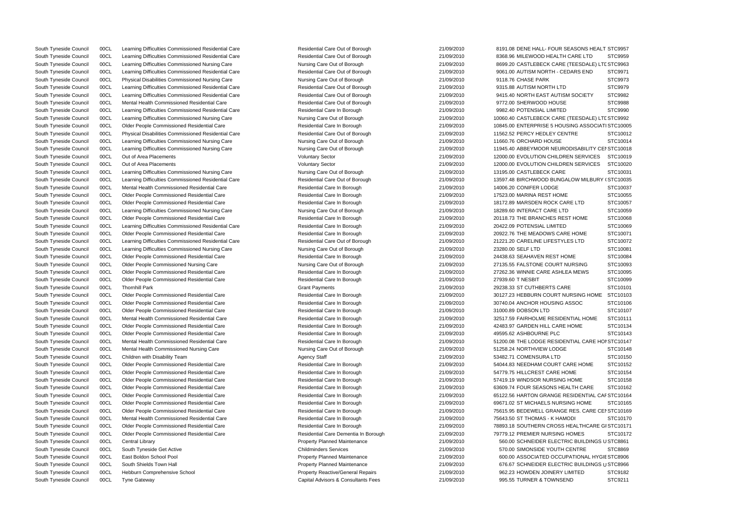| | | | | | | | |
|---|---|---|---|---|---|---|---|
| South Tyneside Council | 00CL | Learning Difficulties Commissioned Residential Care | Residential Care Out of Borough | 21/09/2010 | 8191.08 | DENE HALL- FOUR SEASONS HEALT | STC9957 |
| South Tyneside Council | 00CL | Learning Difficulties Commissioned Residential Care | Residential Care Out of Borough | 21/09/2010 | 8368.96 | MILEWOOD HEALTH CARE LTD | STC9959 |
| South Tyneside Council | 00CL | Learning Difficulties Commissioned Nursing Care | Nursing Care Out of Borough | 21/09/2010 | 8699.20 | CASTLEBECK CARE (TEESDALE) LTD | STC9963 |
| South Tyneside Council | 00CL | Learning Difficulties Commissioned Residential Care | Residential Care Out of Borough | 21/09/2010 | 9061.00 | AUTISM NORTH - CEDARS END | STC9971 |
| South Tyneside Council | 00CL | Physical Disabilities Commissioned Nursing Care | Nursing Care Out of Borough | 21/09/2010 | 9118.76 | CHASE PARK | STC9973 |
| South Tyneside Council | 00CL | Learning Difficulties Commissioned Residential Care | Residential Care Out of Borough | 21/09/2010 | 9315.88 | AUTISM NORTH LTD | STC9979 |
| South Tyneside Council | 00CL | Learning Difficulties Commissioned Residential Care | Residential Care Out of Borough | 21/09/2010 | 9415.40 | NORTH EAST AUTISM SOCIETY | STC9982 |
| South Tyneside Council | 00CL | Mental Health Commissioned Residential Care | Residential Care Out of Borough | 21/09/2010 | 9772.00 | SHERWOOD HOUSE | STC9988 |
| South Tyneside Council | 00CL | Learning Difficulties Commissioned Residential Care | Residential Care In Borough | 21/09/2010 | 9982.40 | POTENSIAL LIMITED | STC9990 |
| South Tyneside Council | 00CL | Learning Difficulties Commissioned Nursing Care | Nursing Care Out of Borough | 21/09/2010 | 10060.40 | CASTLEBECK CARE (TEESDALE) LTD | STC9992 |
| South Tyneside Council | 00CL | Older People Commissioned Residential Care | Residential Care In Borough | 21/09/2010 | 10845.00 | ENTERPRISE 5 HOUSING ASSOCIATI | STC10005 |
| South Tyneside Council | 00CL | Physical Disabilities Commissioned Residential Care | Residential Care Out of Borough | 21/09/2010 | 11562.52 | PERCY HEDLEY CENTRE | STC10012 |
| South Tyneside Council | 00CL | Learning Difficulties Commissioned Nursing Care | Nursing Care Out of Borough | 21/09/2010 | 11660.76 | ORCHARD HOUSE | STC10014 |
| South Tyneside Council | 00CL | Learning Difficulties Commissioned Nursing Care | Nursing Care Out of Borough | 21/09/2010 | 11945.40 | ABBEYMOOR NEURODISABILITY CEN | STC10018 |
| South Tyneside Council | 00CL | Out of Area Placements | Voluntary Sector | 21/09/2010 | 12000.00 | EVOLUTION CHILDREN SERVICES | STC10019 |
| South Tyneside Council | 00CL | Out of Area Placements | Voluntary Sector | 21/09/2010 | 12000.00 | EVOLUTION CHILDREN SERVICES | STC10020 |
| South Tyneside Council | 00CL | Learning Difficulties Commissioned Nursing Care | Nursing Care Out of Borough | 21/09/2010 | 13195.00 | CASTLEBECK CARE | STC10031 |
| South Tyneside Council | 00CL | Learning Difficulties Commissioned Residential Care | Residential Care Out of Borough | 21/09/2010 | 13597.48 | BIRCHWOOD BUNGALOW MILBURY ( | STC10035 |
| South Tyneside Council | 00CL | Mental Health Commissioned Residential Care | Residential Care In Borough | 21/09/2010 | 14006.20 | CONIFER LODGE | STC10037 |
| South Tyneside Council | 00CL | Older People Commissioned Residential Care | Residential Care In Borough | 21/09/2010 | 17523.00 | MARINA REST HOME | STC10055 |
| South Tyneside Council | 00CL | Older People Commissioned Residential Care | Residential Care In Borough | 21/09/2010 | 18172.89 | MARSDEN ROCK CARE LTD | STC10057 |
| South Tyneside Council | 00CL | Learning Difficulties Commissioned Nursing Care | Nursing Care Out of Borough | 21/09/2010 | 18289.60 | INTERACT CARE LTD | STC10059 |
| South Tyneside Council | 00CL | Older People Commissioned Residential Care | Residential Care In Borough | 21/09/2010 | 20118.73 | THE BRANCHES REST HOME | STC10068 |
| South Tyneside Council | 00CL | Learning Difficulties Commissioned Residential Care | Residential Care In Borough | 21/09/2010 | 20422.09 | POTENSIAL LIMITED | STC10069 |
| South Tyneside Council | 00CL | Older People Commissioned Residential Care | Residential Care In Borough | 21/09/2010 | 20922.76 | THE MEADOWS CARE HOME | STC10071 |
| South Tyneside Council | 00CL | Learning Difficulties Commissioned Residential Care | Residential Care Out of Borough | 21/09/2010 | 21221.20 | CARELINE LIFESTYLES LTD | STC10072 |
| South Tyneside Council | 00CL | Learning Difficulties Commissioned Nursing Care | Nursing Care Out of Borough | 21/09/2010 | 23280.00 | SELF LTD | STC10081 |
| South Tyneside Council | 00CL | Older People Commissioned Residential Care | Residential Care In Borough | 21/09/2010 | 24438.63 | SEAHAVEN REST HOME | STC10084 |
| South Tyneside Council | 00CL | Older People Commissioned Nursing Care | Nursing Care Out of Borough | 21/09/2010 | 27135.55 | FALSTONE COURT NURSING | STC10093 |
| South Tyneside Council | 00CL | Older People Commissioned Residential Care | Residential Care In Borough | 21/09/2010 | 27262.36 | WINNIE CARE ASHLEA MEWS | STC10095 |
| South Tyneside Council | 00CL | Older People Commissioned Residential Care | Residential Care In Borough | 21/09/2010 | 27939.60 | T NESBIT | STC10099 |
| South Tyneside Council | 00CL | Thornhill Park | Grant Payments | 21/09/2010 | 29238.33 | ST CUTHBERTS CARE | STC10101 |
| South Tyneside Council | 00CL | Older People Commissioned Residential Care | Residential Care In Borough | 21/09/2010 | 30127.23 | HEBBURN COURT NURSING HOME | STC10103 |
| South Tyneside Council | 00CL | Older People Commissioned Residential Care | Residential Care In Borough | 21/09/2010 | 30740.04 | ANCHOR HOUSING ASSOC | STC10106 |
| South Tyneside Council | 00CL | Older People Commissioned Residential Care | Residential Care In Borough | 21/09/2010 | 31000.89 | DOBSON LTD | STC10107 |
| South Tyneside Council | 00CL | Mental Health Commissioned Residential Care | Residential Care In Borough | 21/09/2010 | 32517.59 | FAIRHOLME RESIDENTIAL HOME | STC10111 |
| South Tyneside Council | 00CL | Older People Commissioned Residential Care | Residential Care In Borough | 21/09/2010 | 42483.97 | GARDEN HILL CARE HOME | STC10134 |
| South Tyneside Council | 00CL | Older People Commissioned Residential Care | Residential Care In Borough | 21/09/2010 | 49595.62 | ASHBOURNE PLC | STC10143 |
| South Tyneside Council | 00CL | Mental Health Commissioned Residential Care | Residential Care In Borough | 21/09/2010 | 51200.08 | THE LODGE RESIDENTIAL CARE HOI | STC10147 |
| South Tyneside Council | 00CL | Mental Health Commissioned Nursing Care | Nursing Care Out of Borough | 21/09/2010 | 51258.24 | NORTHVIEW LODGE | STC10148 |
| South Tyneside Council | 00CL | Children with Disability Team | Agency Staff | 21/09/2010 | 53482.71 | COMENSURA LTD | STC10150 |
| South Tyneside Council | 00CL | Older People Commissioned Residential Care | Residential Care In Borough | 21/09/2010 | 54044.83 | NEEDHAM COURT CARE HOME | STC10152 |
| South Tyneside Council | 00CL | Older People Commissioned Residential Care | Residential Care In Borough | 21/09/2010 | 54779.75 | HILLCREST CARE HOME | STC10154 |
| South Tyneside Council | 00CL | Older People Commissioned Residential Care | Residential Care In Borough | 21/09/2010 | 57419.19 | WINDSOR NURSING HOME | STC10158 |
| South Tyneside Council | 00CL | Older People Commissioned Residential Care | Residential Care In Borough | 21/09/2010 | 63609.74 | FOUR SEASONS HEALTH CARE | STC10162 |
| South Tyneside Council | 00CL | Older People Commissioned Residential Care | Residential Care In Borough | 21/09/2010 | 65122.56 | HARTON GRANGE RESIDENTIAL CAF | STC10164 |
| South Tyneside Council | 00CL | Older People Commissioned Residential Care | Residential Care In Borough | 21/09/2010 | 69671.02 | ST MICHAELS NURSING HOME | STC10165 |
| South Tyneside Council | 00CL | Older People Commissioned Residential Care | Residential Care In Borough | 21/09/2010 | 75615.95 | BEDEWELL GRANGE RES. CARE CEN | STC10169 |
| South Tyneside Council | 00CL | Mental Health Commissioned Residential Care | Residential Care In Borough | 21/09/2010 | 75643.50 | ST THOMAS - K HAMODI | STC10170 |
| South Tyneside Council | 00CL | Older People Commissioned Residential Care | Residential Care In Borough | 21/09/2010 | 78893.18 | SOUTHERN CROSS HEALTHCARE GI | STC10171 |
| South Tyneside Council | 00CL | Older People Commissioned Residential Care | Residential Care Dementia In Borough | 21/09/2010 | 79779.12 | PREMIER NURSING HOMES | STC10172 |
| South Tyneside Council | 00CL | Central Library | Property Planned Maintenance | 21/09/2010 | 560.00 | SCHNEIDER ELECTRIC BUILDINGS U | STC8861 |
| South Tyneside Council | 00CL | South Tyneside Get Active | Childminders Services | 21/09/2010 | 570.00 | SIMONSIDE YOUTH CENTRE | STC8869 |
| South Tyneside Council | 00CL | East Boldon School Pool | Property Planned Maintenance | 21/09/2010 | 600.00 | ASSOCIATED OCCUPATIONAL HYGIE | STC8906 |
| South Tyneside Council | 00CL | South Shields Town Hall | Property Planned Maintenance | 21/09/2010 | 676.67 | SCHNEIDER ELECTRIC BUILDINGS U | STC8966 |
| South Tyneside Council | 00CL | Hebburn Comprehensive School | Property Reactive/General Repairs | 21/09/2010 | 962.23 | HOWDEN JOINERY LIMITED | STC9182 |
| South Tyneside Council | 00CL | Tyne Gateway | Capital Advisors & Consultants Fees | 21/09/2010 | 995.55 | TURNER & TOWNSEND | STC9211 |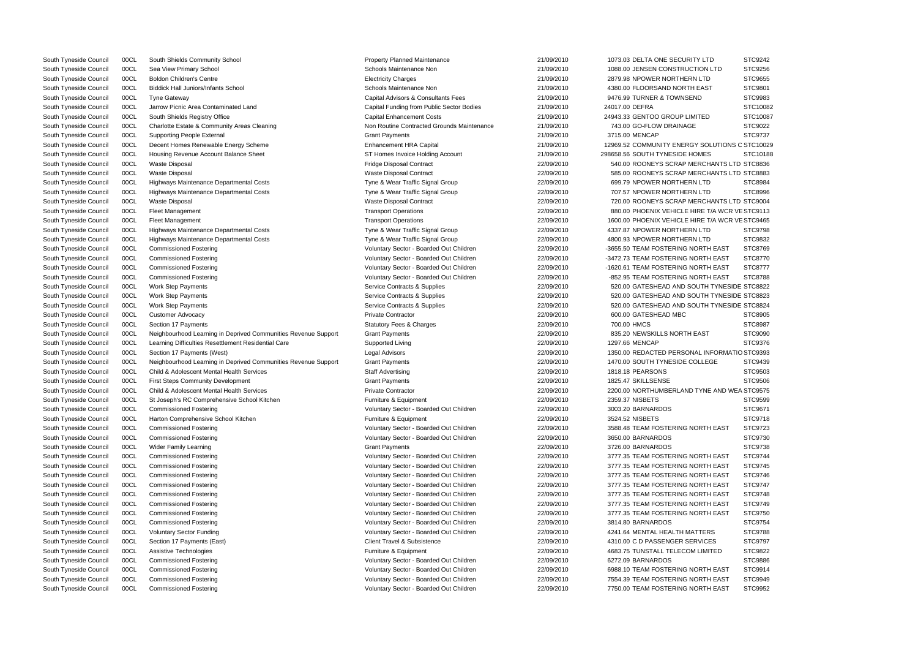| | | | | | | | |
|---|---|---|---|---|---|---|---|
| South Tyneside Council | 00CL | South Shields Community School | Property Planned Maintenance | 21/09/2010 | 1073.03 | DELTA ONE SECURITY LTD | STC9242 |
| South Tyneside Council | 00CL | Sea View Primary School | Schools Maintenance Non | 21/09/2010 | 1088.00 | JENSEN CONSTRUCTION LTD | STC9256 |
| South Tyneside Council | 00CL | Boldon Children's Centre | Electricity Charges | 21/09/2010 | 2879.98 | NPOWER NORTHERN LTD | STC9655 |
| South Tyneside Council | 00CL | Biddick Hall Juniors/Infants School | Schools Maintenance Non | 21/09/2010 | 4380.00 | FLOORSAND NORTH EAST | STC9801 |
| South Tyneside Council | 00CL | Tyne Gateway | Capital Advisors & Consultants Fees | 21/09/2010 | 9476.99 | TURNER & TOWNSEND | STC9983 |
| South Tyneside Council | 00CL | Jarrow Picnic Area Contaminated Land | Capital Funding from Public Sector Bodies | 21/09/2010 | 24017.00 | DEFRA | STC10082 |
| South Tyneside Council | 00CL | South Shields Registry Office | Capital Enhancement Costs | 21/09/2010 | 24943.33 | GENTOO GROUP LIMITED | STC10087 |
| South Tyneside Council | 00CL | Charlotte Estate & Community Areas Cleaning | Non Routine Contracted Grounds Maintenance | 21/09/2010 | 743.00 | GO-FLOW DRAINAGE | STC9022 |
| South Tyneside Council | 00CL | Supporting People External | Grant Payments | 21/09/2010 | 3715.00 | MENCAP | STC9737 |
| South Tyneside Council | 00CL | Decent Homes Renewable Energy Scheme | Enhancement HRA Capital | 21/09/2010 | 12969.52 | COMMUNITY ENERGY SOLUTIONS C | STC10029 |
| South Tyneside Council | 00CL | Housing Revenue Account Balance Sheet | ST Homes Invoice Holding Account | 21/09/2010 | 298658.56 | SOUTH TYNESIDE HOMES | STC10188 |
| South Tyneside Council | 00CL | Waste Disposal | Fridge Disposal Contract | 22/09/2010 | 540.00 | ROONEYS SCRAP MERCHANTS LTD | STC8836 |
| South Tyneside Council | 00CL | Waste Disposal | Waste Disposal Contract | 22/09/2010 | 585.00 | ROONEYS SCRAP MERCHANTS LTD | STC8883 |
| South Tyneside Council | 00CL | Highways Maintenance Departmental Costs | Tyne & Wear Traffic Signal Group | 22/09/2010 | 699.79 | NPOWER NORTHERN LTD | STC8984 |
| South Tyneside Council | 00CL | Highways Maintenance Departmental Costs | Tyne & Wear Traffic Signal Group | 22/09/2010 | 707.57 | NPOWER NORTHERN LTD | STC8996 |
| South Tyneside Council | 00CL | Waste Disposal | Waste Disposal Contract | 22/09/2010 | 720.00 | ROONEYS SCRAP MERCHANTS LTD | STC9004 |
| South Tyneside Council | 00CL | Fleet Management | Transport Operations | 22/09/2010 | 880.00 | PHOENIX VEHICLE HIRE T/A WCR VE | STC9113 |
| South Tyneside Council | 00CL | Fleet Management | Transport Operations | 22/09/2010 | 1600.00 | PHOENIX VEHICLE HIRE T/A WCR VE | STC9465 |
| South Tyneside Council | 00CL | Highways Maintenance Departmental Costs | Tyne & Wear Traffic Signal Group | 22/09/2010 | 4337.87 | NPOWER NORTHERN LTD | STC9798 |
| South Tyneside Council | 00CL | Highways Maintenance Departmental Costs | Tyne & Wear Traffic Signal Group | 22/09/2010 | 4800.93 | NPOWER NORTHERN LTD | STC9832 |
| South Tyneside Council | 00CL | Commissioned Fostering | Voluntary Sector - Boarded Out Children | 22/09/2010 | -3655.50 | TEAM FOSTERING NORTH EAST | STC8769 |
| South Tyneside Council | 00CL | Commissioned Fostering | Voluntary Sector - Boarded Out Children | 22/09/2010 | -3472.73 | TEAM FOSTERING NORTH EAST | STC8770 |
| South Tyneside Council | 00CL | Commissioned Fostering | Voluntary Sector - Boarded Out Children | 22/09/2010 | -1620.61 | TEAM FOSTERING NORTH EAST | STC8777 |
| South Tyneside Council | 00CL | Commissioned Fostering | Voluntary Sector - Boarded Out Children | 22/09/2010 | -852.95 | TEAM FOSTERING NORTH EAST | STC8788 |
| South Tyneside Council | 00CL | Work Step Payments | Service Contracts & Supplies | 22/09/2010 | 520.00 | GATESHEAD AND SOUTH TYNESIDE | STC8822 |
| South Tyneside Council | 00CL | Work Step Payments | Service Contracts & Supplies | 22/09/2010 | 520.00 | GATESHEAD AND SOUTH TYNESIDE | STC8823 |
| South Tyneside Council | 00CL | Work Step Payments | Service Contracts & Supplies | 22/09/2010 | 520.00 | GATESHEAD AND SOUTH TYNESIDE | STC8824 |
| South Tyneside Council | 00CL | Customer Advocacy | Private Contractor | 22/09/2010 | 600.00 | GATESHEAD MBC | STC8905 |
| South Tyneside Council | 00CL | Section 17 Payments | Statutory Fees & Charges | 22/09/2010 | 700.00 | HMCS | STC8987 |
| South Tyneside Council | 00CL | Neighbourhood Learning in Deprived Communities Revenue Support | Grant Payments | 22/09/2010 | 835.20 | NEWSKILLS NORTH EAST | STC9090 |
| South Tyneside Council | 00CL | Learning Difficulties Resettlement Residential Care | Supported Living | 22/09/2010 | 1297.66 | MENCAP | STC9376 |
| South Tyneside Council | 00CL | Section 17 Payments (West) | Legal Advisors | 22/09/2010 | 1350.00 | REDACTED PERSONAL INFORMATIO | STC9393 |
| South Tyneside Council | 00CL | Neighbourhood Learning in Deprived Communities Revenue Support | Grant Payments | 22/09/2010 | 1470.00 | SOUTH TYNESIDE COLLEGE | STC9439 |
| South Tyneside Council | 00CL | Child & Adolescent Mental Health Services | Staff Advertising | 22/09/2010 | 1818.18 | PEARSONS | STC9503 |
| South Tyneside Council | 00CL | First Steps Community Development | Grant Payments | 22/09/2010 | 1825.47 | SKILLSENSE | STC9506 |
| South Tyneside Council | 00CL | Child & Adolescent Mental Health Services | Private Contractor | 22/09/2010 | 2200.00 | NORTHUMBERLAND TYNE AND WEA | STC9575 |
| South Tyneside Council | 00CL | St Joseph's RC Comprehensive School Kitchen | Furniture & Equipment | 22/09/2010 | 2359.37 | NISBETS | STC9599 |
| South Tyneside Council | 00CL | Commissioned Fostering | Voluntary Sector - Boarded Out Children | 22/09/2010 | 3003.20 | BARNARDOS | STC9671 |
| South Tyneside Council | 00CL | Harton Comprehensive School Kitchen | Furniture & Equipment | 22/09/2010 | 3524.52 | NISBETS | STC9718 |
| South Tyneside Council | 00CL | Commissioned Fostering | Voluntary Sector - Boarded Out Children | 22/09/2010 | 3588.48 | TEAM FOSTERING NORTH EAST | STC9723 |
| South Tyneside Council | 00CL | Commissioned Fostering | Voluntary Sector - Boarded Out Children | 22/09/2010 | 3650.00 | BARNARDOS | STC9730 |
| South Tyneside Council | 00CL | Wider Family Learning | Grant Payments | 22/09/2010 | 3726.00 | BARNARDOS | STC9738 |
| South Tyneside Council | 00CL | Commissioned Fostering | Voluntary Sector - Boarded Out Children | 22/09/2010 | 3777.35 | TEAM FOSTERING NORTH EAST | STC9744 |
| South Tyneside Council | 00CL | Commissioned Fostering | Voluntary Sector - Boarded Out Children | 22/09/2010 | 3777.35 | TEAM FOSTERING NORTH EAST | STC9745 |
| South Tyneside Council | 00CL | Commissioned Fostering | Voluntary Sector - Boarded Out Children | 22/09/2010 | 3777.35 | TEAM FOSTERING NORTH EAST | STC9746 |
| South Tyneside Council | 00CL | Commissioned Fostering | Voluntary Sector - Boarded Out Children | 22/09/2010 | 3777.35 | TEAM FOSTERING NORTH EAST | STC9747 |
| South Tyneside Council | 00CL | Commissioned Fostering | Voluntary Sector - Boarded Out Children | 22/09/2010 | 3777.35 | TEAM FOSTERING NORTH EAST | STC9748 |
| South Tyneside Council | 00CL | Commissioned Fostering | Voluntary Sector - Boarded Out Children | 22/09/2010 | 3777.35 | TEAM FOSTERING NORTH EAST | STC9749 |
| South Tyneside Council | 00CL | Commissioned Fostering | Voluntary Sector - Boarded Out Children | 22/09/2010 | 3777.35 | TEAM FOSTERING NORTH EAST | STC9750 |
| South Tyneside Council | 00CL | Commissioned Fostering | Voluntary Sector - Boarded Out Children | 22/09/2010 | 3814.80 | BARNARDOS | STC9754 |
| South Tyneside Council | 00CL | Voluntary Sector Funding | Voluntary Sector - Boarded Out Children | 22/09/2010 | 4241.64 | MENTAL HEALTH MATTERS | STC9788 |
| South Tyneside Council | 00CL | Section 17 Payments (East) | Client Travel & Subsistence | 22/09/2010 | 4310.00 | C D PASSENGER SERVICES | STC9797 |
| South Tyneside Council | 00CL | Assistive Technologies | Furniture & Equipment | 22/09/2010 | 4683.75 | TUNSTALL TELECOM LIMITED | STC9822 |
| South Tyneside Council | 00CL | Commissioned Fostering | Voluntary Sector - Boarded Out Children | 22/09/2010 | 6272.09 | BARNARDOS | STC9886 |
| South Tyneside Council | 00CL | Commissioned Fostering | Voluntary Sector - Boarded Out Children | 22/09/2010 | 6988.10 | TEAM FOSTERING NORTH EAST | STC9914 |
| South Tyneside Council | 00CL | Commissioned Fostering | Voluntary Sector - Boarded Out Children | 22/09/2010 | 7554.39 | TEAM FOSTERING NORTH EAST | STC9949 |
| South Tyneside Council | 00CL | Commissioned Fostering | Voluntary Sector - Boarded Out Children | 22/09/2010 | 7750.00 | TEAM FOSTERING NORTH EAST | STC9952 |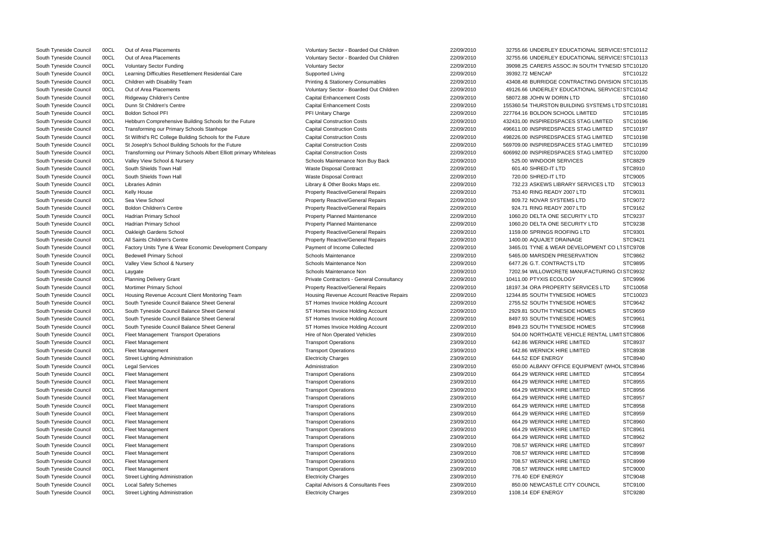| | | | | | | | |
|---|---|---|---|---|---|---|---|
| South Tyneside Council | 00CL | Out of Area Placements | Voluntary Sector - Boarded Out Children | 22/09/2010 | 32755.66 | UNDERLEY EDUCATIONAL SERVICES | STC10112 |
| South Tyneside Council | 00CL | Out of Area Placements | Voluntary Sector - Boarded Out Children | 22/09/2010 | 32755.66 | UNDERLEY EDUCATIONAL SERVICES | STC10113 |
| South Tyneside Council | 00CL | Voluntary Sector Funding | Voluntary Sector | 22/09/2010 | 39098.25 | CARERS ASSOC.IN SOUTH TYNESID | STC10120 |
| South Tyneside Council | 00CL | Learning Difficulties Resettlement Residential Care | Supported Living | 22/09/2010 | 39392.72 | MENCAP | STC10122 |
| South Tyneside Council | 00CL | Children with Disability Team | Printing & Stationery Consumables | 22/09/2010 | 43408.48 | BURRIDGE CONTRACTING DIVISION | STC10135 |
| South Tyneside Council | 00CL | Out of Area Placements | Voluntary Sector - Boarded Out Children | 22/09/2010 | 49126.66 | UNDERLEY EDUCATIONAL SERVICES | STC10142 |
| South Tyneside Council | 00CL | Ridgeway Children's Centre | Capital Enhancement Costs | 22/09/2010 | 58072.88 | JOHN W DORIN LTD | STC10160 |
| South Tyneside Council | 00CL | Dunn St Children's Centre | Capital Enhancement Costs | 22/09/2010 | 155360.54 | THURSTON BUILDING SYSTEMS LTD | STC10181 |
| South Tyneside Council | 00CL | Boldon School PFI | PFI Unitary Charge | 22/09/2010 | 227764.16 | BOLDON SCHOOL LIMITED | STC10185 |
| South Tyneside Council | 00CL | Hebburn Comprehensive Building Schools for the Future | Capital Construction Costs | 22/09/2010 | 432431.00 | INSPIREDSPACES STAG LIMITED | STC10196 |
| South Tyneside Council | 00CL | Transforming our Primary Schools Stanhope | Capital Construction Costs | 22/09/2010 | 496611.00 | INSPIREDSPACES STAG LIMITED | STC10197 |
| South Tyneside Council | 00CL | St Wilfrid's RC College Building Schools for the Future | Capital Construction Costs | 22/09/2010 | 498226.00 | INSPIREDSPACES STAG LIMITED | STC10198 |
| South Tyneside Council | 00CL | St Joseph's School Building Schools for the Future | Capital Construction Costs | 22/09/2010 | 569709.00 | INSPIREDSPACES STAG LIMITED | STC10199 |
| South Tyneside Council | 00CL | Transforming our Primary Schools Albert Elliott primary Whiteleas | Capital Construction Costs | 22/09/2010 | 606992.00 | INSPIREDSPACES STAG LIMITED | STC10200 |
| South Tyneside Council | 00CL | Valley View School & Nursery | Schools Maintenance Non Buy Back | 22/09/2010 | 525.00 | WINDOOR SERVICES | STC8829 |
| South Tyneside Council | 00CL | South Shields Town Hall | Waste Disposal Contract | 22/09/2010 | 601.40 | SHRED-IT LTD | STC8910 |
| South Tyneside Council | 00CL | South Shields Town Hall | Waste Disposal Contract | 22/09/2010 | 720.00 | SHRED-IT LTD | STC9005 |
| South Tyneside Council | 00CL | Libraries Admin | Library & Other Books Maps etc. | 22/09/2010 | 732.23 | ASKEWS LIBRARY SERVICES LTD | STC9013 |
| South Tyneside Council | 00CL | Kelly House | Property Reactive/General Repairs | 22/09/2010 | 753.40 | RING READY 2007 LTD | STC9031 |
| South Tyneside Council | 00CL | Sea View School | Property Reactive/General Repairs | 22/09/2010 | 809.72 | NOVAR SYSTEMS LTD | STC9072 |
| South Tyneside Council | 00CL | Boldon Children's Centre | Property Reactive/General Repairs | 22/09/2010 | 924.71 | RING READY 2007 LTD | STC9162 |
| South Tyneside Council | 00CL | Hadrian Primary School | Property Planned Maintenance | 22/09/2010 | 1060.20 | DELTA ONE SECURITY LTD | STC9237 |
| South Tyneside Council | 00CL | Hadrian Primary School | Property Planned Maintenance | 22/09/2010 | 1060.20 | DELTA ONE SECURITY LTD | STC9238 |
| South Tyneside Council | 00CL | Oakleigh Gardens School | Property Reactive/General Repairs | 22/09/2010 | 1159.00 | SPRINGS ROOFING LTD | STC9301 |
| South Tyneside Council | 00CL | All Saints Children's Centre | Property Reactive/General Repairs | 22/09/2010 | 1400.00 | AQUAJET DRAINAGE | STC9421 |
| South Tyneside Council | 00CL | Factory Units Tyne & Wear Economic Development Company | Payment of Income Collected | 22/09/2010 | 3465.01 | TYNE & WEAR DEVELOPMENT CO LT | STC9708 |
| South Tyneside Council | 00CL | Bedewell Primary School | Schools Maintenance | 22/09/2010 | 5465.00 | MARSDEN PRESERVATION | STC9862 |
| South Tyneside Council | 00CL | Valley View School & Nursery | Schools Maintenance Non | 22/09/2010 | 6477.26 | G.T. CONTRACTS LTD | STC9895 |
| South Tyneside Council | 00CL | Laygate | Schools Maintenance Non | 22/09/2010 | 7202.94 | WILLOWCRETE MANUFACTURING CO | STC9932 |
| South Tyneside Council | 00CL | Planning Delivery Grant | Private Contractors - General Consultancy | 22/09/2010 | 10411.00 | PTYXIS ECOLOGY | STC9996 |
| South Tyneside Council | 00CL | Mortimer Primary School | Property Reactive/General Repairs | 22/09/2010 | 18197.34 | ORA PROPERTY SERVICES LTD | STC10058 |
| South Tyneside Council | 00CL | Housing Revenue Account Client Monitoring Team | Housing Revenue Account Reactive Repairs | 22/09/2010 | 12344.85 | SOUTH TYNESIDE HOMES | STC10023 |
| South Tyneside Council | 00CL | South Tyneside Council Balance Sheet General | ST Homes Invoice Holding Account | 22/09/2010 | 2755.52 | SOUTH TYNESIDE HOMES | STC9642 |
| South Tyneside Council | 00CL | South Tyneside Council Balance Sheet General | ST Homes Invoice Holding Account | 22/09/2010 | 2929.81 | SOUTH TYNESIDE HOMES | STC9659 |
| South Tyneside Council | 00CL | South Tyneside Council Balance Sheet General | ST Homes Invoice Holding Account | 22/09/2010 | 8497.93 | SOUTH TYNESIDE HOMES | STC9961 |
| South Tyneside Council | 00CL | South Tyneside Council Balance Sheet General | ST Homes Invoice Holding Account | 22/09/2010 | 8949.23 | SOUTH TYNESIDE HOMES | STC9968 |
| South Tyneside Council | 00CL | Fleet Management Transport Operations | Hire of Non Operated Vehicles | 23/09/2010 | 504.00 | NORTHGATE VEHICLE RENTAL LIMIT | STC8806 |
| South Tyneside Council | 00CL | Fleet Management | Transport Operations | 23/09/2010 | 642.86 | WERNICK HIRE LIMITED | STC8937 |
| South Tyneside Council | 00CL | Fleet Management | Transport Operations | 23/09/2010 | 642.86 | WERNICK HIRE LIMITED | STC8938 |
| South Tyneside Council | 00CL | Street Lighting Administration | Electricity Charges | 23/09/2010 | 644.52 | EDF ENERGY | STC8940 |
| South Tyneside Council | 00CL | Legal Services | Administration | 23/09/2010 | 650.00 | ALBANY OFFICE EQUIPMENT (WHOL | STC8946 |
| South Tyneside Council | 00CL | Fleet Management | Transport Operations | 23/09/2010 | 664.29 | WERNICK HIRE LIMITED | STC8954 |
| South Tyneside Council | 00CL | Fleet Management | Transport Operations | 23/09/2010 | 664.29 | WERNICK HIRE LIMITED | STC8955 |
| South Tyneside Council | 00CL | Fleet Management | Transport Operations | 23/09/2010 | 664.29 | WERNICK HIRE LIMITED | STC8956 |
| South Tyneside Council | 00CL | Fleet Management | Transport Operations | 23/09/2010 | 664.29 | WERNICK HIRE LIMITED | STC8957 |
| South Tyneside Council | 00CL | Fleet Management | Transport Operations | 23/09/2010 | 664.29 | WERNICK HIRE LIMITED | STC8958 |
| South Tyneside Council | 00CL | Fleet Management | Transport Operations | 23/09/2010 | 664.29 | WERNICK HIRE LIMITED | STC8959 |
| South Tyneside Council | 00CL | Fleet Management | Transport Operations | 23/09/2010 | 664.29 | WERNICK HIRE LIMITED | STC8960 |
| South Tyneside Council | 00CL | Fleet Management | Transport Operations | 23/09/2010 | 664.29 | WERNICK HIRE LIMITED | STC8961 |
| South Tyneside Council | 00CL | Fleet Management | Transport Operations | 23/09/2010 | 664.29 | WERNICK HIRE LIMITED | STC8962 |
| South Tyneside Council | 00CL | Fleet Management | Transport Operations | 23/09/2010 | 708.57 | WERNICK HIRE LIMITED | STC8997 |
| South Tyneside Council | 00CL | Fleet Management | Transport Operations | 23/09/2010 | 708.57 | WERNICK HIRE LIMITED | STC8998 |
| South Tyneside Council | 00CL | Fleet Management | Transport Operations | 23/09/2010 | 708.57 | WERNICK HIRE LIMITED | STC8999 |
| South Tyneside Council | 00CL | Fleet Management | Transport Operations | 23/09/2010 | 708.57 | WERNICK HIRE LIMITED | STC9000 |
| South Tyneside Council | 00CL | Street Lighting Administration | Electricity Charges | 23/09/2010 | 776.40 | EDF ENERGY | STC9048 |
| South Tyneside Council | 00CL | Local Safety Schemes | Capital Advisors & Consultants Fees | 23/09/2010 | 850.00 | NEWCASTLE CITY COUNCIL | STC9100 |
| South Tyneside Council | 00CL | Street Lighting Administration | Electricity Charges | 23/09/2010 | 1108.14 | EDF ENERGY | STC9280 |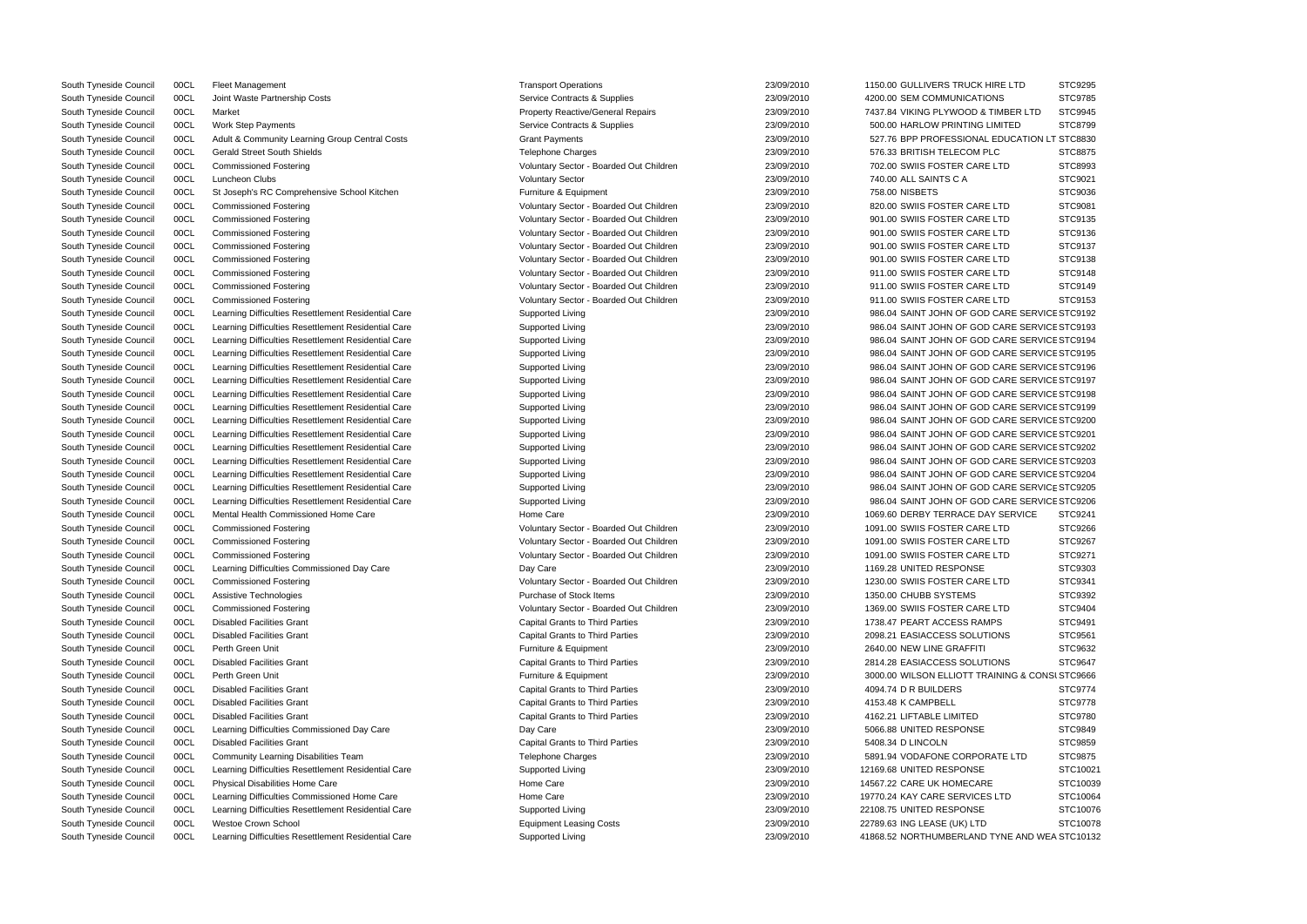| | | | | | | |
|---|---|---|---|---|---|---|
| South Tyneside Council | 00CL | Fleet Management | Transport Operations | 23/09/2010 | 1150.00 GULLIVERS TRUCK HIRE LTD | STC9295 |
| South Tyneside Council | 00CL | Joint Waste Partnership Costs | Service Contracts & Supplies | 23/09/2010 | 4200.00 SEM COMMUNICATIONS | STC9785 |
| South Tyneside Council | 00CL | Market | Property Reactive/General Repairs | 23/09/2010 | 7437.84 VIKING PLYWOOD & TIMBER LTD | STC9945 |
| South Tyneside Council | 00CL | Work Step Payments | Service Contracts & Supplies | 23/09/2010 | 500.00 HARLOW PRINTING LIMITED | STC8799 |
| South Tyneside Council | 00CL | Adult & Community Learning Group Central Costs | Grant Payments | 23/09/2010 | 527.76 BPP PROFESSIONAL EDUCATION LT | STC8830 |
| South Tyneside Council | 00CL | Gerald Street South Shields | Telephone Charges | 23/09/2010 | 576.33 BRITISH TELECOM PLC | STC8875 |
| South Tyneside Council | 00CL | Commissioned Fostering | Voluntary Sector - Boarded Out Children | 23/09/2010 | 702.00 SWIIS FOSTER CARE LTD | STC8993 |
| South Tyneside Council | 00CL | Luncheon Clubs | Voluntary Sector | 23/09/2010 | 740.00 ALL SAINTS C A | STC9021 |
| South Tyneside Council | 00CL | St Joseph's RC Comprehensive School Kitchen | Furniture & Equipment | 23/09/2010 | 758.00 NISBETS | STC9036 |
| South Tyneside Council | 00CL | Commissioned Fostering | Voluntary Sector - Boarded Out Children | 23/09/2010 | 820.00 SWIIS FOSTER CARE LTD | STC9081 |
| South Tyneside Council | 00CL | Commissioned Fostering | Voluntary Sector - Boarded Out Children | 23/09/2010 | 901.00 SWIIS FOSTER CARE LTD | STC9135 |
| South Tyneside Council | 00CL | Commissioned Fostering | Voluntary Sector - Boarded Out Children | 23/09/2010 | 901.00 SWIIS FOSTER CARE LTD | STC9136 |
| South Tyneside Council | 00CL | Commissioned Fostering | Voluntary Sector - Boarded Out Children | 23/09/2010 | 901.00 SWIIS FOSTER CARE LTD | STC9137 |
| South Tyneside Council | 00CL | Commissioned Fostering | Voluntary Sector - Boarded Out Children | 23/09/2010 | 901.00 SWIIS FOSTER CARE LTD | STC9138 |
| South Tyneside Council | 00CL | Commissioned Fostering | Voluntary Sector - Boarded Out Children | 23/09/2010 | 911.00 SWIIS FOSTER CARE LTD | STC9148 |
| South Tyneside Council | 00CL | Commissioned Fostering | Voluntary Sector - Boarded Out Children | 23/09/2010 | 911.00 SWIIS FOSTER CARE LTD | STC9149 |
| South Tyneside Council | 00CL | Commissioned Fostering | Voluntary Sector - Boarded Out Children | 23/09/2010 | 911.00 SWIIS FOSTER CARE LTD | STC9153 |
| South Tyneside Council | 00CL | Learning Difficulties Resettlement Residential Care | Supported Living | 23/09/2010 | 986.04 SAINT JOHN OF GOD CARE SERVICE | STC9192 |
| South Tyneside Council | 00CL | Learning Difficulties Resettlement Residential Care | Supported Living | 23/09/2010 | 986.04 SAINT JOHN OF GOD CARE SERVICE | STC9193 |
| South Tyneside Council | 00CL | Learning Difficulties Resettlement Residential Care | Supported Living | 23/09/2010 | 986.04 SAINT JOHN OF GOD CARE SERVICE | STC9194 |
| South Tyneside Council | 00CL | Learning Difficulties Resettlement Residential Care | Supported Living | 23/09/2010 | 986.04 SAINT JOHN OF GOD CARE SERVICE | STC9195 |
| South Tyneside Council | 00CL | Learning Difficulties Resettlement Residential Care | Supported Living | 23/09/2010 | 986.04 SAINT JOHN OF GOD CARE SERVICE | STC9196 |
| South Tyneside Council | 00CL | Learning Difficulties Resettlement Residential Care | Supported Living | 23/09/2010 | 986.04 SAINT JOHN OF GOD CARE SERVICE | STC9197 |
| South Tyneside Council | 00CL | Learning Difficulties Resettlement Residential Care | Supported Living | 23/09/2010 | 986.04 SAINT JOHN OF GOD CARE SERVICE | STC9198 |
| South Tyneside Council | 00CL | Learning Difficulties Resettlement Residential Care | Supported Living | 23/09/2010 | 986.04 SAINT JOHN OF GOD CARE SERVICE | STC9199 |
| South Tyneside Council | 00CL | Learning Difficulties Resettlement Residential Care | Supported Living | 23/09/2010 | 986.04 SAINT JOHN OF GOD CARE SERVICE | STC9200 |
| South Tyneside Council | 00CL | Learning Difficulties Resettlement Residential Care | Supported Living | 23/09/2010 | 986.04 SAINT JOHN OF GOD CARE SERVICE | STC9201 |
| South Tyneside Council | 00CL | Learning Difficulties Resettlement Residential Care | Supported Living | 23/09/2010 | 986.04 SAINT JOHN OF GOD CARE SERVICE | STC9202 |
| South Tyneside Council | 00CL | Learning Difficulties Resettlement Residential Care | Supported Living | 23/09/2010 | 986.04 SAINT JOHN OF GOD CARE SERVICE | STC9203 |
| South Tyneside Council | 00CL | Learning Difficulties Resettlement Residential Care | Supported Living | 23/09/2010 | 986.04 SAINT JOHN OF GOD CARE SERVICE | STC9204 |
| South Tyneside Council | 00CL | Learning Difficulties Resettlement Residential Care | Supported Living | 23/09/2010 | 986.04 SAINT JOHN OF GOD CARE SERVICE | STC9205 |
| South Tyneside Council | 00CL | Learning Difficulties Resettlement Residential Care | Supported Living | 23/09/2010 | 986.04 SAINT JOHN OF GOD CARE SERVICE | STC9206 |
| South Tyneside Council | 00CL | Mental Health Commissioned Home Care | Home Care | 23/09/2010 | 1069.60 DERBY TERRACE DAY SERVICE | STC9241 |
| South Tyneside Council | 00CL | Commissioned Fostering | Voluntary Sector - Boarded Out Children | 23/09/2010 | 1091.00 SWIIS FOSTER CARE LTD | STC9266 |
| South Tyneside Council | 00CL | Commissioned Fostering | Voluntary Sector - Boarded Out Children | 23/09/2010 | 1091.00 SWIIS FOSTER CARE LTD | STC9267 |
| South Tyneside Council | 00CL | Commissioned Fostering | Voluntary Sector - Boarded Out Children | 23/09/2010 | 1091.00 SWIIS FOSTER CARE LTD | STC9271 |
| South Tyneside Council | 00CL | Learning Difficulties Commissioned Day Care | Day Care | 23/09/2010 | 1169.28 UNITED RESPONSE | STC9303 |
| South Tyneside Council | 00CL | Commissioned Fostering | Voluntary Sector - Boarded Out Children | 23/09/2010 | 1230.00 SWIIS FOSTER CARE LTD | STC9341 |
| South Tyneside Council | 00CL | Assistive Technologies | Purchase of Stock Items | 23/09/2010 | 1350.00 CHUBB SYSTEMS | STC9392 |
| South Tyneside Council | 00CL | Commissioned Fostering | Voluntary Sector - Boarded Out Children | 23/09/2010 | 1369.00 SWIIS FOSTER CARE LTD | STC9404 |
| South Tyneside Council | 00CL | Disabled Facilities Grant | Capital Grants to Third Parties | 23/09/2010 | 1738.47 PEART ACCESS RAMPS | STC9491 |
| South Tyneside Council | 00CL | Disabled Facilities Grant | Capital Grants to Third Parties | 23/09/2010 | 2098.21 EASIACCESS SOLUTIONS | STC9561 |
| South Tyneside Council | 00CL | Perth Green Unit | Furniture & Equipment | 23/09/2010 | 2640.00 NEW LINE GRAFFITI | STC9632 |
| South Tyneside Council | 00CL | Disabled Facilities Grant | Capital Grants to Third Parties | 23/09/2010 | 2814.28 EASIACCESS SOLUTIONS | STC9647 |
| South Tyneside Council | 00CL | Perth Green Unit | Furniture & Equipment | 23/09/2010 | 3000.00 WILSON ELLIOTT TRAINING & CONSU | STC9666 |
| South Tyneside Council | 00CL | Disabled Facilities Grant | Capital Grants to Third Parties | 23/09/2010 | 4094.74 D R BUILDERS | STC9774 |
| South Tyneside Council | 00CL | Disabled Facilities Grant | Capital Grants to Third Parties | 23/09/2010 | 4153.48 K CAMPBELL | STC9778 |
| South Tyneside Council | 00CL | Disabled Facilities Grant | Capital Grants to Third Parties | 23/09/2010 | 4162.21 LIFTABLE LIMITED | STC9780 |
| South Tyneside Council | 00CL | Learning Difficulties Commissioned Day Care | Day Care | 23/09/2010 | 5066.88 UNITED RESPONSE | STC9849 |
| South Tyneside Council | 00CL | Disabled Facilities Grant | Capital Grants to Third Parties | 23/09/2010 | 5408.34 D LINCOLN | STC9859 |
| South Tyneside Council | 00CL | Community Learning Disabilities Team | Telephone Charges | 23/09/2010 | 5891.94 VODAFONE CORPORATE LTD | STC9875 |
| South Tyneside Council | 00CL | Learning Difficulties Resettlement Residential Care | Supported Living | 23/09/2010 | 12169.68 UNITED RESPONSE | STC10021 |
| South Tyneside Council | 00CL | Physical Disabilities Home Care | Home Care | 23/09/2010 | 14567.22 CARE UK HOMECARE | STC10039 |
| South Tyneside Council | 00CL | Learning Difficulties Commissioned Home Care | Home Care | 23/09/2010 | 19770.24 KAY CARE SERVICES LTD | STC10064 |
| South Tyneside Council | 00CL | Learning Difficulties Resettlement Residential Care | Supported Living | 23/09/2010 | 22108.75 UNITED RESPONSE | STC10076 |
| South Tyneside Council | 00CL | Westoe Crown School | Equipment Leasing Costs | 23/09/2010 | 22789.63 ING LEASE (UK) LTD | STC10078 |
| South Tyneside Council | 00CL | Learning Difficulties Resettlement Residential Care | Supported Living | 23/09/2010 | 41868.52 NORTHUMBERLAND TYNE AND WEA | STC10132 |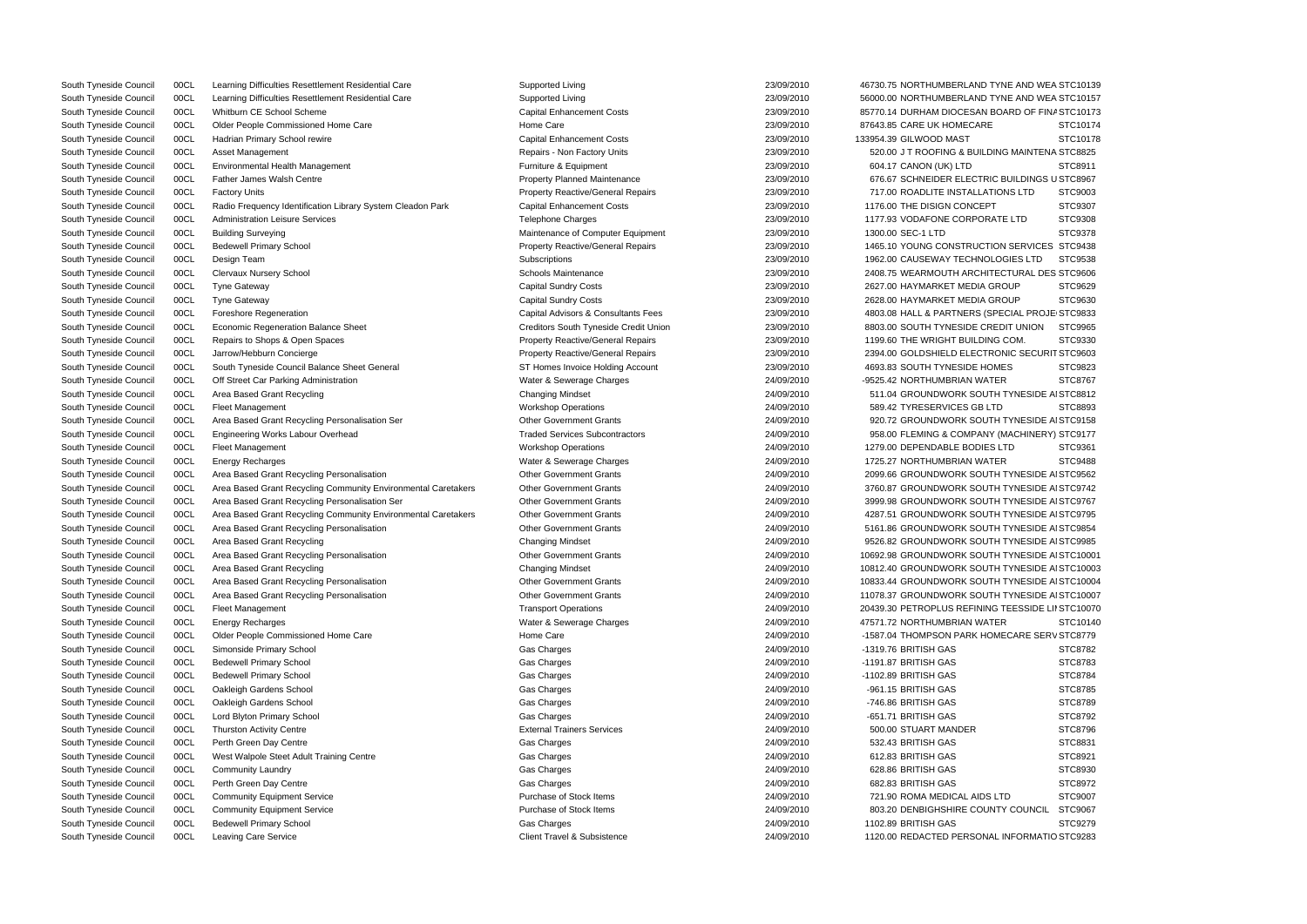| | | | | | | | |
|---|---|---|---|---|---|---|---|
| South Tyneside Council | 00CL | Learning Difficulties Resettlement Residential Care | Supported Living | 23/09/2010 | 46730.75 | NORTHUMBERLAND TYNE AND WEA | STC10139 |
| South Tyneside Council | 00CL | Learning Difficulties Resettlement Residential Care | Supported Living | 23/09/2010 | 56000.00 | NORTHUMBERLAND TYNE AND WEA | STC10157 |
| South Tyneside Council | 00CL | Whitburn CE School Scheme | Capital Enhancement Costs | 23/09/2010 | 85770.14 | DURHAM DIOCESAN BOARD OF FINA | STC10173 |
| South Tyneside Council | 00CL | Older People Commissioned Home Care | Home Care | 23/09/2010 | 87643.85 | CARE UK HOMECARE | STC10174 |
| South Tyneside Council | 00CL | Hadrian Primary School rewire | Capital Enhancement Costs | 23/09/2010 | 133954.39 | GILWOOD MAST | STC10178 |
| South Tyneside Council | 00CL | Asset Management | Repairs - Non Factory Units | 23/09/2010 | 520.00 | J T ROOFING & BUILDING MAINTENA | STC8825 |
| South Tyneside Council | 00CL | Environmental Health Management | Furniture & Equipment | 23/09/2010 | 604.17 | CANON (UK) LTD | STC8911 |
| South Tyneside Council | 00CL | Father James Walsh Centre | Property Planned Maintenance | 23/09/2010 | 676.67 | SCHNEIDER ELECTRIC BUILDINGS U | STC8967 |
| South Tyneside Council | 00CL | Factory Units | Property Reactive/General Repairs | 23/09/2010 | 717.00 | ROADLITE INSTALLATIONS LTD | STC9003 |
| South Tyneside Council | 00CL | Radio Frequency Identification Library System Cleadon Park | Capital Enhancement Costs | 23/09/2010 | 1176.00 | THE DISIGN CONCEPT | STC9307 |
| South Tyneside Council | 00CL | Administration Leisure Services | Telephone Charges | 23/09/2010 | 1177.93 | VODAFONE CORPORATE LTD | STC9308 |
| South Tyneside Council | 00CL | Building Surveying | Maintenance of Computer Equipment | 23/09/2010 | 1300.00 | SEC-1 LTD | STC9378 |
| South Tyneside Council | 00CL | Bedewell Primary School | Property Reactive/General Repairs | 23/09/2010 | 1465.10 | YOUNG CONSTRUCTION SERVICES | STC9438 |
| South Tyneside Council | 00CL | Design Team | Subscriptions | 23/09/2010 | 1962.00 | CAUSEWAY TECHNOLOGIES LTD | STC9538 |
| South Tyneside Council | 00CL | Clervaux Nursery School | Schools Maintenance | 23/09/2010 | 2408.75 | WEARMOUTH ARCHITECTURAL DES | STC9606 |
| South Tyneside Council | 00CL | Tyne Gateway | Capital Sundry Costs | 23/09/2010 | 2627.00 | HAYMARKET MEDIA GROUP | STC9629 |
| South Tyneside Council | 00CL | Tyne Gateway | Capital Sundry Costs | 23/09/2010 | 2628.00 | HAYMARKET MEDIA GROUP | STC9630 |
| South Tyneside Council | 00CL | Foreshore Regeneration | Capital Advisors & Consultants Fees | 23/09/2010 | 4803.08 | HALL & PARTNERS (SPECIAL PROJE | STC9833 |
| South Tyneside Council | 00CL | Economic Regeneration Balance Sheet | Creditors South Tyneside Credit Union | 23/09/2010 | 8803.00 | SOUTH TYNESIDE CREDIT UNION | STC9965 |
| South Tyneside Council | 00CL | Repairs to Shops & Open Spaces | Property Reactive/General Repairs | 23/09/2010 | 1199.60 | THE WRIGHT BUILDING COM. | STC9330 |
| South Tyneside Council | 00CL | Jarrow/Hebburn Concierge | Property Reactive/General Repairs | 23/09/2010 | 2394.00 | GOLDSHIELD ELECTRONIC SECURIT | STC9603 |
| South Tyneside Council | 00CL | South Tyneside Council Balance Sheet General | ST Homes Invoice Holding Account | 23/09/2010 | 4693.83 | SOUTH TYNESIDE HOMES | STC9823 |
| South Tyneside Council | 00CL | Off Street Car Parking Administration | Water & Sewerage Charges | 24/09/2010 | -9525.42 | NORTHUMBRIAN WATER | STC8767 |
| South Tyneside Council | 00CL | Area Based Grant Recycling | Changing Mindset | 24/09/2010 | 511.04 | GROUNDWORK SOUTH TYNESIDE A | STC8812 |
| South Tyneside Council | 00CL | Fleet Management | Workshop Operations | 24/09/2010 | 589.42 | TYRESERVICES GB LTD | STC8893 |
| South Tyneside Council | 00CL | Area Based Grant Recycling Personalisation Ser | Other Government Grants | 24/09/2010 | 920.72 | GROUNDWORK SOUTH TYNESIDE A | STC9158 |
| South Tyneside Council | 00CL | Engineering Works Labour Overhead | Traded Services Subcontractors | 24/09/2010 | 958.00 | FLEMING & COMPANY (MACHINERY) | STC9177 |
| South Tyneside Council | 00CL | Fleet Management | Workshop Operations | 24/09/2010 | 1279.00 | DEPENDABLE BODIES LTD | STC9361 |
| South Tyneside Council | 00CL | Energy Recharges | Water & Sewerage Charges | 24/09/2010 | 1725.27 | NORTHUMBRIAN WATER | STC9488 |
| South Tyneside Council | 00CL | Area Based Grant Recycling Personalisation | Other Government Grants | 24/09/2010 | 2099.66 | GROUNDWORK SOUTH TYNESIDE A | STC9562 |
| South Tyneside Council | 00CL | Area Based Grant Recycling Community Environmental Caretakers | Other Government Grants | 24/09/2010 | 3760.87 | GROUNDWORK SOUTH TYNESIDE A | STC9742 |
| South Tyneside Council | 00CL | Area Based Grant Recycling Personalisation Ser | Other Government Grants | 24/09/2010 | 3999.98 | GROUNDWORK SOUTH TYNESIDE A | STC9767 |
| South Tyneside Council | 00CL | Area Based Grant Recycling Community Environmental Caretakers | Other Government Grants | 24/09/2010 | 4287.51 | GROUNDWORK SOUTH TYNESIDE A | STC9795 |
| South Tyneside Council | 00CL | Area Based Grant Recycling Personalisation | Other Government Grants | 24/09/2010 | 5161.86 | GROUNDWORK SOUTH TYNESIDE A | STC9854 |
| South Tyneside Council | 00CL | Area Based Grant Recycling | Changing Mindset | 24/09/2010 | 9526.82 | GROUNDWORK SOUTH TYNESIDE A | STC9985 |
| South Tyneside Council | 00CL | Area Based Grant Recycling Personalisation | Other Government Grants | 24/09/2010 | 10692.98 | GROUNDWORK SOUTH TYNESIDE A | STC10001 |
| South Tyneside Council | 00CL | Area Based Grant Recycling | Changing Mindset | 24/09/2010 | 10812.40 | GROUNDWORK SOUTH TYNESIDE A | STC10003 |
| South Tyneside Council | 00CL | Area Based Grant Recycling Personalisation | Other Government Grants | 24/09/2010 | 10833.44 | GROUNDWORK SOUTH TYNESIDE A | STC10004 |
| South Tyneside Council | 00CL | Area Based Grant Recycling Personalisation | Other Government Grants | 24/09/2010 | 11078.37 | GROUNDWORK SOUTH TYNESIDE A | STC10007 |
| South Tyneside Council | 00CL | Fleet Management | Transport Operations | 24/09/2010 | 20439.30 | PETROPLUS REFINING TEESSIDE LI | STC10070 |
| South Tyneside Council | 00CL | Energy Recharges | Water & Sewerage Charges | 24/09/2010 | 47571.72 | NORTHUMBRIAN WATER | STC10140 |
| South Tyneside Council | 00CL | Older People Commissioned Home Care | Home Care | 24/09/2010 | -1587.04 | THOMPSON PARK HOMECARE SERV | STC8779 |
| South Tyneside Council | 00CL | Simonside Primary School | Gas Charges | 24/09/2010 | -1319.76 | BRITISH GAS | STC8782 |
| South Tyneside Council | 00CL | Bedewell Primary School | Gas Charges | 24/09/2010 | -1191.87 | BRITISH GAS | STC8783 |
| South Tyneside Council | 00CL | Bedewell Primary School | Gas Charges | 24/09/2010 | -1102.89 | BRITISH GAS | STC8784 |
| South Tyneside Council | 00CL | Oakleigh Gardens School | Gas Charges | 24/09/2010 | -961.15 | BRITISH GAS | STC8785 |
| South Tyneside Council | 00CL | Oakleigh Gardens School | Gas Charges | 24/09/2010 | -746.86 | BRITISH GAS | STC8789 |
| South Tyneside Council | 00CL | Lord Blyton Primary School | Gas Charges | 24/09/2010 | -651.71 | BRITISH GAS | STC8792 |
| South Tyneside Council | 00CL | Thurston Activity Centre | External Trainers Services | 24/09/2010 | 500.00 | STUART MANDER | STC8796 |
| South Tyneside Council | 00CL | Perth Green Day Centre | Gas Charges | 24/09/2010 | 532.43 | BRITISH GAS | STC8831 |
| South Tyneside Council | 00CL | West Walpole Steet Adult Training Centre | Gas Charges | 24/09/2010 | 612.83 | BRITISH GAS | STC8921 |
| South Tyneside Council | 00CL | Community Laundry | Gas Charges | 24/09/2010 | 628.86 | BRITISH GAS | STC8930 |
| South Tyneside Council | 00CL | Perth Green Day Centre | Gas Charges | 24/09/2010 | 682.83 | BRITISH GAS | STC8972 |
| South Tyneside Council | 00CL | Community Equipment Service | Purchase of Stock Items | 24/09/2010 | 721.90 | ROMA MEDICAL AIDS LTD | STC9007 |
| South Tyneside Council | 00CL | Community Equipment Service | Purchase of Stock Items | 24/09/2010 | 803.20 | DENBIGHSHIRE COUNTY COUNCIL | STC9067 |
| South Tyneside Council | 00CL | Bedewell Primary School | Gas Charges | 24/09/2010 | 1102.89 | BRITISH GAS | STC9279 |
| South Tyneside Council | 00CL | Leaving Care Service | Client Travel & Subsistence | 24/09/2010 | 1120.00 | REDACTED PERSONAL INFORMATIO | STC9283 |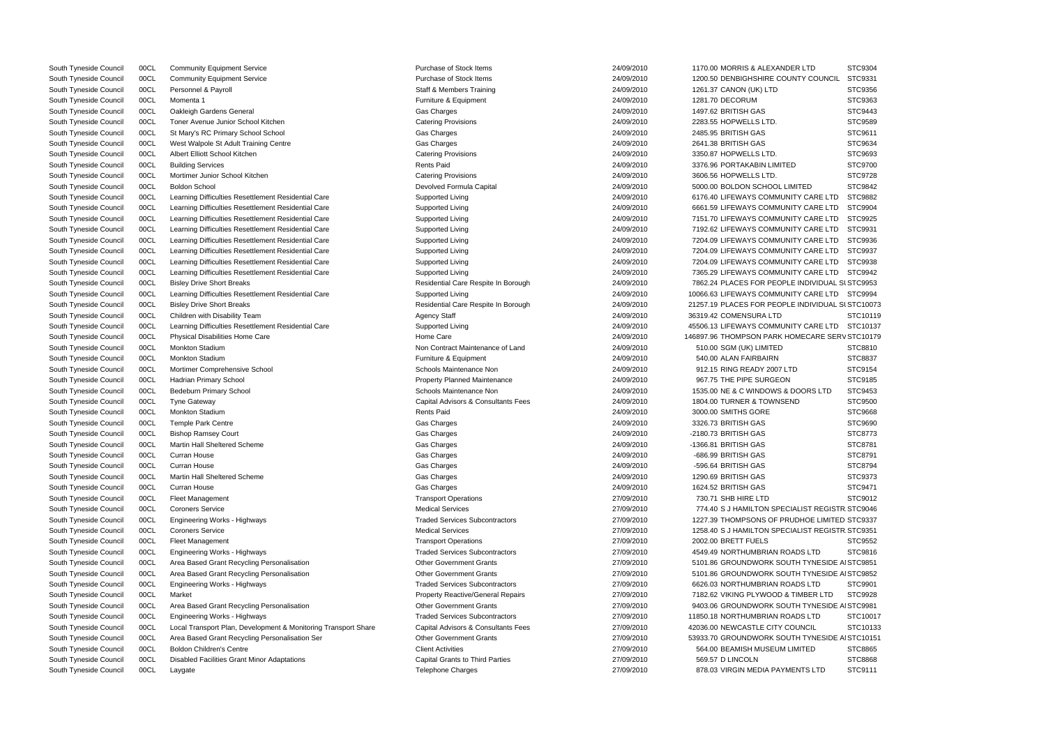| | | | | | | | |
|---|---|---|---|---|---|---|---|
| South Tyneside Council | 00CL | Community Equipment Service | Purchase of Stock Items | 24/09/2010 | 1170.00 | MORRIS & ALEXANDER LTD | STC9304 |
| South Tyneside Council | 00CL | Community Equipment Service | Purchase of Stock Items | 24/09/2010 | 1200.50 | DENBIGHSHIRE COUNTY COUNCIL | STC9331 |
| South Tyneside Council | 00CL | Personnel & Payroll | Staff & Members Training | 24/09/2010 | 1261.37 | CANON (UK) LTD | STC9356 |
| South Tyneside Council | 00CL | Momenta 1 | Furniture & Equipment | 24/09/2010 | 1281.70 | DECORUM | STC9363 |
| South Tyneside Council | 00CL | Oakleigh Gardens General | Gas Charges | 24/09/2010 | 1497.62 | BRITISH GAS | STC9443 |
| South Tyneside Council | 00CL | Toner Avenue Junior School Kitchen | Catering Provisions | 24/09/2010 | 2283.55 | HOPWELLS LTD. | STC9589 |
| South Tyneside Council | 00CL | St Mary's RC Primary School School | Gas Charges | 24/09/2010 | 2485.95 | BRITISH GAS | STC9611 |
| South Tyneside Council | 00CL | West Walpole St Adult Training Centre | Gas Charges | 24/09/2010 | 2641.38 | BRITISH GAS | STC9634 |
| South Tyneside Council | 00CL | Albert Elliott School Kitchen | Catering Provisions | 24/09/2010 | 3350.87 | HOPWELLS LTD. | STC9693 |
| South Tyneside Council | 00CL | Building Services | Rents Paid | 24/09/2010 | 3376.96 | PORTAKABIN LIMITED | STC9700 |
| South Tyneside Council | 00CL | Mortimer Junior School Kitchen | Catering Provisions | 24/09/2010 | 3606.56 | HOPWELLS LTD. | STC9728 |
| South Tyneside Council | 00CL | Boldon School | Devolved Formula Capital | 24/09/2010 | 5000.00 | BOLDON SCHOOL LIMITED | STC9842 |
| South Tyneside Council | 00CL | Learning Difficulties Resettlement Residential Care | Supported Living | 24/09/2010 | 6176.40 | LIFEWAYS COMMUNITY CARE LTD | STC9882 |
| South Tyneside Council | 00CL | Learning Difficulties Resettlement Residential Care | Supported Living | 24/09/2010 | 6661.59 | LIFEWAYS COMMUNITY CARE LTD | STC9904 |
| South Tyneside Council | 00CL | Learning Difficulties Resettlement Residential Care | Supported Living | 24/09/2010 | 7151.70 | LIFEWAYS COMMUNITY CARE LTD | STC9925 |
| South Tyneside Council | 00CL | Learning Difficulties Resettlement Residential Care | Supported Living | 24/09/2010 | 7192.62 | LIFEWAYS COMMUNITY CARE LTD | STC9931 |
| South Tyneside Council | 00CL | Learning Difficulties Resettlement Residential Care | Supported Living | 24/09/2010 | 7204.09 | LIFEWAYS COMMUNITY CARE LTD | STC9936 |
| South Tyneside Council | 00CL | Learning Difficulties Resettlement Residential Care | Supported Living | 24/09/2010 | 7204.09 | LIFEWAYS COMMUNITY CARE LTD | STC9937 |
| South Tyneside Council | 00CL | Learning Difficulties Resettlement Residential Care | Supported Living | 24/09/2010 | 7204.09 | LIFEWAYS COMMUNITY CARE LTD | STC9938 |
| South Tyneside Council | 00CL | Learning Difficulties Resettlement Residential Care | Supported Living | 24/09/2010 | 7365.29 | LIFEWAYS COMMUNITY CARE LTD | STC9942 |
| South Tyneside Council | 00CL | Bisley Drive Short Breaks | Residential Care Respite In Borough | 24/09/2010 | 7862.24 | PLACES FOR PEOPLE INDIVIDUAL SU | STC9953 |
| South Tyneside Council | 00CL | Learning Difficulties Resettlement Residential Care | Supported Living | 24/09/2010 | 10066.63 | LIFEWAYS COMMUNITY CARE LTD | STC9994 |
| South Tyneside Council | 00CL | Bisley Drive Short Breaks | Residential Care Respite In Borough | 24/09/2010 | 21257.19 | PLACES FOR PEOPLE INDIVIDUAL SU | STC10073 |
| South Tyneside Council | 00CL | Children with Disability Team | Agency Staff | 24/09/2010 | 36319.42 | COMENSURA LTD | STC10119 |
| South Tyneside Council | 00CL | Learning Difficulties Resettlement Residential Care | Supported Living | 24/09/2010 | 45506.13 | LIFEWAYS COMMUNITY CARE LTD | STC10137 |
| South Tyneside Council | 00CL | Physical Disabilities Home Care | Home Care | 24/09/2010 | 146897.96 | THOMPSON PARK HOMECARE SERV | STC10179 |
| South Tyneside Council | 00CL | Monkton Stadium | Non Contract Maintenance of Land | 24/09/2010 | 510.00 | SGM (UK) LIMITED | STC8810 |
| South Tyneside Council | 00CL | Monkton Stadium | Furniture & Equipment | 24/09/2010 | 540.00 | ALAN FAIRBAIRN | STC8837 |
| South Tyneside Council | 00CL | Mortimer Comprehensive School | Schools Maintenance Non | 24/09/2010 | 912.15 | RING READY 2007 LTD | STC9154 |
| South Tyneside Council | 00CL | Hadrian Primary School | Property Planned Maintenance | 24/09/2010 | 967.75 | THE PIPE SURGEON | STC9185 |
| South Tyneside Council | 00CL | Bedeburn Primary School | Schools Maintenance Non | 24/09/2010 | 1535.00 | NE & C WINDOWS & DOORS LTD | STC9453 |
| South Tyneside Council | 00CL | Tyne Gateway | Capital Advisors & Consultants Fees | 24/09/2010 | 1804.00 | TURNER & TOWNSEND | STC9500 |
| South Tyneside Council | 00CL | Monkton Stadium | Rents Paid | 24/09/2010 | 3000.00 | SMITHS GORE | STC9668 |
| South Tyneside Council | 00CL | Temple Park Centre | Gas Charges | 24/09/2010 | 3326.73 | BRITISH GAS | STC9690 |
| South Tyneside Council | 00CL | Bishop Ramsey Court | Gas Charges | 24/09/2010 | -2180.73 | BRITISH GAS | STC8773 |
| South Tyneside Council | 00CL | Martin Hall Sheltered Scheme | Gas Charges | 24/09/2010 | -1366.81 | BRITISH GAS | STC8781 |
| South Tyneside Council | 00CL | Curran House | Gas Charges | 24/09/2010 | -686.99 | BRITISH GAS | STC8791 |
| South Tyneside Council | 00CL | Curran House | Gas Charges | 24/09/2010 | -596.64 | BRITISH GAS | STC8794 |
| South Tyneside Council | 00CL | Martin Hall Sheltered Scheme | Gas Charges | 24/09/2010 | 1290.69 | BRITISH GAS | STC9373 |
| South Tyneside Council | 00CL | Curran House | Gas Charges | 24/09/2010 | 1624.52 | BRITISH GAS | STC9471 |
| South Tyneside Council | 00CL | Fleet Management | Transport Operations | 27/09/2010 | 730.71 | SHB HIRE LTD | STC9012 |
| South Tyneside Council | 00CL | Coroners Service | Medical Services | 27/09/2010 | 774.40 | S J HAMILTON SPECIALIST REGISTR | STC9046 |
| South Tyneside Council | 00CL | Engineering Works - Highways | Traded Services Subcontractors | 27/09/2010 | 1227.39 | THOMPSONS OF PRUDHOE LIMITED | STC9337 |
| South Tyneside Council | 00CL | Coroners Service | Medical Services | 27/09/2010 | 1258.40 | S J HAMILTON SPECIALIST REGISTR | STC9351 |
| South Tyneside Council | 00CL | Fleet Management | Transport Operations | 27/09/2010 | 2002.00 | BRETT FUELS | STC9552 |
| South Tyneside Council | 00CL | Engineering Works - Highways | Traded Services Subcontractors | 27/09/2010 | 4549.49 | NORTHUMBRIAN ROADS LTD | STC9816 |
| South Tyneside Council | 00CL | Area Based Grant Recycling Personalisation | Other Government Grants | 27/09/2010 | 5101.86 | GROUNDWORK SOUTH TYNESIDE AI | STC9851 |
| South Tyneside Council | 00CL | Area Based Grant Recycling Personalisation | Other Government Grants | 27/09/2010 | 5101.86 | GROUNDWORK SOUTH TYNESIDE AI | STC9852 |
| South Tyneside Council | 00CL | Engineering Works - Highways | Traded Services Subcontractors | 27/09/2010 | 6626.03 | NORTHUMBRIAN ROADS LTD | STC9901 |
| South Tyneside Council | 00CL | Market | Property Reactive/General Repairs | 27/09/2010 | 7182.62 | VIKING PLYWOOD & TIMBER LTD | STC9928 |
| South Tyneside Council | 00CL | Area Based Grant Recycling Personalisation | Other Government Grants | 27/09/2010 | 9403.06 | GROUNDWORK SOUTH TYNESIDE AI | STC9981 |
| South Tyneside Council | 00CL | Engineering Works - Highways | Traded Services Subcontractors | 27/09/2010 | 11850.18 | NORTHUMBRIAN ROADS LTD | STC10017 |
| South Tyneside Council | 00CL | Local Transport Plan, Development & Monitoring Transport Share | Capital Advisors & Consultants Fees | 27/09/2010 | 42036.00 | NEWCASTLE CITY COUNCIL | STC10133 |
| South Tyneside Council | 00CL | Area Based Grant Recycling Personalisation Ser | Other Government Grants | 27/09/2010 | 53933.70 | GROUNDWORK SOUTH TYNESIDE AI | STC10151 |
| South Tyneside Council | 00CL | Boldon Children's Centre | Client Activities | 27/09/2010 | 564.00 | BEAMISH MUSEUM LIMITED | STC8865 |
| South Tyneside Council | 00CL | Disabled Facilities Grant Minor Adaptations | Capital Grants to Third Parties | 27/09/2010 | 569.57 | D LINCOLN | STC8868 |
| South Tyneside Council | 00CL | Laygate | Telephone Charges | 27/09/2010 | 878.03 | VIRGIN MEDIA PAYMENTS LTD | STC9111 |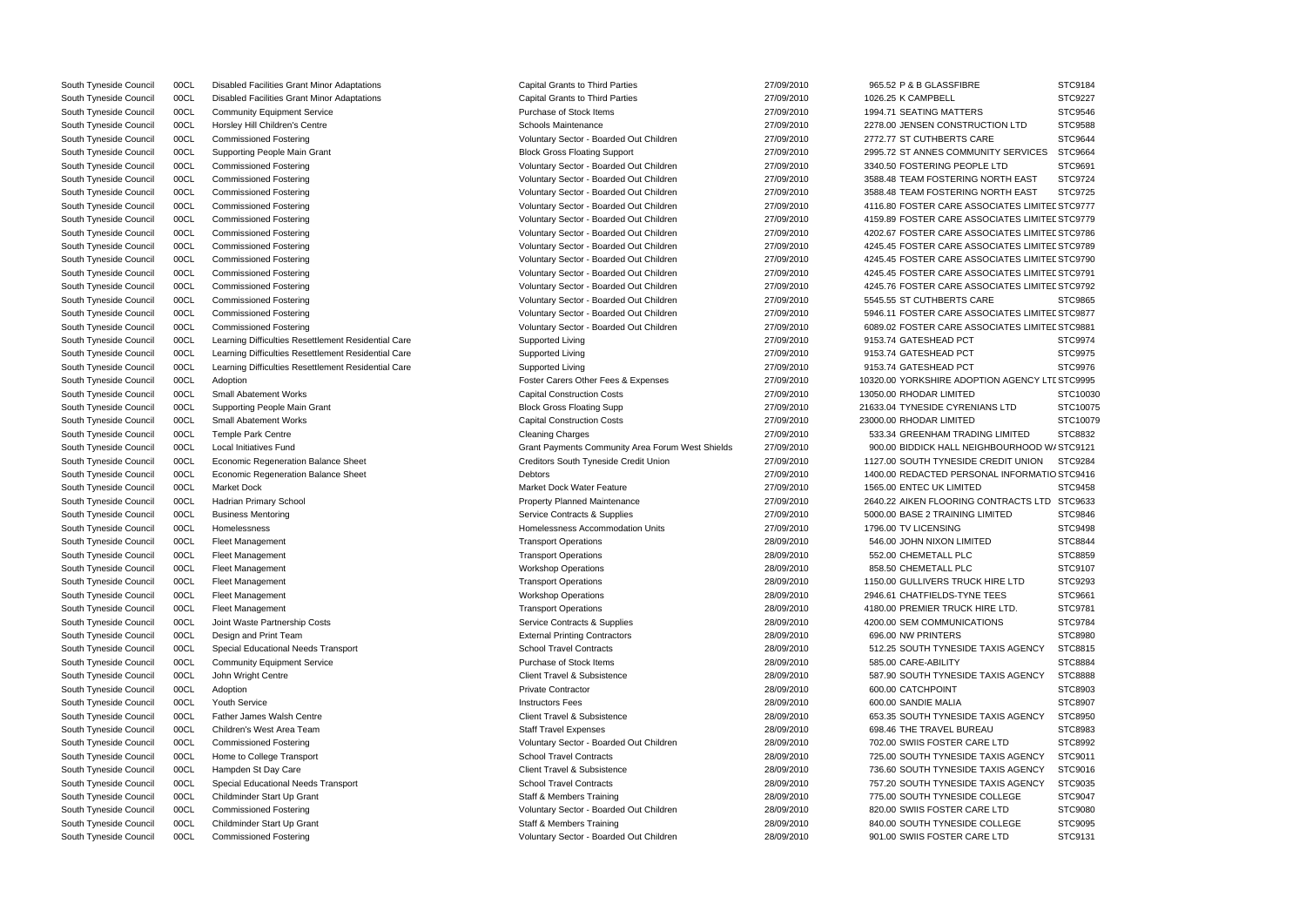| | | | | | | | |
|---|---|---|---|---|---|---|---|
| South Tyneside Council | 00CL | Disabled Facilities Grant Minor Adaptations | Capital Grants to Third Parties | 27/09/2010 | 965.52 | P & B GLASSFIBRE | STC9184 |
| South Tyneside Council | 00CL | Disabled Facilities Grant Minor Adaptations | Capital Grants to Third Parties | 27/09/2010 | 1026.25 | K CAMPBELL | STC9227 |
| South Tyneside Council | 00CL | Community Equipment Service | Purchase of Stock Items | 27/09/2010 | 1994.71 | SEATING MATTERS | STC9546 |
| South Tyneside Council | 00CL | Horsley Hill Children's Centre | Schools Maintenance | 27/09/2010 | 2278.00 | JENSEN CONSTRUCTION LTD | STC9588 |
| South Tyneside Council | 00CL | Commissioned Fostering | Voluntary Sector - Boarded Out Children | 27/09/2010 | 2772.77 | ST CUTHBERTS CARE | STC9644 |
| South Tyneside Council | 00CL | Supporting People Main Grant | Block Gross Floating Support | 27/09/2010 | 2995.72 | ST ANNES COMMUNITY SERVICES | STC9664 |
| South Tyneside Council | 00CL | Commissioned Fostering | Voluntary Sector - Boarded Out Children | 27/09/2010 | 3340.50 | FOSTERING PEOPLE LTD | STC9691 |
| South Tyneside Council | 00CL | Commissioned Fostering | Voluntary Sector - Boarded Out Children | 27/09/2010 | 3588.48 | TEAM FOSTERING NORTH EAST | STC9724 |
| South Tyneside Council | 00CL | Commissioned Fostering | Voluntary Sector - Boarded Out Children | 27/09/2010 | 3588.48 | TEAM FOSTERING NORTH EAST | STC9725 |
| South Tyneside Council | 00CL | Commissioned Fostering | Voluntary Sector - Boarded Out Children | 27/09/2010 | 4116.80 | FOSTER CARE ASSOCIATES LIMITED | STC9777 |
| South Tyneside Council | 00CL | Commissioned Fostering | Voluntary Sector - Boarded Out Children | 27/09/2010 | 4159.89 | FOSTER CARE ASSOCIATES LIMITED | STC9779 |
| South Tyneside Council | 00CL | Commissioned Fostering | Voluntary Sector - Boarded Out Children | 27/09/2010 | 4202.67 | FOSTER CARE ASSOCIATES LIMITED | STC9786 |
| South Tyneside Council | 00CL | Commissioned Fostering | Voluntary Sector - Boarded Out Children | 27/09/2010 | 4245.45 | FOSTER CARE ASSOCIATES LIMITED | STC9789 |
| South Tyneside Council | 00CL | Commissioned Fostering | Voluntary Sector - Boarded Out Children | 27/09/2010 | 4245.45 | FOSTER CARE ASSOCIATES LIMITED | STC9790 |
| South Tyneside Council | 00CL | Commissioned Fostering | Voluntary Sector - Boarded Out Children | 27/09/2010 | 4245.45 | FOSTER CARE ASSOCIATES LIMITED | STC9791 |
| South Tyneside Council | 00CL | Commissioned Fostering | Voluntary Sector - Boarded Out Children | 27/09/2010 | 4245.76 | FOSTER CARE ASSOCIATES LIMITED | STC9792 |
| South Tyneside Council | 00CL | Commissioned Fostering | Voluntary Sector - Boarded Out Children | 27/09/2010 | 5545.55 | ST CUTHBERTS CARE | STC9865 |
| South Tyneside Council | 00CL | Commissioned Fostering | Voluntary Sector - Boarded Out Children | 27/09/2010 | 5946.11 | FOSTER CARE ASSOCIATES LIMITED | STC9877 |
| South Tyneside Council | 00CL | Commissioned Fostering | Voluntary Sector - Boarded Out Children | 27/09/2010 | 6089.02 | FOSTER CARE ASSOCIATES LIMITED | STC9881 |
| South Tyneside Council | 00CL | Learning Difficulties Resettlement Residential Care | Supported Living | 27/09/2010 | 9153.74 | GATESHEAD PCT | STC9974 |
| South Tyneside Council | 00CL | Learning Difficulties Resettlement Residential Care | Supported Living | 27/09/2010 | 9153.74 | GATESHEAD PCT | STC9975 |
| South Tyneside Council | 00CL | Learning Difficulties Resettlement Residential Care | Supported Living | 27/09/2010 | 9153.74 | GATESHEAD PCT | STC9976 |
| South Tyneside Council | 00CL | Adoption | Foster Carers Other Fees & Expenses | 27/09/2010 | 10320.00 | YORKSHIRE ADOPTION AGENCY LTD | STC9995 |
| South Tyneside Council | 00CL | Small Abatement Works | Capital Construction Costs | 27/09/2010 | 13050.00 | RHODAR LIMITED | STC10030 |
| South Tyneside Council | 00CL | Supporting People Main Grant | Block Gross Floating Supp | 27/09/2010 | 21633.04 | TYNESIDE CYRENIANS LTD | STC10075 |
| South Tyneside Council | 00CL | Small Abatement Works | Capital Construction Costs | 27/09/2010 | 23000.00 | RHODAR LIMITED | STC10079 |
| South Tyneside Council | 00CL | Temple Park Centre | Cleaning Charges | 27/09/2010 | 533.34 | GREENHAM TRADING LIMITED | STC8832 |
| South Tyneside Council | 00CL | Local Initiatives Fund | Grant Payments Community Area Forum West Shields | 27/09/2010 | 900.00 | BIDDICK HALL NEIGHBOURHOOD WA | STC9121 |
| South Tyneside Council | 00CL | Economic Regeneration Balance Sheet | Creditors South Tyneside Credit Union | 27/09/2010 | 1127.00 | SOUTH TYNESIDE CREDIT UNION | STC9284 |
| South Tyneside Council | 00CL | Economic Regeneration Balance Sheet | Debtors | 27/09/2010 | 1400.00 | REDACTED PERSONAL INFORMATION | STC9416 |
| South Tyneside Council | 00CL | Market Dock | Market Dock Water Feature | 27/09/2010 | 1565.00 | ENTEC UK LIMITED | STC9458 |
| South Tyneside Council | 00CL | Hadrian Primary School | Property Planned Maintenance | 27/09/2010 | 2640.22 | AIKEN FLOORING CONTRACTS LTD | STC9633 |
| South Tyneside Council | 00CL | Business Mentoring | Service Contracts & Supplies | 27/09/2010 | 5000.00 | BASE 2 TRAINING LIMITED | STC9846 |
| South Tyneside Council | 00CL | Homelessness | Homelessness Accommodation Units | 27/09/2010 | 1796.00 | TV LICENSING | STC9498 |
| South Tyneside Council | 00CL | Fleet Management | Transport Operations | 28/09/2010 | 546.00 | JOHN NIXON LIMITED | STC8844 |
| South Tyneside Council | 00CL | Fleet Management | Transport Operations | 28/09/2010 | 552.00 | CHEMETALL PLC | STC8859 |
| South Tyneside Council | 00CL | Fleet Management | Workshop Operations | 28/09/2010 | 858.50 | CHEMETALL PLC | STC9107 |
| South Tyneside Council | 00CL | Fleet Management | Transport Operations | 28/09/2010 | 1150.00 | GULLIVERS TRUCK HIRE LTD | STC9293 |
| South Tyneside Council | 00CL | Fleet Management | Workshop Operations | 28/09/2010 | 2946.61 | CHATFIELDS-TYNE TEES | STC9661 |
| South Tyneside Council | 00CL | Fleet Management | Transport Operations | 28/09/2010 | 4180.00 | PREMIER TRUCK HIRE LTD. | STC9781 |
| South Tyneside Council | 00CL | Joint Waste Partnership Costs | Service Contracts & Supplies | 28/09/2010 | 4200.00 | SEM COMMUNICATIONS | STC9784 |
| South Tyneside Council | 00CL | Design and Print Team | External Printing Contractors | 28/09/2010 | 696.00 | NW PRINTERS | STC8980 |
| South Tyneside Council | 00CL | Special Educational Needs Transport | School Travel Contracts | 28/09/2010 | 512.25 | SOUTH TYNESIDE TAXIS AGENCY | STC8815 |
| South Tyneside Council | 00CL | Community Equipment Service | Purchase of Stock Items | 28/09/2010 | 585.00 | CARE-ABILITY | STC8884 |
| South Tyneside Council | 00CL | John Wright Centre | Client Travel & Subsistence | 28/09/2010 | 587.90 | SOUTH TYNESIDE TAXIS AGENCY | STC8888 |
| South Tyneside Council | 00CL | Adoption | Private Contractor | 28/09/2010 | 600.00 | CATCHPOINT | STC8903 |
| South Tyneside Council | 00CL | Youth Service | Instructors Fees | 28/09/2010 | 600.00 | SANDIE MALIA | STC8907 |
| South Tyneside Council | 00CL | Father James Walsh Centre | Client Travel & Subsistence | 28/09/2010 | 653.35 | SOUTH TYNESIDE TAXIS AGENCY | STC8950 |
| South Tyneside Council | 00CL | Children's West Area Team | Staff Travel Expenses | 28/09/2010 | 698.46 | THE TRAVEL BUREAU | STC8983 |
| South Tyneside Council | 00CL | Commissioned Fostering | Voluntary Sector - Boarded Out Children | 28/09/2010 | 702.00 | SWIIS FOSTER CARE LTD | STC8992 |
| South Tyneside Council | 00CL | Home to College Transport | School Travel Contracts | 28/09/2010 | 725.00 | SOUTH TYNESIDE TAXIS AGENCY | STC9011 |
| South Tyneside Council | 00CL | Hampden St Day Care | Client Travel & Subsistence | 28/09/2010 | 736.60 | SOUTH TYNESIDE TAXIS AGENCY | STC9016 |
| South Tyneside Council | 00CL | Special Educational Needs Transport | School Travel Contracts | 28/09/2010 | 757.20 | SOUTH TYNESIDE TAXIS AGENCY | STC9035 |
| South Tyneside Council | 00CL | Childminder Start Up Grant | Staff & Members Training | 28/09/2010 | 775.00 | SOUTH TYNESIDE COLLEGE | STC9047 |
| South Tyneside Council | 00CL | Commissioned Fostering | Voluntary Sector - Boarded Out Children | 28/09/2010 | 820.00 | SWIIS FOSTER CARE LTD | STC9080 |
| South Tyneside Council | 00CL | Childminder Start Up Grant | Staff & Members Training | 28/09/2010 | 840.00 | SOUTH TYNESIDE COLLEGE | STC9095 |
| South Tyneside Council | 00CL | Commissioned Fostering | Voluntary Sector - Boarded Out Children | 28/09/2010 | 901.00 | SWIIS FOSTER CARE LTD | STC9131 |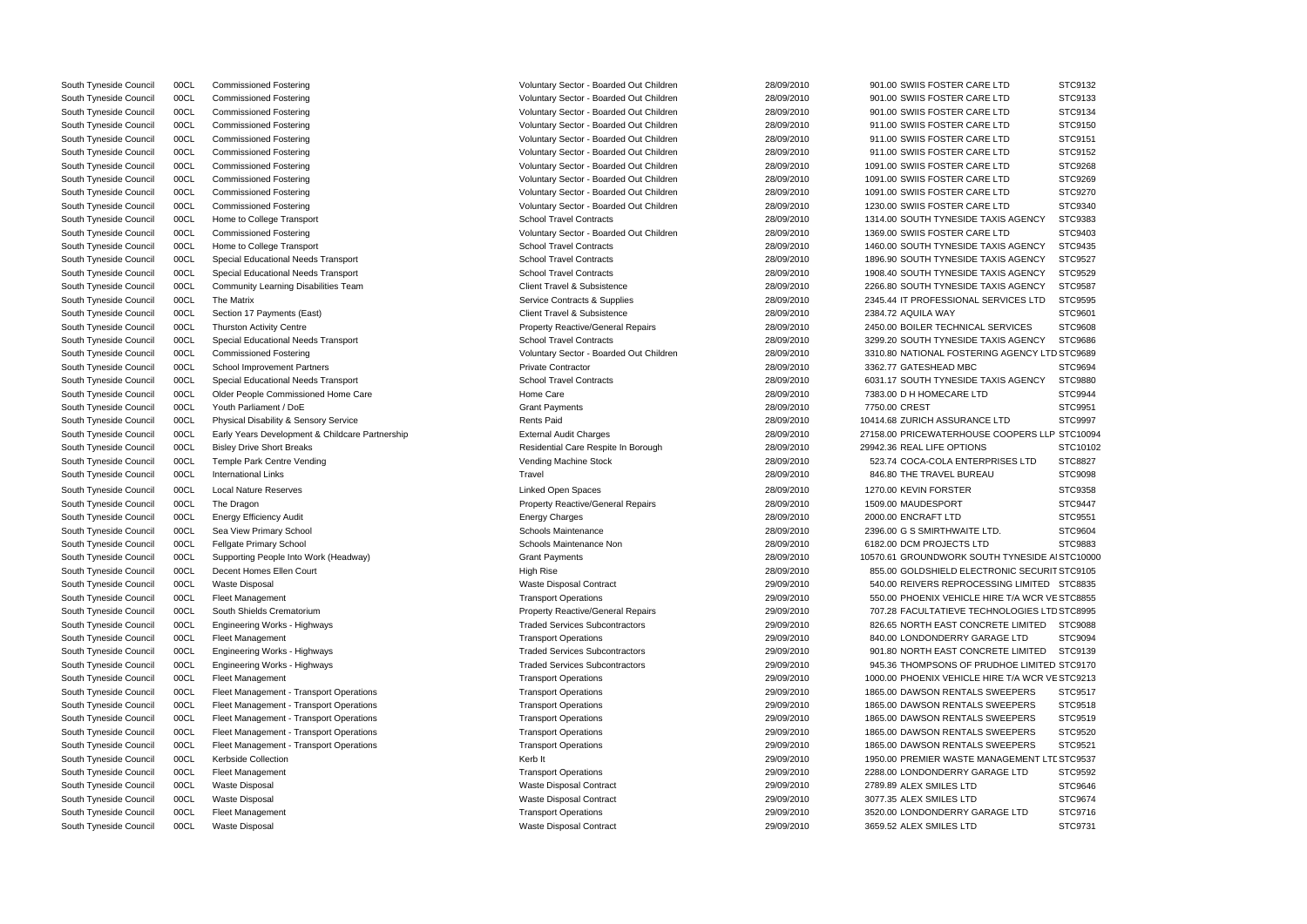| | | | | | | | |
|---|---|---|---|---|---|---|---|
| South Tyneside Council | 00CL | Commissioned Fostering | Voluntary Sector - Boarded Out Children | 28/09/2010 | 901.00 | SWIIS FOSTER CARE LTD | STC9132 |
| South Tyneside Council | 00CL | Commissioned Fostering | Voluntary Sector - Boarded Out Children | 28/09/2010 | 901.00 | SWIIS FOSTER CARE LTD | STC9133 |
| South Tyneside Council | 00CL | Commissioned Fostering | Voluntary Sector - Boarded Out Children | 28/09/2010 | 901.00 | SWIIS FOSTER CARE LTD | STC9134 |
| South Tyneside Council | 00CL | Commissioned Fostering | Voluntary Sector - Boarded Out Children | 28/09/2010 | 911.00 | SWIIS FOSTER CARE LTD | STC9150 |
| South Tyneside Council | 00CL | Commissioned Fostering | Voluntary Sector - Boarded Out Children | 28/09/2010 | 911.00 | SWIIS FOSTER CARE LTD | STC9151 |
| South Tyneside Council | 00CL | Commissioned Fostering | Voluntary Sector - Boarded Out Children | 28/09/2010 | 911.00 | SWIIS FOSTER CARE LTD | STC9152 |
| South Tyneside Council | 00CL | Commissioned Fostering | Voluntary Sector - Boarded Out Children | 28/09/2010 | 1091.00 | SWIIS FOSTER CARE LTD | STC9268 |
| South Tyneside Council | 00CL | Commissioned Fostering | Voluntary Sector - Boarded Out Children | 28/09/2010 | 1091.00 | SWIIS FOSTER CARE LTD | STC9269 |
| South Tyneside Council | 00CL | Commissioned Fostering | Voluntary Sector - Boarded Out Children | 28/09/2010 | 1091.00 | SWIIS FOSTER CARE LTD | STC9270 |
| South Tyneside Council | 00CL | Commissioned Fostering | Voluntary Sector - Boarded Out Children | 28/09/2010 | 1230.00 | SWIIS FOSTER CARE LTD | STC9340 |
| South Tyneside Council | 00CL | Home to College Transport | School Travel Contracts | 28/09/2010 | 1314.00 | SOUTH TYNESIDE TAXIS AGENCY | STC9383 |
| South Tyneside Council | 00CL | Commissioned Fostering | Voluntary Sector - Boarded Out Children | 28/09/2010 | 1369.00 | SWIIS FOSTER CARE LTD | STC9403 |
| South Tyneside Council | 00CL | Home to College Transport | School Travel Contracts | 28/09/2010 | 1460.00 | SOUTH TYNESIDE TAXIS AGENCY | STC9435 |
| South Tyneside Council | 00CL | Special Educational Needs Transport | School Travel Contracts | 28/09/2010 | 1896.90 | SOUTH TYNESIDE TAXIS AGENCY | STC9527 |
| South Tyneside Council | 00CL | Special Educational Needs Transport | School Travel Contracts | 28/09/2010 | 1908.40 | SOUTH TYNESIDE TAXIS AGENCY | STC9529 |
| South Tyneside Council | 00CL | Community Learning Disabilities Team | Client Travel & Subsistence | 28/09/2010 | 2266.80 | SOUTH TYNESIDE TAXIS AGENCY | STC9587 |
| South Tyneside Council | 00CL | The Matrix | Service Contracts & Supplies | 28/09/2010 | 2345.44 | IT PROFESSIONAL SERVICES LTD | STC9595 |
| South Tyneside Council | 00CL | Section 17 Payments (East) | Client Travel & Subsistence | 28/09/2010 | 2384.72 | AQUILA WAY | STC9601 |
| South Tyneside Council | 00CL | Thurston Activity Centre | Property Reactive/General Repairs | 28/09/2010 | 2450.00 | BOILER TECHNICAL SERVICES | STC9608 |
| South Tyneside Council | 00CL | Special Educational Needs Transport | School Travel Contracts | 28/09/2010 | 3299.20 | SOUTH TYNESIDE TAXIS AGENCY | STC9686 |
| South Tyneside Council | 00CL | Commissioned Fostering | Voluntary Sector - Boarded Out Children | 28/09/2010 | 3310.80 | NATIONAL FOSTERING AGENCY LTD | STC9689 |
| South Tyneside Council | 00CL | School Improvement Partners | Private Contractor | 28/09/2010 | 3362.77 | GATESHEAD MBC | STC9694 |
| South Tyneside Council | 00CL | Special Educational Needs Transport | School Travel Contracts | 28/09/2010 | 6031.17 | SOUTH TYNESIDE TAXIS AGENCY | STC9880 |
| South Tyneside Council | 00CL | Older People Commissioned Home Care | Home Care | 28/09/2010 | 7383.00 | D H HOMECARE LTD | STC9944 |
| South Tyneside Council | 00CL | Youth Parliament / DoE | Grant Payments | 28/09/2010 | 7750.00 | CREST | STC9951 |
| South Tyneside Council | 00CL | Physical Disability & Sensory Service | Rents Paid | 28/09/2010 | 10414.68 | ZURICH ASSURANCE LTD | STC9997 |
| South Tyneside Council | 00CL | Early Years Development & Childcare Partnership | External Audit Charges | 28/09/2010 | 27158.00 | PRICEWATERHOUSE COOPERS LLP | STC10094 |
| South Tyneside Council | 00CL | Bisley Drive Short Breaks | Residential Care Respite In Borough | 28/09/2010 | 29942.36 | REAL LIFE OPTIONS | STC10102 |
| South Tyneside Council | 00CL | Temple Park Centre Vending | Vending Machine Stock | 28/09/2010 | 523.74 | COCA-COLA ENTERPRISES LTD | STC8827 |
| South Tyneside Council | 00CL | International Links | Travel | 28/09/2010 | 846.80 | THE TRAVEL BUREAU | STC9098 |
| South Tyneside Council | 00CL | Local Nature Reserves | Linked Open Spaces | 28/09/2010 | 1270.00 | KEVIN FORSTER | STC9358 |
| South Tyneside Council | 00CL | The Dragon | Property Reactive/General Repairs | 28/09/2010 | 1509.00 | MAUDESPORT | STC9447 |
| South Tyneside Council | 00CL | Energy Efficiency Audit | Energy Charges | 28/09/2010 | 2000.00 | ENCRAFT LTD | STC9551 |
| South Tyneside Council | 00CL | Sea View Primary School | Schools Maintenance | 28/09/2010 | 2396.00 | G S SMIRTHWAITE LTD. | STC9604 |
| South Tyneside Council | 00CL | Fellgate Primary School | Schools Maintenance Non | 28/09/2010 | 6182.00 | DCM PROJECTS LTD | STC9883 |
| South Tyneside Council | 00CL | Supporting People Into Work (Headway) | Grant Payments | 28/09/2010 | 10570.61 | GROUNDWORK SOUTH TYNESIDE A | STC10000 |
| South Tyneside Council | 00CL | Decent Homes Ellen Court | High Rise | 28/09/2010 | 855.00 | GOLDSHIELD ELECTRONIC SECURIT | STC9105 |
| South Tyneside Council | 00CL | Waste Disposal | Waste Disposal Contract | 29/09/2010 | 540.00 | REIVERS REPROCESSING LIMITED | STC8835 |
| South Tyneside Council | 00CL | Fleet Management | Transport Operations | 29/09/2010 | 550.00 | PHOENIX VEHICLE HIRE T/A WCR VE | STC8855 |
| South Tyneside Council | 00CL | South Shields Crematorium | Property Reactive/General Repairs | 29/09/2010 | 707.28 | FACULTATIEVE TECHNOLOGIES LTD | STC8995 |
| South Tyneside Council | 00CL | Engineering Works - Highways | Traded Services Subcontractors | 29/09/2010 | 826.65 | NORTH EAST CONCRETE LIMITED | STC9088 |
| South Tyneside Council | 00CL | Fleet Management | Transport Operations | 29/09/2010 | 840.00 | LONDONDERRY GARAGE LTD | STC9094 |
| South Tyneside Council | 00CL | Engineering Works - Highways | Traded Services Subcontractors | 29/09/2010 | 901.80 | NORTH EAST CONCRETE LIMITED | STC9139 |
| South Tyneside Council | 00CL | Engineering Works - Highways | Traded Services Subcontractors | 29/09/2010 | 945.36 | THOMPSONS OF PRUDHOE LIMITED | STC9170 |
| South Tyneside Council | 00CL | Fleet Management | Transport Operations | 29/09/2010 | 1000.00 | PHOENIX VEHICLE HIRE T/A WCR VE | STC9213 |
| South Tyneside Council | 00CL | Fleet Management - Transport Operations | Transport Operations | 29/09/2010 | 1865.00 | DAWSON RENTALS SWEEPERS | STC9517 |
| South Tyneside Council | 00CL | Fleet Management - Transport Operations | Transport Operations | 29/09/2010 | 1865.00 | DAWSON RENTALS SWEEPERS | STC9518 |
| South Tyneside Council | 00CL | Fleet Management - Transport Operations | Transport Operations | 29/09/2010 | 1865.00 | DAWSON RENTALS SWEEPERS | STC9519 |
| South Tyneside Council | 00CL | Fleet Management - Transport Operations | Transport Operations | 29/09/2010 | 1865.00 | DAWSON RENTALS SWEEPERS | STC9520 |
| South Tyneside Council | 00CL | Fleet Management - Transport Operations | Transport Operations | 29/09/2010 | 1865.00 | DAWSON RENTALS SWEEPERS | STC9521 |
| South Tyneside Council | 00CL | Kerbside Collection | Kerb It | 29/09/2010 | 1950.00 | PREMIER WASTE MANAGEMENT LTD | STC9537 |
| South Tyneside Council | 00CL | Fleet Management | Transport Operations | 29/09/2010 | 2288.00 | LONDONDERRY GARAGE LTD | STC9592 |
| South Tyneside Council | 00CL | Waste Disposal | Waste Disposal Contract | 29/09/2010 | 2789.89 | ALEX SMILES LTD | STC9646 |
| South Tyneside Council | 00CL | Waste Disposal | Waste Disposal Contract | 29/09/2010 | 3077.35 | ALEX SMILES LTD | STC9674 |
| South Tyneside Council | 00CL | Fleet Management | Transport Operations | 29/09/2010 | 3520.00 | LONDONDERRY GARAGE LTD | STC9716 |
| South Tyneside Council | 00CL | Waste Disposal | Waste Disposal Contract | 29/09/2010 | 3659.52 | ALEX SMILES LTD | STC9731 |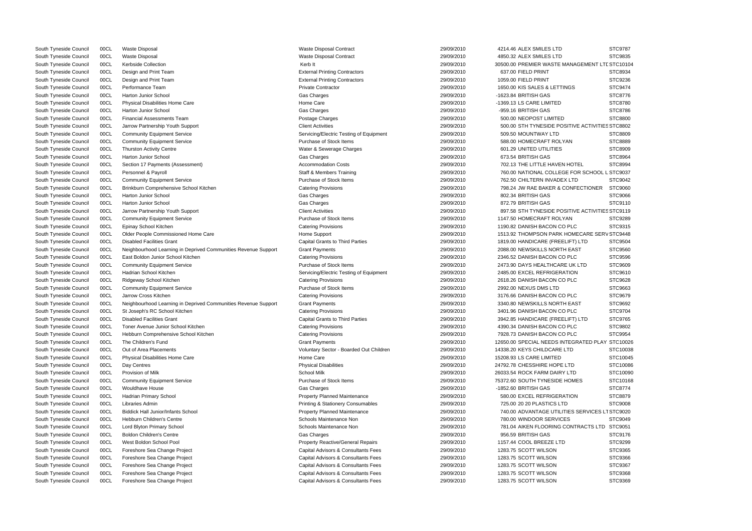| | | | | | | |
|---|---|---|---|---|---|---|
| South Tyneside Council | 00CL | Waste Disposal | Waste Disposal Contract | 29/09/2010 | 4214.46 ALEX SMILES LTD | STC9787 |
| South Tyneside Council | 00CL | Waste Disposal | Waste Disposal Contract | 29/09/2010 | 4850.32 ALEX SMILES LTD | STC9835 |
| South Tyneside Council | 00CL | Kerbside Collection | Kerb It | 29/09/2010 | 30500.00 PREMIER WASTE MANAGEMENT LTD | STC10104 |
| South Tyneside Council | 00CL | Design and Print Team | External Printing Contractors | 29/09/2010 | 637.00 FIELD PRINT | STC8934 |
| South Tyneside Council | 00CL | Design and Print Team | External Printing Contractors | 29/09/2010 | 1059.00 FIELD PRINT | STC9236 |
| South Tyneside Council | 00CL | Performance Team | Private Contractor | 29/09/2010 | 1650.00 KIS SALES & LETTINGS | STC9474 |
| South Tyneside Council | 00CL | Harton Junior School | Gas Charges | 29/09/2010 | -1623.84 BRITISH GAS | STC8776 |
| South Tyneside Council | 00CL | Physical Disabilities Home Care | Home Care | 29/09/2010 | -1369.13 LS CARE LIMITED | STC8780 |
| South Tyneside Council | 00CL | Harton Junior School | Gas Charges | 29/09/2010 | -959.16 BRITISH GAS | STC8786 |
| South Tyneside Council | 00CL | Financial Assessments Team | Postage Charges | 29/09/2010 | 500.00 NEOPOST LIMITED | STC8800 |
| South Tyneside Council | 00CL | Jarrow Partnership Youth Support | Client Activities | 29/09/2010 | 500.00 STH TYNESIDE POSITIVE ACTIVITIES | STC8802 |
| South Tyneside Council | 00CL | Community Equipment Service | Servicing/Electric Testing of Equipment | 29/09/2010 | 509.50 MOUNTWAY LTD | STC8809 |
| South Tyneside Council | 00CL | Community Equipment Service | Purchase of Stock Items | 29/09/2010 | 588.00 HOMECRAFT ROLYAN | STC8889 |
| South Tyneside Council | 00CL | Thurston Activity Centre | Water & Sewerage Charges | 29/09/2010 | 601.29 UNITED UTILITIES | STC8909 |
| South Tyneside Council | 00CL | Harton Junior School | Gas Charges | 29/09/2010 | 673.54 BRITISH GAS | STC8964 |
| South Tyneside Council | 00CL | Section 17 Payments (Assessment) | Accommodation Costs | 29/09/2010 | 702.13 THE LITTLE HAVEN HOTEL | STC8994 |
| South Tyneside Council | 00CL | Personnel & Payroll | Staff & Members Training | 29/09/2010 | 760.00 NATIONAL COLLEGE FOR SCHOOL L | STC9037 |
| South Tyneside Council | 00CL | Community Equipment Service | Purchase of Stock Items | 29/09/2010 | 762.50 CHILTERN INVADEX LTD | STC9042 |
| South Tyneside Council | 00CL | Brinkburn Comprehensive School Kitchen | Catering Provisions | 29/09/2010 | 798.24 JW RAE BAKER & CONFECTIONER | STC9060 |
| South Tyneside Council | 00CL | Harton Junior School | Gas Charges | 29/09/2010 | 802.34 BRITISH GAS | STC9066 |
| South Tyneside Council | 00CL | Harton Junior School | Gas Charges | 29/09/2010 | 872.79 BRITISH GAS | STC9110 |
| South Tyneside Council | 00CL | Jarrow Partnership Youth Support | Client Activities | 29/09/2010 | 897.58 STH TYNESIDE POSITIVE ACTIVITIES | STC9119 |
| South Tyneside Council | 00CL | Community Equipment Service | Purchase of Stock Items | 29/09/2010 | 1147.50 HOMECRAFT ROLYAN | STC9289 |
| South Tyneside Council | 00CL | Epinay School Kitchen | Catering Provisions | 29/09/2010 | 1190.82 DANISH BACON CO PLC | STC9315 |
| South Tyneside Council | 00CL | Older People Commissioned Home Care | Home Support | 29/09/2010 | 1513.92 THOMPSON PARK HOMECARE SERV | STC9448 |
| South Tyneside Council | 00CL | Disabled Facilities Grant | Capital Grants to Third Parties | 29/09/2010 | 1819.00 HANDICARE (FREELIFT) LTD | STC9504 |
| South Tyneside Council | 00CL | Neighbourhood Learning in Deprived Communities Revenue Support | Grant Payments | 29/09/2010 | 2088.00 NEWSKILLS NORTH EAST | STC9560 |
| South Tyneside Council | 00CL | East Boldon Junior School Kitchen | Catering Provisions | 29/09/2010 | 2346.52 DANISH BACON CO PLC | STC9596 |
| South Tyneside Council | 00CL | Community Equipment Service | Purchase of Stock Items | 29/09/2010 | 2473.90 DAYS HEALTHCARE UK LTD | STC9609 |
| South Tyneside Council | 00CL | Hadrian School Kitchen | Servicing/Electric Testing of Equipment | 29/09/2010 | 2485.00 EXCEL REFRIGERATION | STC9610 |
| South Tyneside Council | 00CL | Ridgeway School Kitchen | Catering Provisions | 29/09/2010 | 2618.26 DANISH BACON CO PLC | STC9628 |
| South Tyneside Council | 00CL | Community Equipment Service | Purchase of Stock Items | 29/09/2010 | 2992.00 NEXUS DMS LTD | STC9663 |
| South Tyneside Council | 00CL | Jarrow Cross Kitchen | Catering Provisions | 29/09/2010 | 3176.66 DANISH BACON CO PLC | STC9679 |
| South Tyneside Council | 00CL | Neighbourhood Learning in Deprived Communities Revenue Support | Grant Payments | 29/09/2010 | 3340.80 NEWSKILLS NORTH EAST | STC9692 |
| South Tyneside Council | 00CL | St Joseph's RC School Kitchen | Catering Provisions | 29/09/2010 | 3401.96 DANISH BACON CO PLC | STC9704 |
| South Tyneside Council | 00CL | Disabled Facilities Grant | Capital Grants to Third Parties | 29/09/2010 | 3942.85 HANDICARE (FREELIFT) LTD | STC9765 |
| South Tyneside Council | 00CL | Toner Avenue Junior School Kitchen | Catering Provisions | 29/09/2010 | 4390.34 DANISH BACON CO PLC | STC9802 |
| South Tyneside Council | 00CL | Hebburn Comprehensive School Kitchen | Catering Provisions | 29/09/2010 | 7928.73 DANISH BACON CO PLC | STC9954 |
| South Tyneside Council | 00CL | The Children's Fund | Grant Payments | 29/09/2010 | 12650.00 SPECIAL NEEDS INTEGRATED PLAY | STC10026 |
| South Tyneside Council | 00CL | Out of Area Placements | Voluntary Sector - Boarded Out Children | 29/09/2010 | 14338.20 KEYS CHILDCARE LTD | STC10038 |
| South Tyneside Council | 00CL | Physical Disabilities Home Care | Home Care | 29/09/2010 | 15208.93 LS CARE LIMITED | STC10045 |
| South Tyneside Council | 00CL | Day Centres | Physical Disabilities | 29/09/2010 | 24792.78 CHESSHIRE HOPE LTD | STC10086 |
| South Tyneside Council | 00CL | Provision of Milk | School Milk | 29/09/2010 | 26033.54 ROCK FARM DAIRY LTD | STC10090 |
| South Tyneside Council | 00CL | Community Equipment Service | Purchase of Stock Items | 29/09/2010 | 75372.60 SOUTH TYNESIDE HOMES | STC10168 |
| South Tyneside Council | 00CL | Wouldhave House | Gas Charges | 29/09/2010 | -1852.60 BRITISH GAS | STC8774 |
| South Tyneside Council | 00CL | Hadrian Primary School | Property Planned Maintenance | 29/09/2010 | 580.00 EXCEL REFRIGERATION | STC8879 |
| South Tyneside Council | 00CL | Libraries Admin | Printing & Stationery Consumables | 29/09/2010 | 725.00 20 20 PLASTICS LTD | STC9008 |
| South Tyneside Council | 00CL | Biddick Hall Junior/Infants School | Property Planned Maintenance | 29/09/2010 | 740.00 ADVANTAGE UTILITIES SERVICES LT | STC9020 |
| South Tyneside Council | 00CL | Hebburn Children's Centre | Schools Maintenance Non | 29/09/2010 | 780.00 WINDOOR SERVICES | STC9049 |
| South Tyneside Council | 00CL | Lord Blyton Primary School | Schools Maintenance Non | 29/09/2010 | 781.04 AIKEN FLOORING CONTRACTS LTD | STC9051 |
| South Tyneside Council | 00CL | Boldon Children's Centre | Gas Charges | 29/09/2010 | 956.59 BRITISH GAS | STC9176 |
| South Tyneside Council | 00CL | West Boldon School Pool | Property Reactive/General Repairs | 29/09/2010 | 1157.44 COOL BREEZE LTD | STC9299 |
| South Tyneside Council | 00CL | Foreshore Sea Change Project | Capital Advisors & Consultants Fees | 29/09/2010 | 1283.75 SCOTT WILSON | STC9365 |
| South Tyneside Council | 00CL | Foreshore Sea Change Project | Capital Advisors & Consultants Fees | 29/09/2010 | 1283.75 SCOTT WILSON | STC9366 |
| South Tyneside Council | 00CL | Foreshore Sea Change Project | Capital Advisors & Consultants Fees | 29/09/2010 | 1283.75 SCOTT WILSON | STC9367 |
| South Tyneside Council | 00CL | Foreshore Sea Change Project | Capital Advisors & Consultants Fees | 29/09/2010 | 1283.75 SCOTT WILSON | STC9368 |
| South Tyneside Council | 00CL | Foreshore Sea Change Project | Capital Advisors & Consultants Fees | 29/09/2010 | 1283.75 SCOTT WILSON | STC9369 |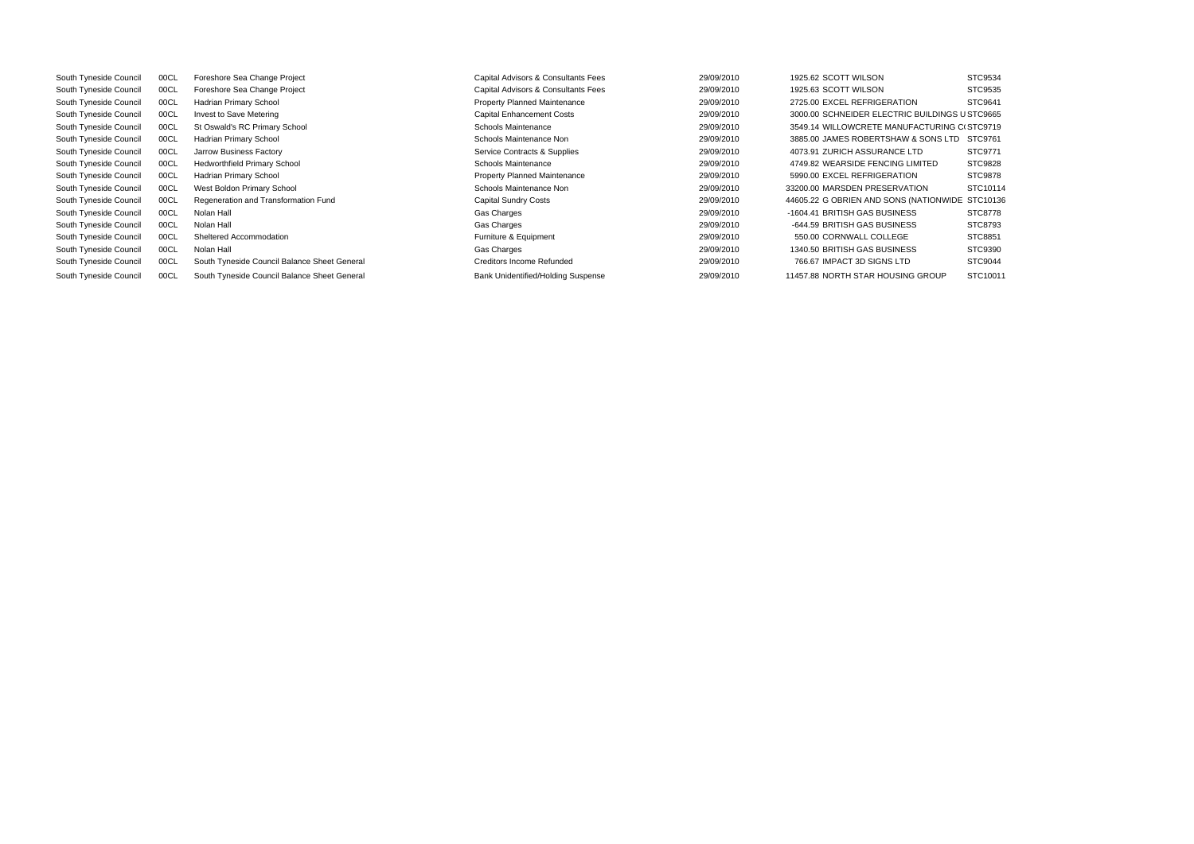| | | | | | | | |
|---|---|---|---|---|---|---|---|
| South Tyneside Council | 00CL | Foreshore Sea Change Project | Capital Advisors & Consultants Fees | 29/09/2010 | 1925.62 | SCOTT WILSON | STC9534 |
| South Tyneside Council | 00CL | Foreshore Sea Change Project | Capital Advisors & Consultants Fees | 29/09/2010 | 1925.63 | SCOTT WILSON | STC9535 |
| South Tyneside Council | 00CL | Hadrian Primary School | Property Planned Maintenance | 29/09/2010 | 2725.00 | EXCEL REFRIGERATION | STC9641 |
| South Tyneside Council | 00CL | Invest to Save Metering | Capital Enhancement Costs | 29/09/2010 | 3000.00 | SCHNEIDER ELECTRIC BUILDINGS U | STC9665 |
| South Tyneside Council | 00CL | St Oswald's RC Primary School | Schools Maintenance | 29/09/2010 | 3549.14 | WILLOWCRETE MANUFACTURING C( | STC9719 |
| South Tyneside Council | 00CL | Hadrian Primary School | Schools Maintenance Non | 29/09/2010 | 3885.00 | JAMES ROBERTSHAW & SONS LTD | STC9761 |
| South Tyneside Council | 00CL | Jarrow Business Factory | Service Contracts & Supplies | 29/09/2010 | 4073.91 | ZURICH ASSURANCE LTD | STC9771 |
| South Tyneside Council | 00CL | Hedworthfield Primary School | Schools Maintenance | 29/09/2010 | 4749.82 | WEARSIDE FENCING LIMITED | STC9828 |
| South Tyneside Council | 00CL | Hadrian Primary School | Property Planned Maintenance | 29/09/2010 | 5990.00 | EXCEL REFRIGERATION | STC9878 |
| South Tyneside Council | 00CL | West Boldon Primary School | Schools Maintenance Non | 29/09/2010 | 33200.00 | MARSDEN PRESERVATION | STC10114 |
| South Tyneside Council | 00CL | Regeneration and Transformation Fund | Capital Sundry Costs | 29/09/2010 | 44605.22 | G OBRIEN AND SONS (NATIONWIDE | STC10136 |
| South Tyneside Council | 00CL | Nolan Hall | Gas Charges | 29/09/2010 | -1604.41 | BRITISH GAS BUSINESS | STC8778 |
| South Tyneside Council | 00CL | Nolan Hall | Gas Charges | 29/09/2010 | -644.59 | BRITISH GAS BUSINESS | STC8793 |
| South Tyneside Council | 00CL | Sheltered Accommodation | Furniture & Equipment | 29/09/2010 | 550.00 | CORNWALL COLLEGE | STC8851 |
| South Tyneside Council | 00CL | Nolan Hall | Gas Charges | 29/09/2010 | 1340.50 | BRITISH GAS BUSINESS | STC9390 |
| South Tyneside Council | 00CL | South Tyneside Council Balance Sheet General | Creditors Income Refunded | 29/09/2010 | 766.67 | IMPACT 3D SIGNS LTD | STC9044 |
| South Tyneside Council | 00CL | South Tyneside Council Balance Sheet General | Bank Unidentified/Holding Suspense | 29/09/2010 | 11457.88 | NORTH STAR HOUSING GROUP | STC10011 |